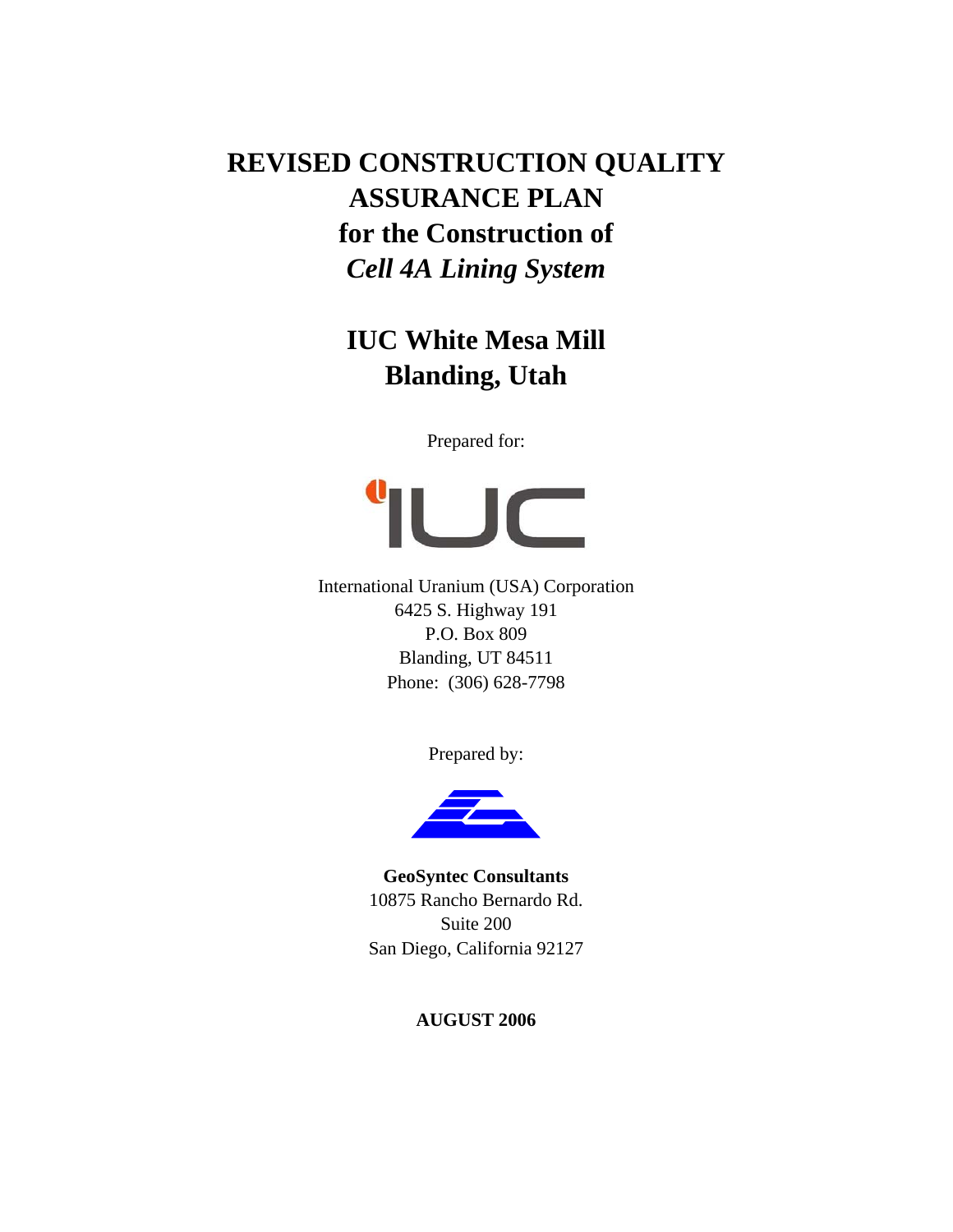# REVISED CONSTRUCTION QUALITY ASSURANCE PLAN for the Construction of *Cell 4A Lining System*

## IUC White Mesa Mill Blanding, Utah

Prepared for:

International Uranium (USA) Corporation
6425 S. Highway 191
P.O. Box 809
Blanding, UT 84511
Phone: (306) 628-7798

Prepared by:

**GeoSyntec Consultants**
10875 Rancho Bernardo Rd.
Suite 200
San Diego, California 92127

**AUGUST 2006**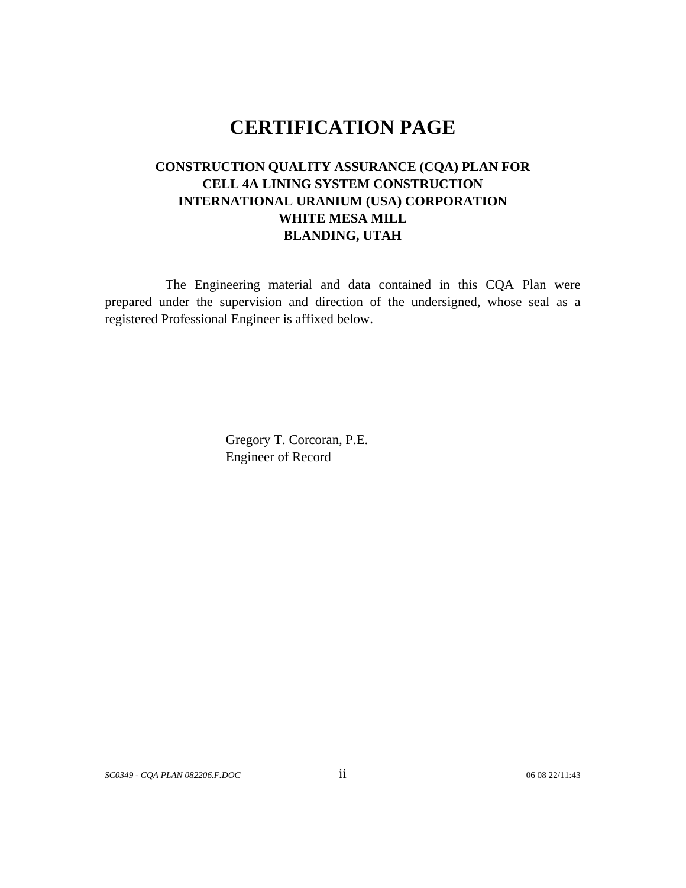# CERTIFICATION PAGE

**CONSTRUCTION QUALITY ASSURANCE (CQA) PLAN FOR**
**CELL 4A LINING SYSTEM CONSTRUCTION**
**INTERNATIONAL URANIUM (USA) CORPORATION**
**WHITE MESA MILL**
**BLANDING, UTAH**

The Engineering material and data contained in this CQA Plan were prepared under the supervision and direction of the undersigned, whose seal as a registered Professional Engineer is affixed below.

Gregory T. Corcoran, P.E.
Engineer of Record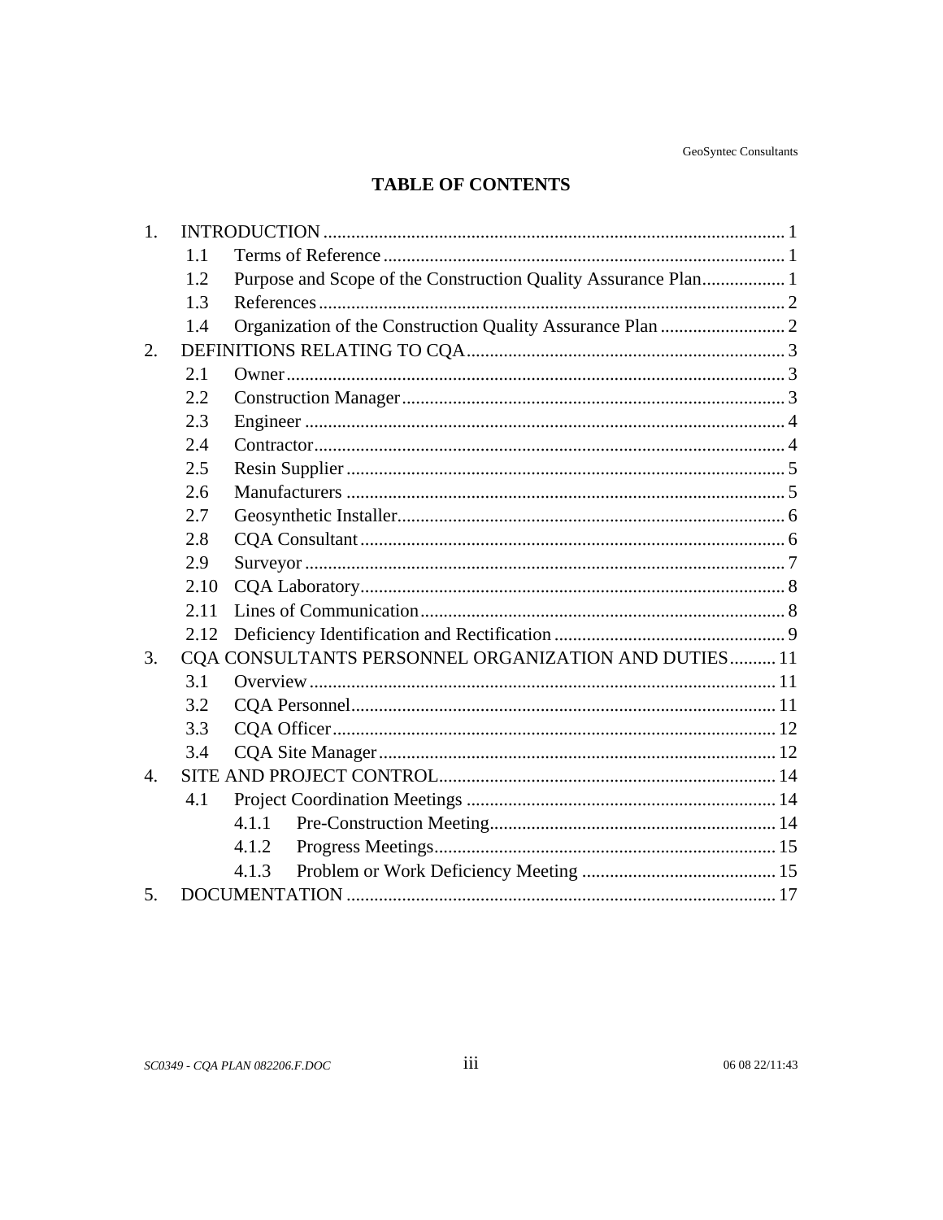# TABLE OF CONTENTS

1. INTRODUCTION ........ 1
   - 1.1 Terms of Reference ........ 1
   - 1.2 Purpose and Scope of the Construction Quality Assurance Plan ........ 1
   - 1.3 References ........ 2
   - 1.4 Organization of the Construction Quality Assurance Plan ........ 2
2. DEFINITIONS RELATING TO CQA ........ 3
   - 2.1 Owner ........ 3
   - 2.2 Construction Manager ........ 3
   - 2.3 Engineer ........ 4
   - 2.4 Contractor ........ 4
   - 2.5 Resin Supplier ........ 5
   - 2.6 Manufacturers ........ 5
   - 2.7 Geosynthetic Installer ........ 6
   - 2.8 CQA Consultant ........ 6
   - 2.9 Surveyor ........ 7
   - 2.10 CQA Laboratory ........ 8
   - 2.11 Lines of Communication ........ 8
   - 2.12 Deficiency Identification and Rectification ........ 9
3. CQA CONSULTANTS PERSONNEL ORGANIZATION AND DUTIES ........ 11
   - 3.1 Overview ........ 11
   - 3.2 CQA Personnel ........ 11
   - 3.3 CQA Officer ........ 12
   - 3.4 CQA Site Manager ........ 12
4. SITE AND PROJECT CONTROL ........ 14
   - 4.1 Project Coordination Meetings ........ 14
     - 4.1.1 Pre-Construction Meeting ........ 14
     - 4.1.2 Progress Meetings ........ 15
     - 4.1.3 Problem or Work Deficiency Meeting ........ 15
5. DOCUMENTATION ........ 17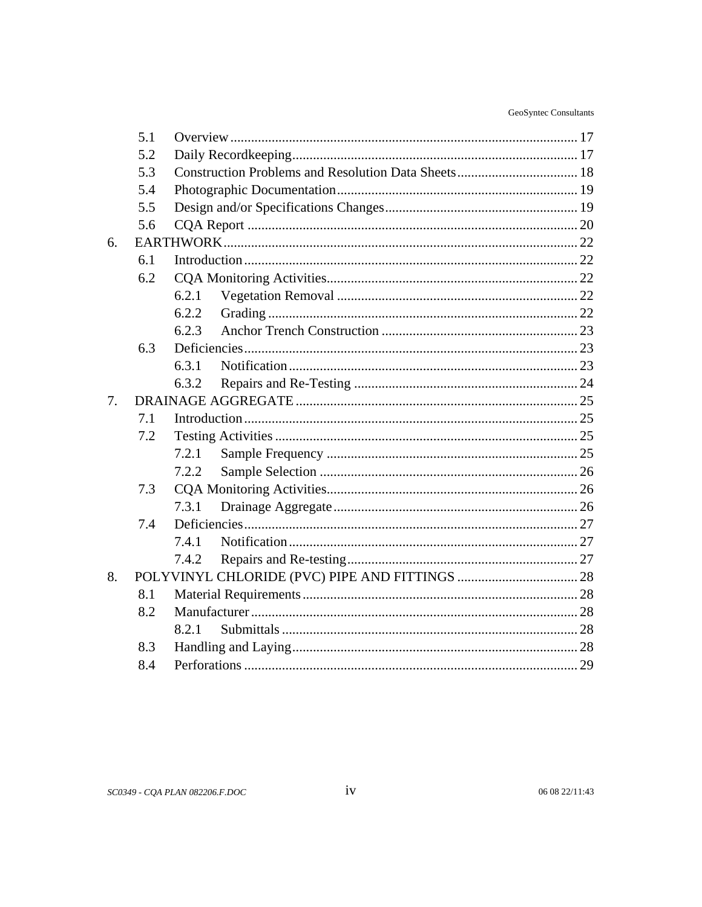| | | | |
|---|---|---|---|
| | 5.1 | Overview | 17 |
| | 5.2 | Daily Recordkeeping | 17 |
| | 5.3 | Construction Problems and Resolution Data Sheets | 18 |
| | 5.4 | Photographic Documentation | 19 |
| | 5.5 | Design and/or Specifications Changes | 19 |
| | 5.6 | CQA Report | 20 |
| 6. | EARTHWORK | | 22 |
| | 6.1 | Introduction | 22 |
| | 6.2 | CQA Monitoring Activities | 22 |
| | | 6.2.1 Vegetation Removal | 22 |
| | | 6.2.2 Grading | 22 |
| | | 6.2.3 Anchor Trench Construction | 23 |
| | 6.3 | Deficiencies | 23 |
| | | 6.3.1 Notification | 23 |
| | | 6.3.2 Repairs and Re-Testing | 24 |
| 7. | DRAINAGE AGGREGATE | | 25 |
| | 7.1 | Introduction | 25 |
| | 7.2 | Testing Activities | 25 |
| | | 7.2.1 Sample Frequency | 25 |
| | | 7.2.2 Sample Selection | 26 |
| | 7.3 | CQA Monitoring Activities | 26 |
| | | 7.3.1 Drainage Aggregate | 26 |
| | 7.4 | Deficiencies | 27 |
| | | 7.4.1 Notification | 27 |
| | | 7.4.2 Repairs and Re-testing | 27 |
| 8. | POLYVINYL CHLORIDE (PVC) PIPE AND FITTINGS | | 28 |
| | 8.1 | Material Requirements | 28 |
| | 8.2 | Manufacturer | 28 |
| | | 8.2.1 Submittals | 28 |
| | 8.3 | Handling and Laying | 28 |
| | 8.4 | Perforations | 29 |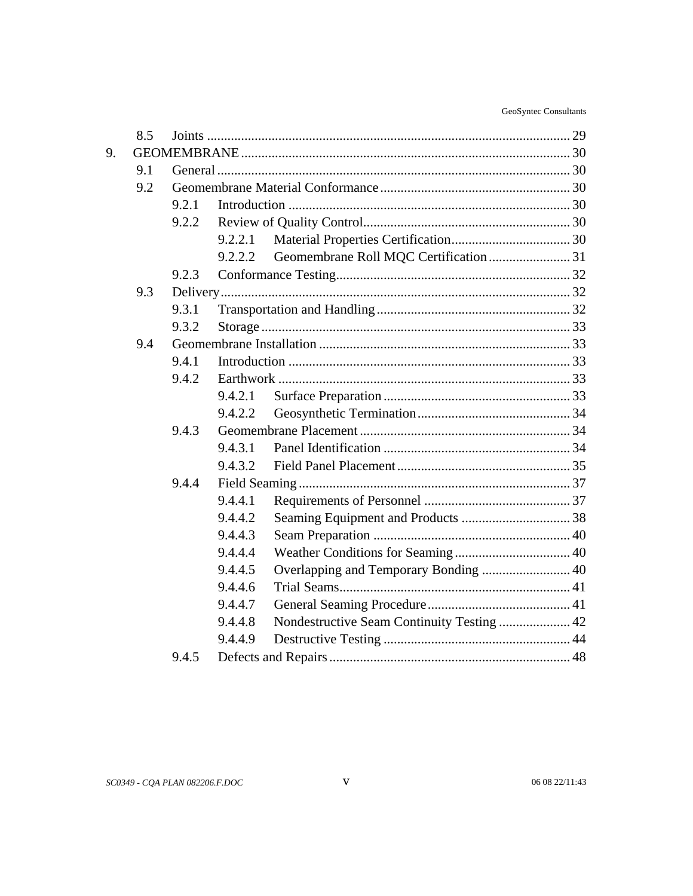| | | | Page |
|---|---|---|---|
| 8.5 | Joints | | 29 |
| 9. | GEOMEMBRANE | | 30 |
| 9.1 | General | | 30 |
| 9.2 | Geomembrane Material Conformance | | 30 |
| 9.2.1 | Introduction | | 30 |
| 9.2.2 | Review of Quality Control | | 30 |
| 9.2.2.1 | Material Properties Certification | | 30 |
| 9.2.2.2 | Geomembrane Roll MQC Certification | | 31 |
| 9.2.3 | Conformance Testing | | 32 |
| 9.3 | Delivery | | 32 |
| 9.3.1 | Transportation and Handling | | 32 |
| 9.3.2 | Storage | | 33 |
| 9.4 | Geomembrane Installation | | 33 |
| 9.4.1 | Introduction | | 33 |
| 9.4.2 | Earthwork | | 33 |
| 9.4.2.1 | Surface Preparation | | 33 |
| 9.4.2.2 | Geosynthetic Termination | | 34 |
| 9.4.3 | Geomembrane Placement | | 34 |
| 9.4.3.1 | Panel Identification | | 34 |
| 9.4.3.2 | Field Panel Placement | | 35 |
| 9.4.4 | Field Seaming | | 37 |
| 9.4.4.1 | Requirements of Personnel | | 37 |
| 9.4.4.2 | Seaming Equipment and Products | | 38 |
| 9.4.4.3 | Seam Preparation | | 40 |
| 9.4.4.4 | Weather Conditions for Seaming | | 40 |
| 9.4.4.5 | Overlapping and Temporary Bonding | | 40 |
| 9.4.4.6 | Trial Seams | | 41 |
| 9.4.4.7 | General Seaming Procedure | | 41 |
| 9.4.4.8 | Nondestructive Seam Continuity Testing | | 42 |
| 9.4.4.9 | Destructive Testing | | 44 |
| 9.4.5 | Defects and Repairs | | 48 |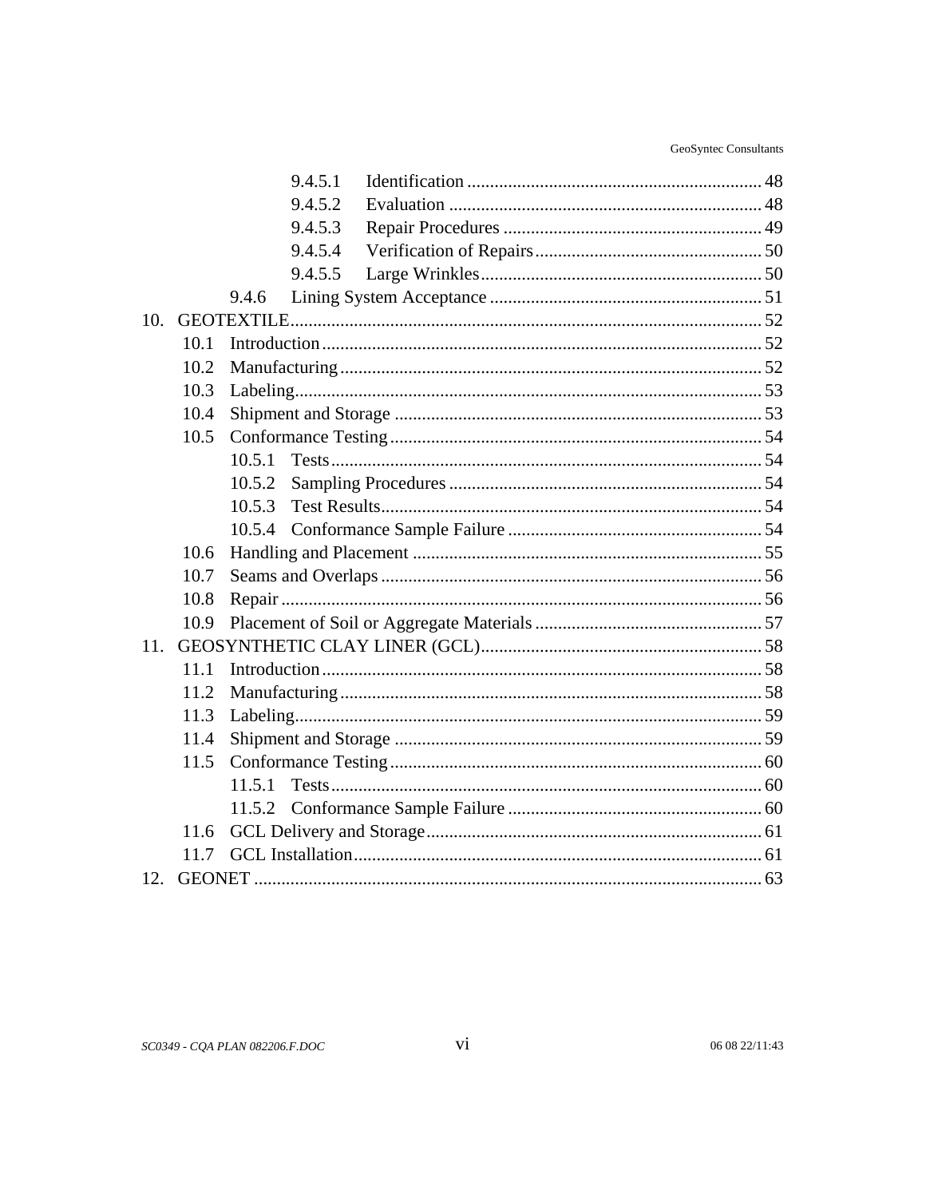| | | |
|---|---|---|
| 9.4.5.1 | Identification | 48 |
| 9.4.5.2 | Evaluation | 48 |
| 9.4.5.3 | Repair Procedures | 49 |
| 9.4.5.4 | Verification of Repairs | 50 |
| 9.4.5.5 | Large Wrinkles | 50 |
| 9.4.6 | Lining System Acceptance | 51 |
| 10. | GEOTEXTILE | 52 |
| 10.1 | Introduction | 52 |
| 10.2 | Manufacturing | 52 |
| 10.3 | Labeling | 53 |
| 10.4 | Shipment and Storage | 53 |
| 10.5 | Conformance Testing | 54 |
| 10.5.1 | Tests | 54 |
| 10.5.2 | Sampling Procedures | 54 |
| 10.5.3 | Test Results | 54 |
| 10.5.4 | Conformance Sample Failure | 54 |
| 10.6 | Handling and Placement | 55 |
| 10.7 | Seams and Overlaps | 56 |
| 10.8 | Repair | 56 |
| 10.9 | Placement of Soil or Aggregate Materials | 57 |
| 11. | GEOSYNTHETIC CLAY LINER (GCL) | 58 |
| 11.1 | Introduction | 58 |
| 11.2 | Manufacturing | 58 |
| 11.3 | Labeling | 59 |
| 11.4 | Shipment and Storage | 59 |
| 11.5 | Conformance Testing | 60 |
| 11.5.1 | Tests | 60 |
| 11.5.2 | Conformance Sample Failure | 60 |
| 11.6 | GCL Delivery and Storage | 61 |
| 11.7 | GCL Installation | 61 |
| 12. | GEONET | 63 |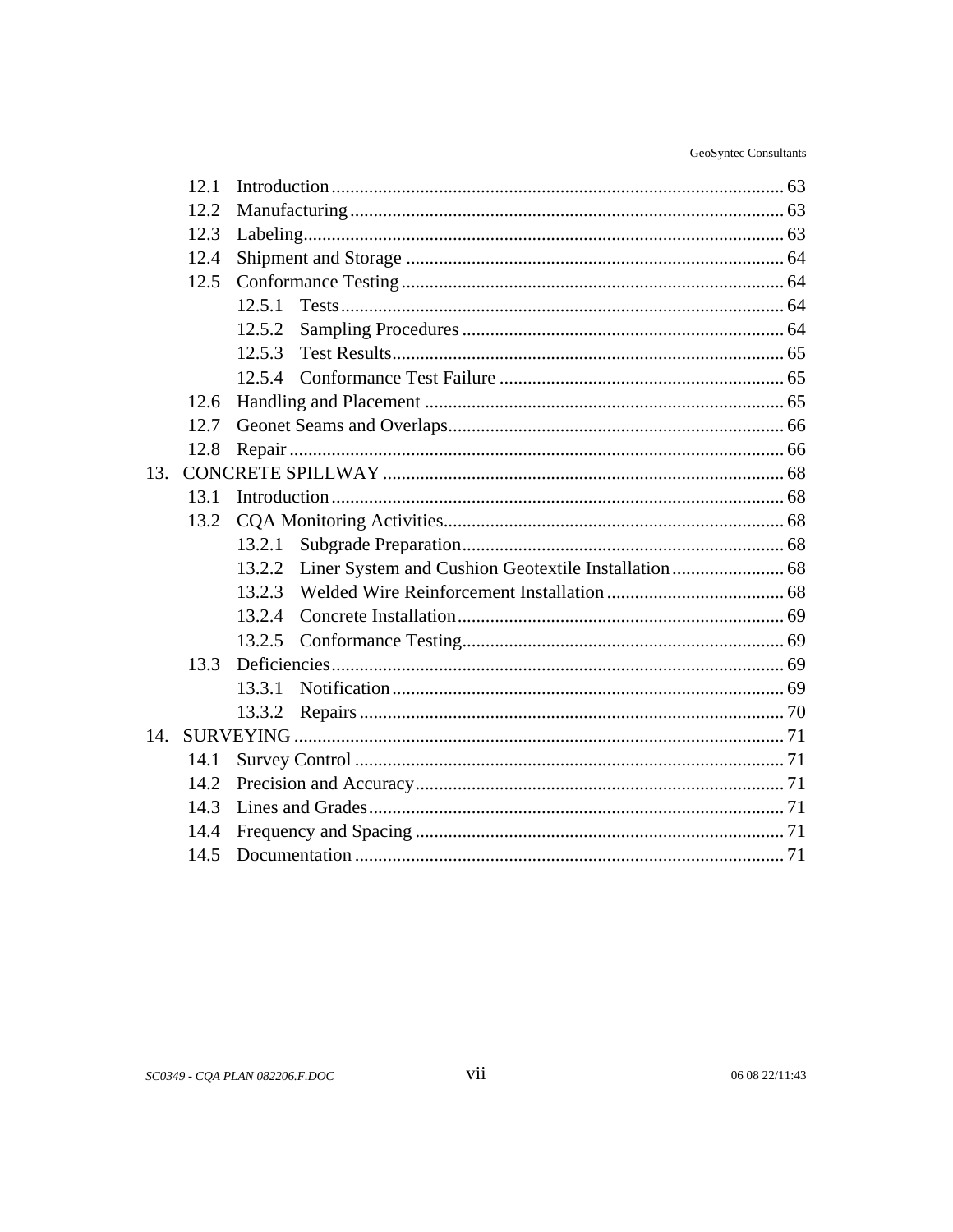12.1 Introduction ............................................................................................ 63
12.2 Manufacturing ........................................................................................ 63
12.3 Labeling.................................................................................................. 63
12.4 Shipment and Storage ............................................................................ 64
12.5 Conformance Testing ............................................................................. 64
12.5.1 Tests .......................................................................................... 64
12.5.2 Sampling Procedures ................................................................ 64
12.5.3 Test Results ............................................................................... 65
12.5.4 Conformance Test Failure ........................................................ 65
12.6 Handling and Placement ........................................................................ 65
12.7 Geonet Seams and Overlaps ................................................................... 66
12.8 Repair ..................................................................................................... 66
13. CONCRETE SPILLWAY ................................................................................. 68
13.1 Introduction ............................................................................................ 68
13.2 CQA Monitoring Activities .................................................................... 68
13.2.1 Subgrade Preparation ................................................................ 68
13.2.2 Liner System and Cushion Geotextile Installation .................... 68
13.2.3 Welded Wire Reinforcement Installation .................................. 68
13.2.4 Concrete Installation ................................................................. 69
13.2.5 Conformance Testing ................................................................ 69
13.3 Deficiencies ............................................................................................ 69
13.3.1 Notification ............................................................................... 69
13.3.2 Repairs ...................................................................................... 70
14. SURVEYING .................................................................................................... 71
14.1 Survey Control ....................................................................................... 71
14.2 Precision and Accuracy .......................................................................... 71
14.3 Lines and Grades .................................................................................... 71
14.4 Frequency and Spacing .......................................................................... 71
14.5 Documentation ....................................................................................... 71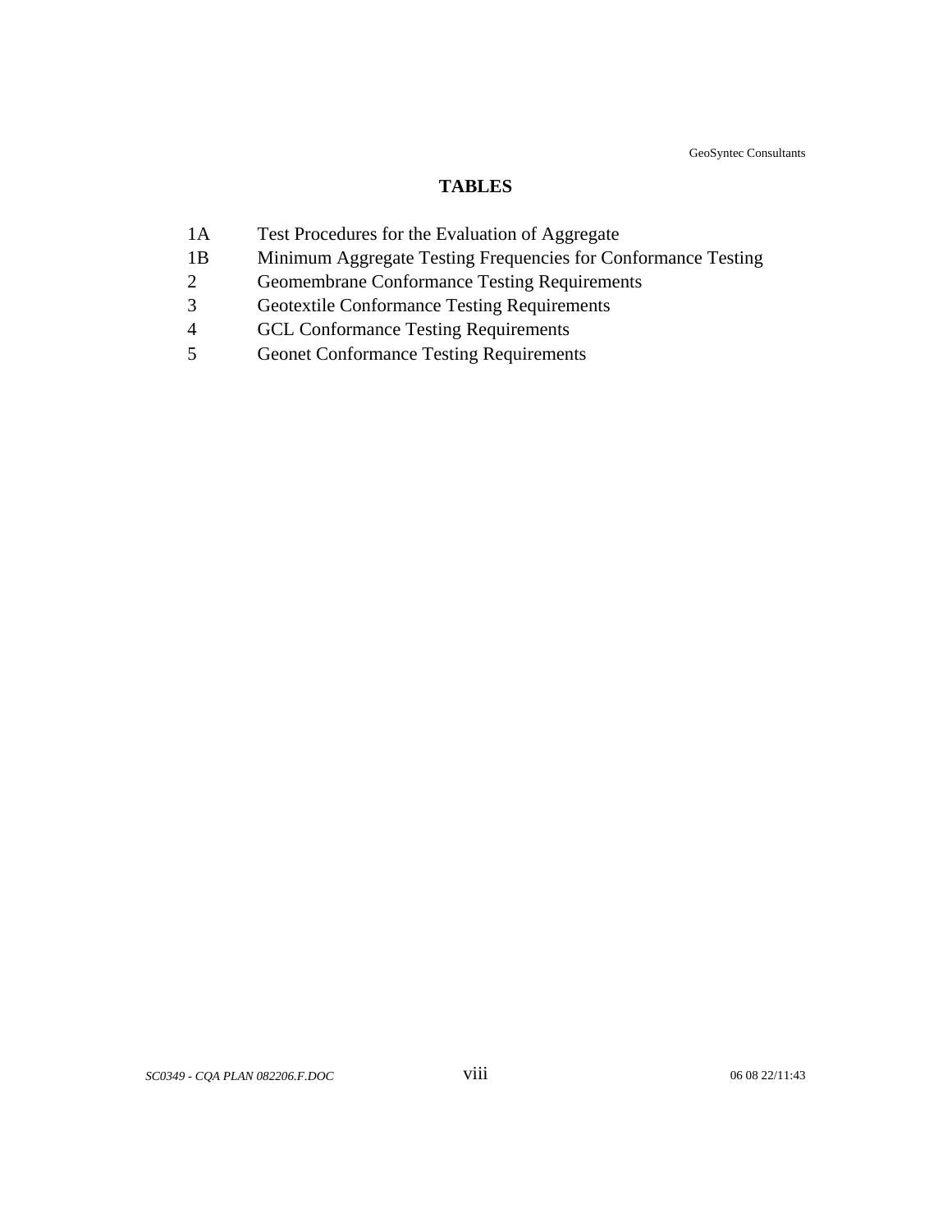# TABLES

| | |
|---|---|
| 1A | Test Procedures for the Evaluation of Aggregate |
| 1B | Minimum Aggregate Testing Frequencies for Conformance Testing |
| 2 | Geomembrane Conformance Testing Requirements |
| 3 | Geotextile Conformance Testing Requirements |
| 4 | GCL Conformance Testing Requirements |
| 5 | Geonet Conformance Testing Requirements |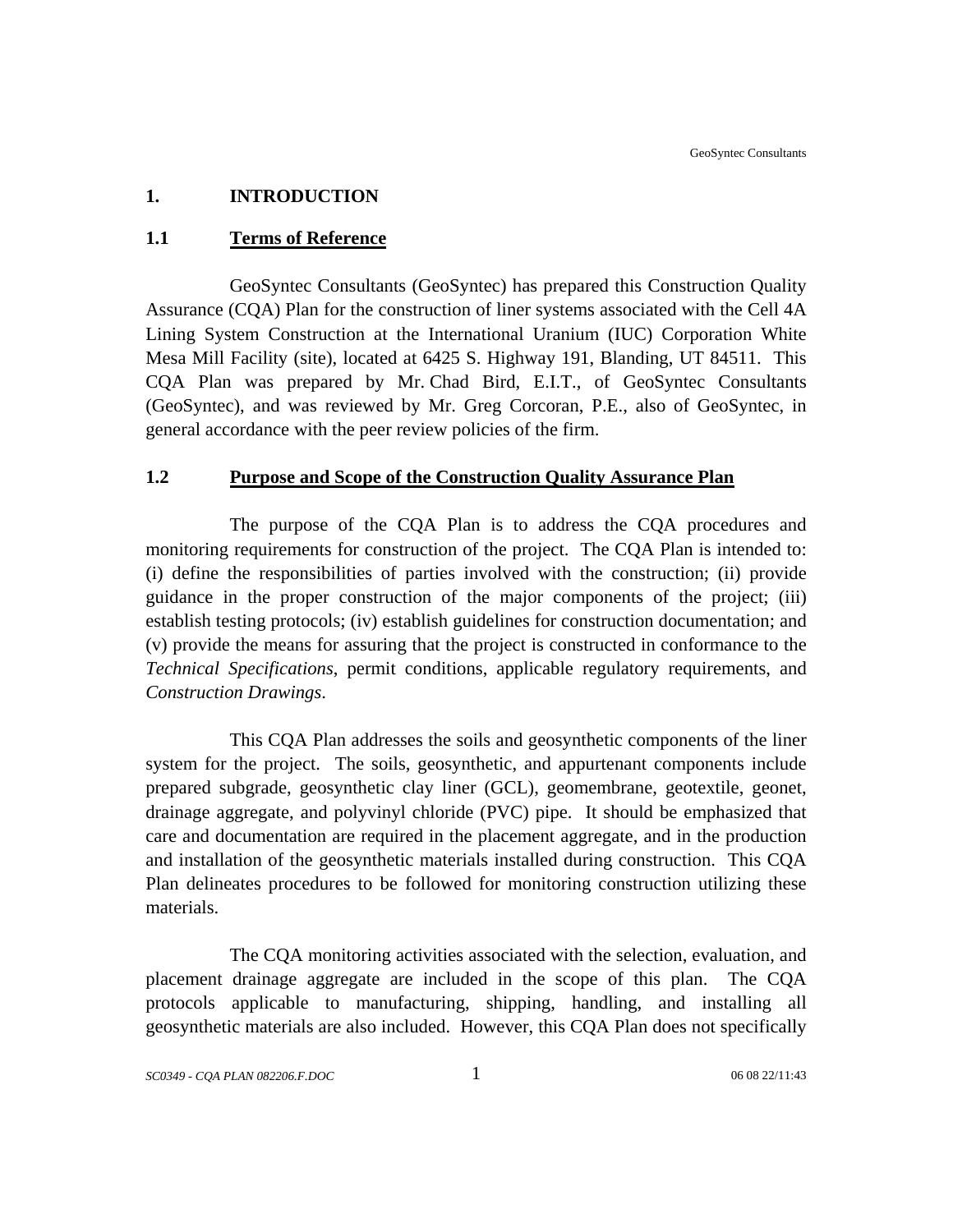# 1. INTRODUCTION

## 1.1 Terms of Reference

GeoSyntec Consultants (GeoSyntec) has prepared this Construction Quality Assurance (CQA) Plan for the construction of liner systems associated with the Cell 4A Lining System Construction at the International Uranium (IUC) Corporation White Mesa Mill Facility (site), located at 6425 S. Highway 191, Blanding, UT 84511. This CQA Plan was prepared by Mr. Chad Bird, E.I.T., of GeoSyntec Consultants (GeoSyntec), and was reviewed by Mr. Greg Corcoran, P.E., also of GeoSyntec, in general accordance with the peer review policies of the firm.

## 1.2 Purpose and Scope of the Construction Quality Assurance Plan

The purpose of the CQA Plan is to address the CQA procedures and monitoring requirements for construction of the project. The CQA Plan is intended to: (i) define the responsibilities of parties involved with the construction; (ii) provide guidance in the proper construction of the major components of the project; (iii) establish testing protocols; (iv) establish guidelines for construction documentation; and (v) provide the means for assuring that the project is constructed in conformance to the *Technical Specifications*, permit conditions, applicable regulatory requirements, and *Construction Drawings*.

This CQA Plan addresses the soils and geosynthetic components of the liner system for the project. The soils, geosynthetic, and appurtenant components include prepared subgrade, geosynthetic clay liner (GCL), geomembrane, geotextile, geonet, drainage aggregate, and polyvinyl chloride (PVC) pipe. It should be emphasized that care and documentation are required in the placement aggregate, and in the production and installation of the geosynthetic materials installed during construction. This CQA Plan delineates procedures to be followed for monitoring construction utilizing these materials.

The CQA monitoring activities associated with the selection, evaluation, and placement drainage aggregate are included in the scope of this plan. The CQA protocols applicable to manufacturing, shipping, handling, and installing all geosynthetic materials are also included. However, this CQA Plan does not specifically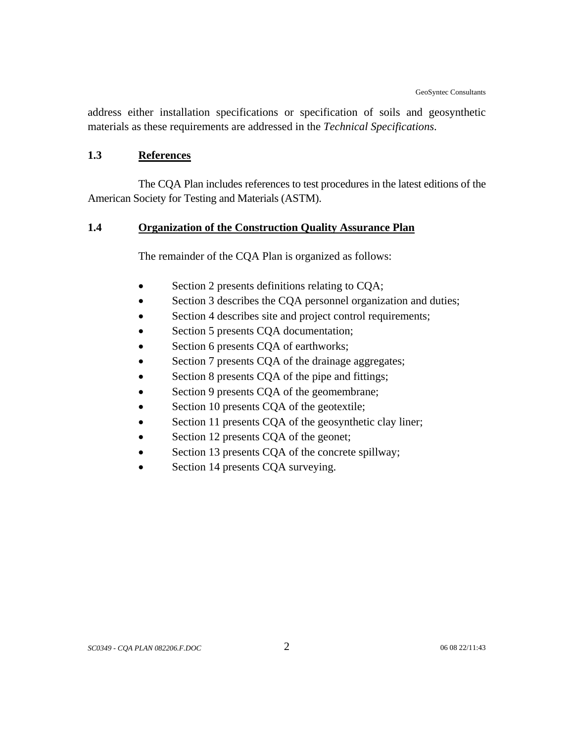address either installation specifications or specification of soils and geosynthetic materials as these requirements are addressed in the *Technical Specifications*.

## 1.3 References

The CQA Plan includes references to test procedures in the latest editions of the American Society for Testing and Materials (ASTM).

## 1.4 Organization of the Construction Quality Assurance Plan

The remainder of the CQA Plan is organized as follows:

- Section 2 presents definitions relating to CQA;
- Section 3 describes the CQA personnel organization and duties;
- Section 4 describes site and project control requirements;
- Section 5 presents CQA documentation;
- Section 6 presents CQA of earthworks;
- Section 7 presents CQA of the drainage aggregates;
- Section 8 presents CQA of the pipe and fittings;
- Section 9 presents CQA of the geomembrane;
- Section 10 presents CQA of the geotextile;
- Section 11 presents CQA of the geosynthetic clay liner;
- Section 12 presents CQA of the geonet;
- Section 13 presents CQA of the concrete spillway;
- Section 14 presents CQA surveying.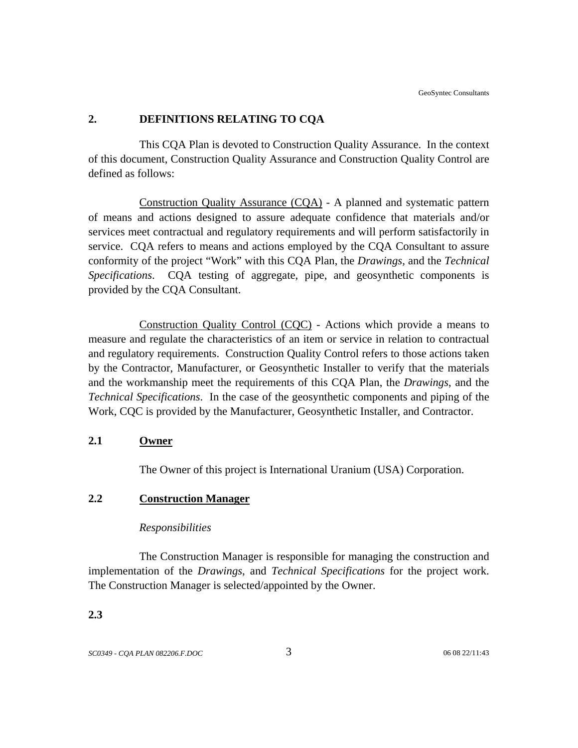## 2. DEFINITIONS RELATING TO CQA

This CQA Plan is devoted to Construction Quality Assurance. In the context of this document, Construction Quality Assurance and Construction Quality Control are defined as follows:

Construction Quality Assurance (CQA) - A planned and systematic pattern of means and actions designed to assure adequate confidence that materials and/or services meet contractual and regulatory requirements and will perform satisfactorily in service. CQA refers to means and actions employed by the CQA Consultant to assure conformity of the project "Work" with this CQA Plan, the *Drawings*, and the *Technical Specifications*. CQA testing of aggregate, pipe, and geosynthetic components is provided by the CQA Consultant.

Construction Quality Control (CQC) - Actions which provide a means to measure and regulate the characteristics of an item or service in relation to contractual and regulatory requirements. Construction Quality Control refers to those actions taken by the Contractor, Manufacturer, or Geosynthetic Installer to verify that the materials and the workmanship meet the requirements of this CQA Plan, the *Drawings*, and the *Technical Specifications*. In the case of the geosynthetic components and piping of the Work, CQC is provided by the Manufacturer, Geosynthetic Installer, and Contractor.

### 2.1 Owner

The Owner of this project is International Uranium (USA) Corporation.

### 2.2 Construction Manager

*Responsibilities*

The Construction Manager is responsible for managing the construction and implementation of the *Drawings*, and *Technical Specifications* for the project work. The Construction Manager is selected/appointed by the Owner.

### 2.3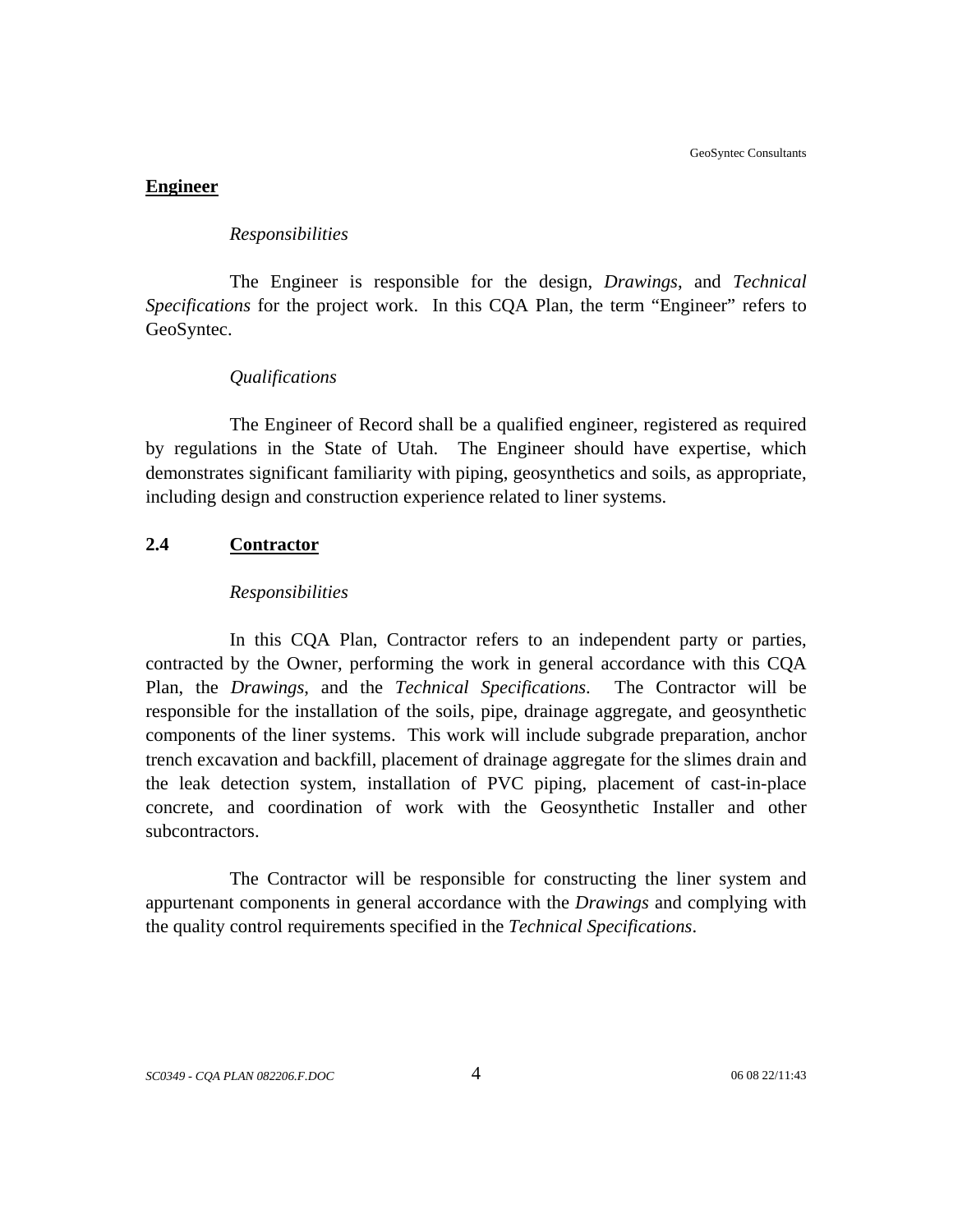**Engineer**

*Responsibilities*

The Engineer is responsible for the design, *Drawings*, and *Technical Specifications* for the project work. In this CQA Plan, the term "Engineer" refers to GeoSyntec.

*Qualifications*

The Engineer of Record shall be a qualified engineer, registered as required by regulations in the State of Utah. The Engineer should have expertise, which demonstrates significant familiarity with piping, geosynthetics and soils, as appropriate, including design and construction experience related to liner systems.

## 2.4 Contractor

*Responsibilities*

In this CQA Plan, Contractor refers to an independent party or parties, contracted by the Owner, performing the work in general accordance with this CQA Plan, the *Drawings*, and the *Technical Specifications*. The Contractor will be responsible for the installation of the soils, pipe, drainage aggregate, and geosynthetic components of the liner systems. This work will include subgrade preparation, anchor trench excavation and backfill, placement of drainage aggregate for the slimes drain and the leak detection system, installation of PVC piping, placement of cast-in-place concrete, and coordination of work with the Geosynthetic Installer and other subcontractors.

The Contractor will be responsible for constructing the liner system and appurtenant components in general accordance with the *Drawings* and complying with the quality control requirements specified in the *Technical Specifications*.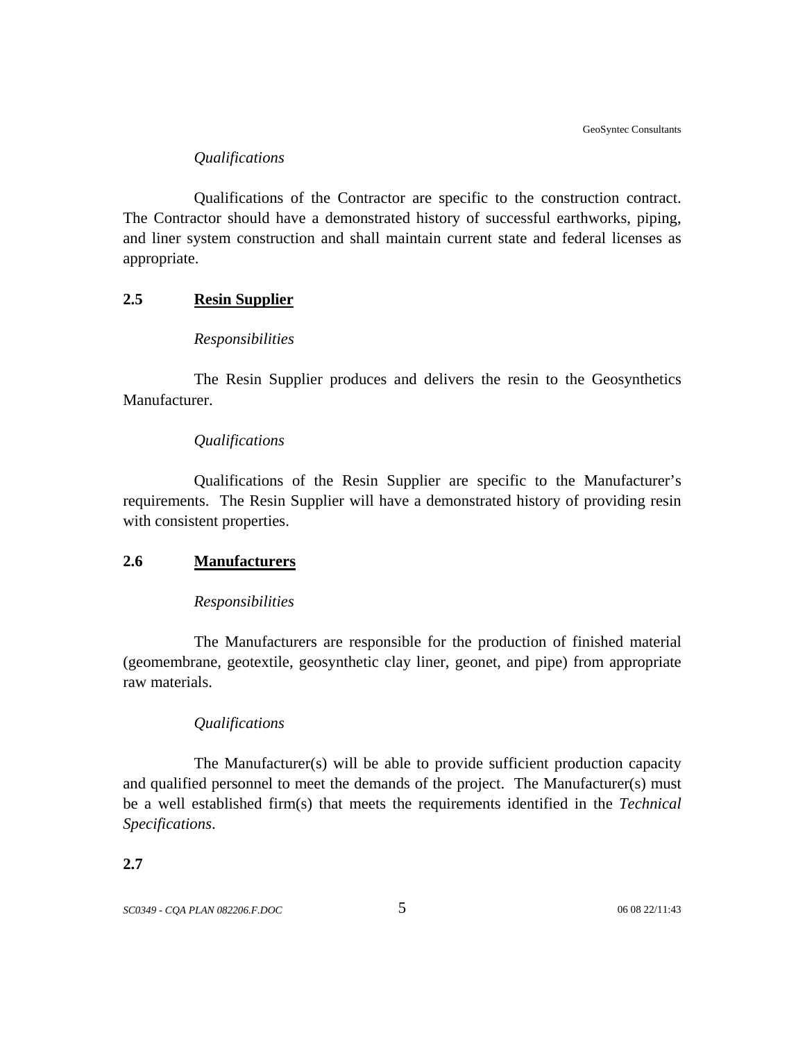*Qualifications*

Qualifications of the Contractor are specific to the construction contract. The Contractor should have a demonstrated history of successful earthworks, piping, and liner system construction and shall maintain current state and federal licenses as appropriate.

## 2.5 Resin Supplier

*Responsibilities*

The Resin Supplier produces and delivers the resin to the Geosynthetics Manufacturer.

*Qualifications*

Qualifications of the Resin Supplier are specific to the Manufacturer's requirements. The Resin Supplier will have a demonstrated history of providing resin with consistent properties.

## 2.6 Manufacturers

*Responsibilities*

The Manufacturers are responsible for the production of finished material (geomembrane, geotextile, geosynthetic clay liner, geonet, and pipe) from appropriate raw materials.

*Qualifications*

The Manufacturer(s) will be able to provide sufficient production capacity and qualified personnel to meet the demands of the project. The Manufacturer(s) must be a well established firm(s) that meets the requirements identified in the *Technical Specifications*.

## 2.7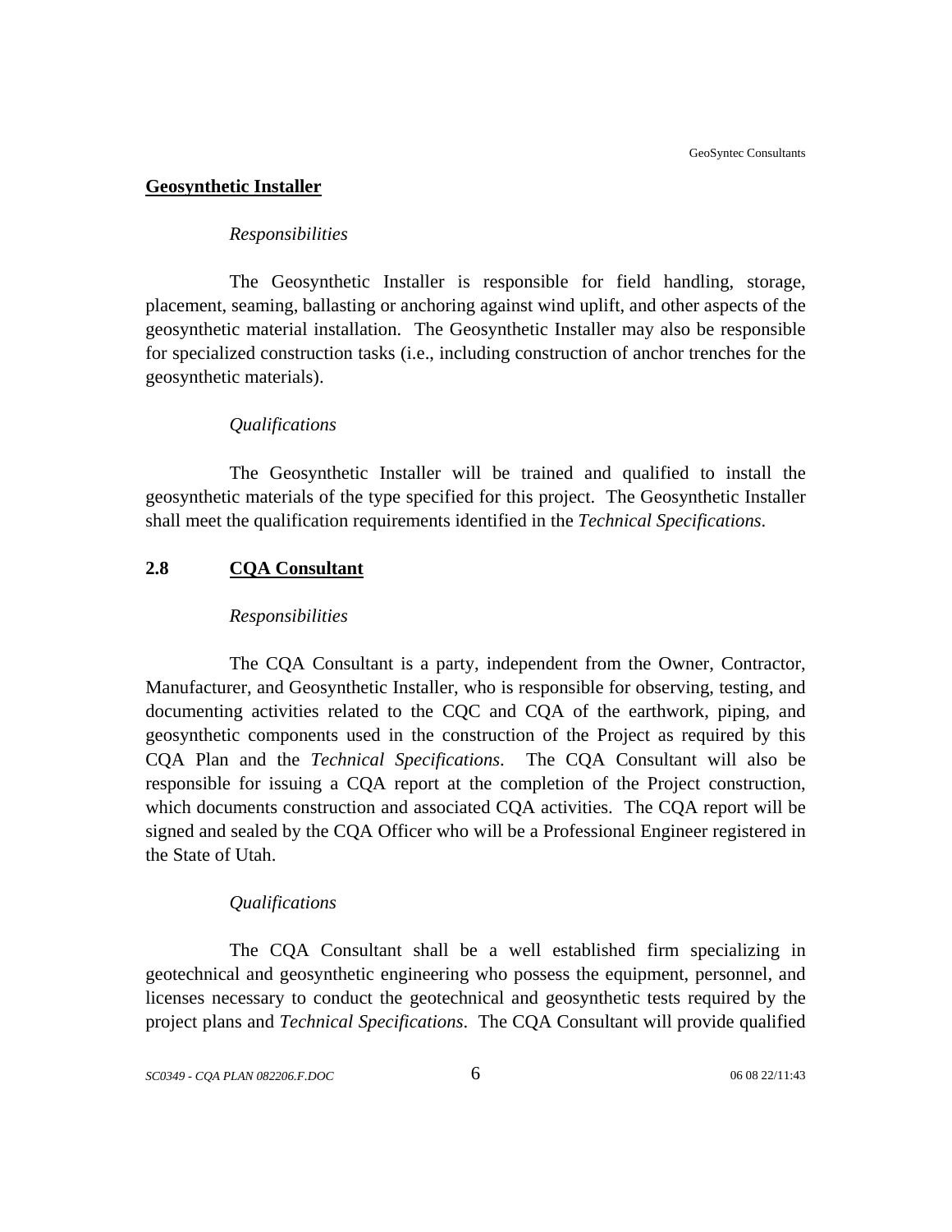**Geosynthetic Installer**

*Responsibilities*

The Geosynthetic Installer is responsible for field handling, storage, placement, seaming, ballasting or anchoring against wind uplift, and other aspects of the geosynthetic material installation. The Geosynthetic Installer may also be responsible for specialized construction tasks (i.e., including construction of anchor trenches for the geosynthetic materials).

*Qualifications*

The Geosynthetic Installer will be trained and qualified to install the geosynthetic materials of the type specified for this project. The Geosynthetic Installer shall meet the qualification requirements identified in the *Technical Specifications*.

## 2.8 CQA Consultant

*Responsibilities*

The CQA Consultant is a party, independent from the Owner, Contractor, Manufacturer, and Geosynthetic Installer, who is responsible for observing, testing, and documenting activities related to the CQC and CQA of the earthwork, piping, and geosynthetic components used in the construction of the Project as required by this CQA Plan and the *Technical Specifications*. The CQA Consultant will also be responsible for issuing a CQA report at the completion of the Project construction, which documents construction and associated CQA activities. The CQA report will be signed and sealed by the CQA Officer who will be a Professional Engineer registered in the State of Utah.

*Qualifications*

The CQA Consultant shall be a well established firm specializing in geotechnical and geosynthetic engineering who possess the equipment, personnel, and licenses necessary to conduct the geotechnical and geosynthetic tests required by the project plans and *Technical Specifications*. The CQA Consultant will provide qualified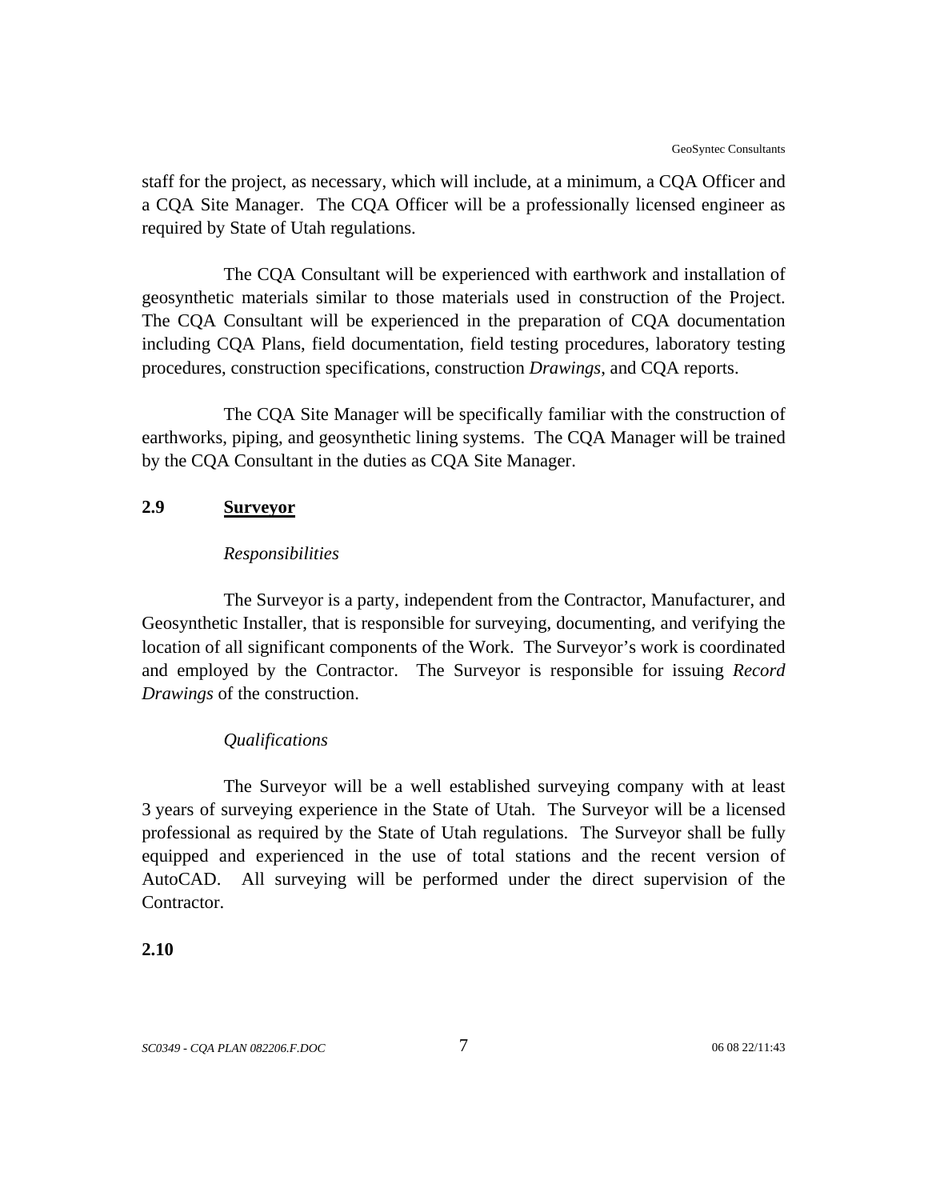staff for the project, as necessary, which will include, at a minimum, a CQA Officer and a CQA Site Manager. The CQA Officer will be a professionally licensed engineer as required by State of Utah regulations.

The CQA Consultant will be experienced with earthwork and installation of geosynthetic materials similar to those materials used in construction of the Project. The CQA Consultant will be experienced in the preparation of CQA documentation including CQA Plans, field documentation, field testing procedures, laboratory testing procedures, construction specifications, construction *Drawings*, and CQA reports.

The CQA Site Manager will be specifically familiar with the construction of earthworks, piping, and geosynthetic lining systems. The CQA Manager will be trained by the CQA Consultant in the duties as CQA Site Manager.

## 2.9 Surveyor

*Responsibilities*

The Surveyor is a party, independent from the Contractor, Manufacturer, and Geosynthetic Installer, that is responsible for surveying, documenting, and verifying the location of all significant components of the Work. The Surveyor's work is coordinated and employed by the Contractor. The Surveyor is responsible for issuing *Record Drawings* of the construction.

*Qualifications*

The Surveyor will be a well established surveying company with at least 3 years of surveying experience in the State of Utah. The Surveyor will be a licensed professional as required by the State of Utah regulations. The Surveyor shall be fully equipped and experienced in the use of total stations and the recent version of AutoCAD. All surveying will be performed under the direct supervision of the Contractor.

## 2.10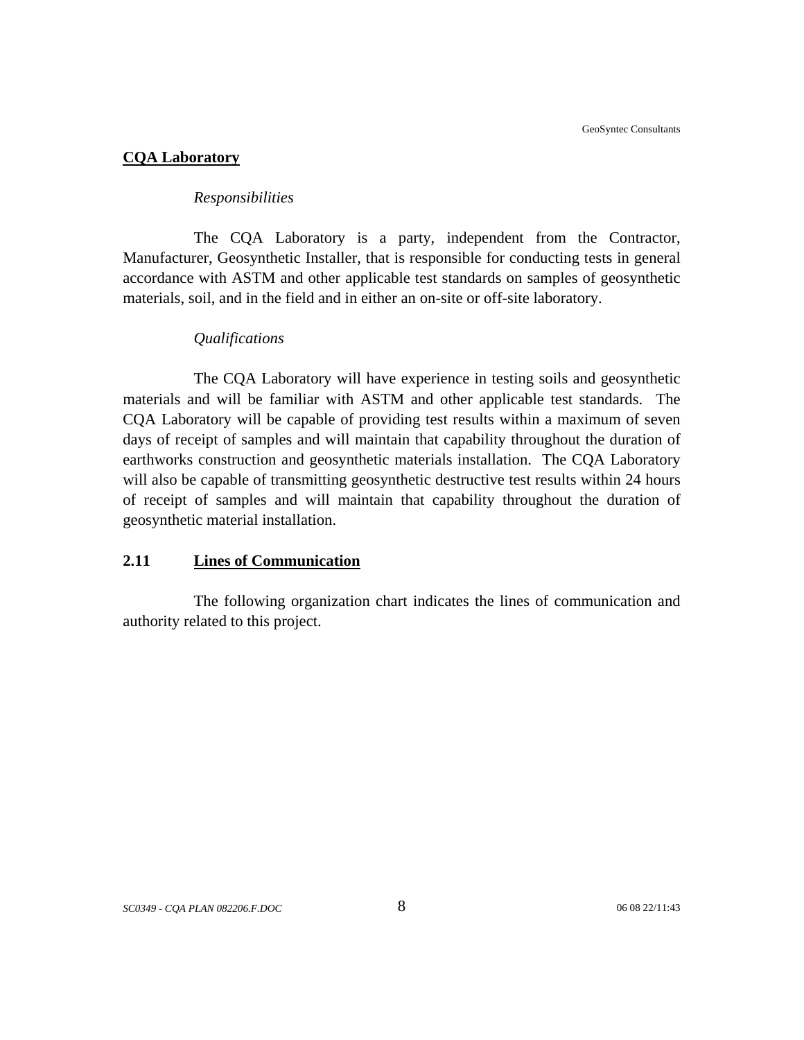**CQA Laboratory**

*Responsibilities*

The CQA Laboratory is a party, independent from the Contractor, Manufacturer, Geosynthetic Installer, that is responsible for conducting tests in general accordance with ASTM and other applicable test standards on samples of geosynthetic materials, soil, and in the field and in either an on-site or off-site laboratory.

*Qualifications*

The CQA Laboratory will have experience in testing soils and geosynthetic materials and will be familiar with ASTM and other applicable test standards. The CQA Laboratory will be capable of providing test results within a maximum of seven days of receipt of samples and will maintain that capability throughout the duration of earthworks construction and geosynthetic materials installation. The CQA Laboratory will also be capable of transmitting geosynthetic destructive test results within 24 hours of receipt of samples and will maintain that capability throughout the duration of geosynthetic material installation.

## 2.11 Lines of Communication

The following organization chart indicates the lines of communication and authority related to this project.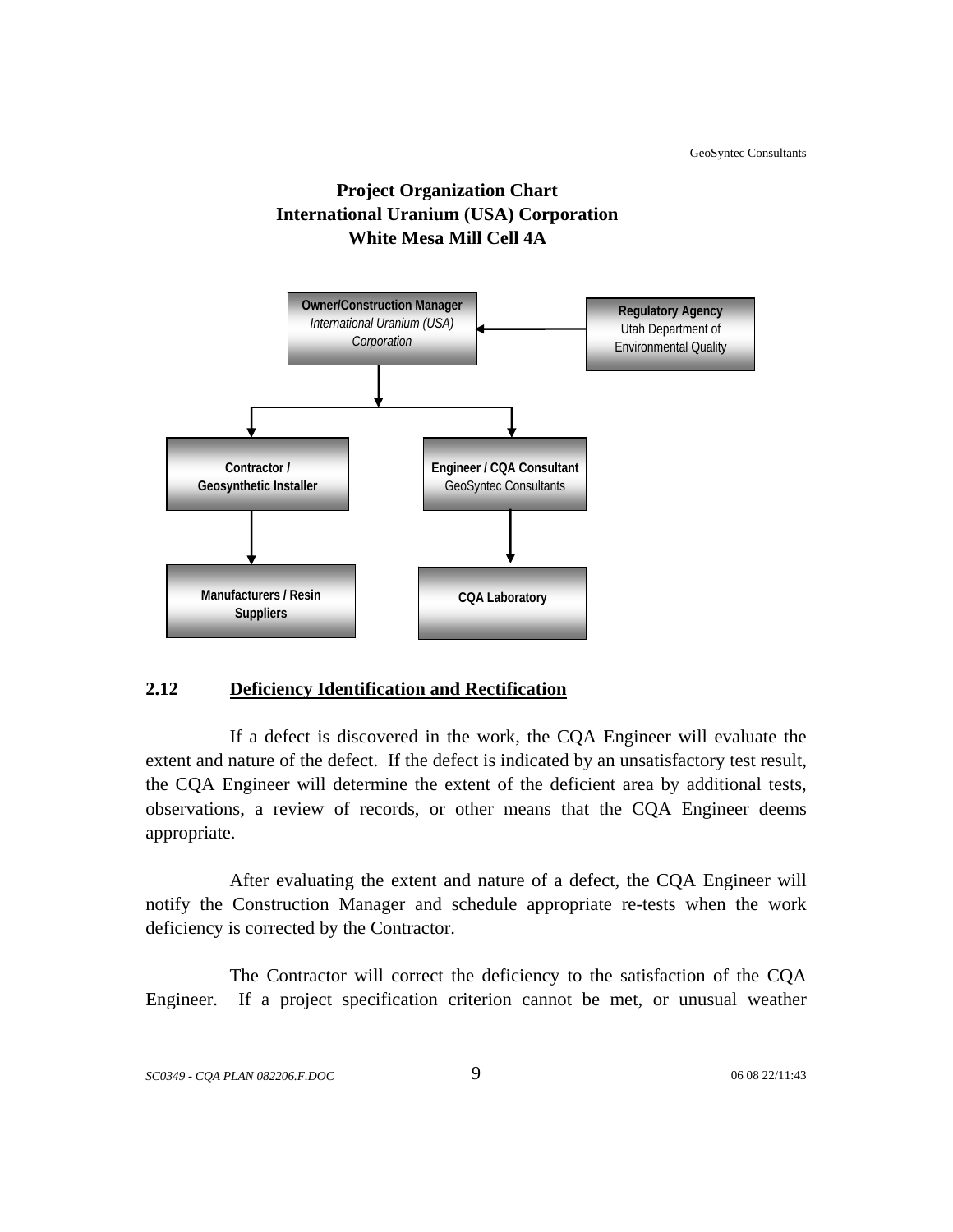**Project Organization Chart**
**International Uranium (USA) Corporation**
**White Mesa Mill Cell 4A**

**Owner/Construction Manager**
*International Uranium (USA) Corporation*

**Regulatory Agency**
Utah Department of Environmental Quality

**Contractor / Geosynthetic Installer**

**Engineer / CQA Consultant**
GeoSyntec Consultants

**Manufacturers / Resin Suppliers**

**CQA Laboratory**

## 2.12 Deficiency Identification and Rectification

If a defect is discovered in the work, the CQA Engineer will evaluate the extent and nature of the defect. If the defect is indicated by an unsatisfactory test result, the CQA Engineer will determine the extent of the deficient area by additional tests, observations, a review of records, or other means that the CQA Engineer deems appropriate.

After evaluating the extent and nature of a defect, the CQA Engineer will notify the Construction Manager and schedule appropriate re-tests when the work deficiency is corrected by the Contractor.

The Contractor will correct the deficiency to the satisfaction of the CQA Engineer. If a project specification criterion cannot be met, or unusual weather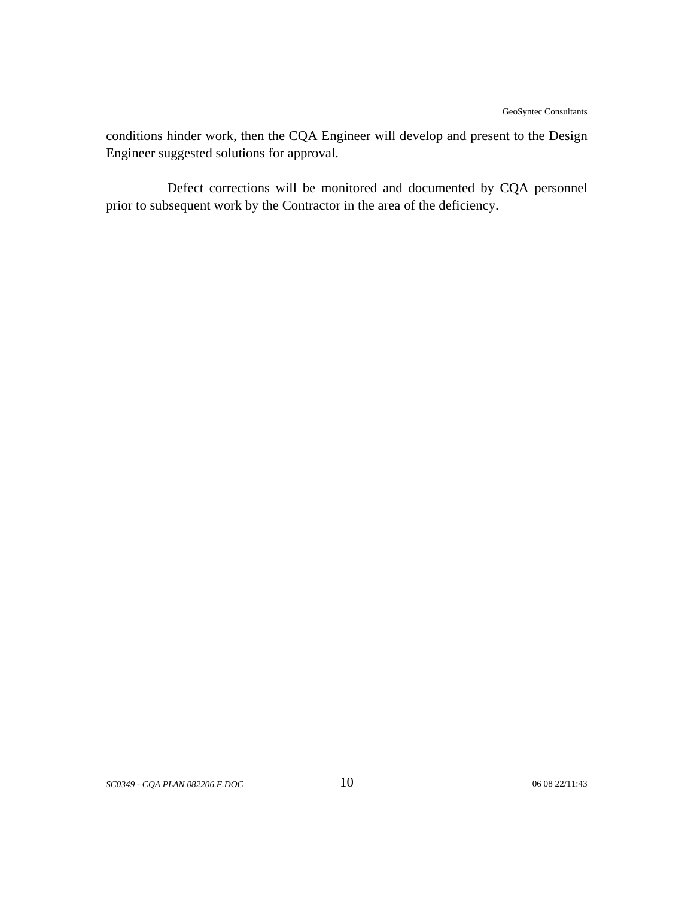conditions hinder work, then the CQA Engineer will develop and present to the Design Engineer suggested solutions for approval.

Defect corrections will be monitored and documented by CQA personnel prior to subsequent work by the Contractor in the area of the deficiency.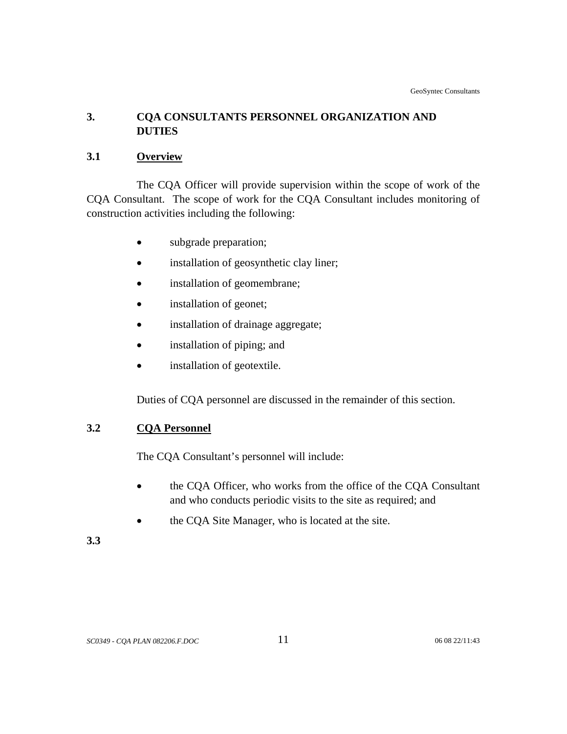## 3. CQA CONSULTANTS PERSONNEL ORGANIZATION AND DUTIES

### 3.1 Overview

The CQA Officer will provide supervision within the scope of work of the CQA Consultant. The scope of work for the CQA Consultant includes monitoring of construction activities including the following:

- subgrade preparation;
- installation of geosynthetic clay liner;
- installation of geomembrane;
- installation of geonet;
- installation of drainage aggregate;
- installation of piping; and
- installation of geotextile.

Duties of CQA personnel are discussed in the remainder of this section.

### 3.2 CQA Personnel

The CQA Consultant's personnel will include:

- the CQA Officer, who works from the office of the CQA Consultant and who conducts periodic visits to the site as required; and
- the CQA Site Manager, who is located at the site.

### 3.3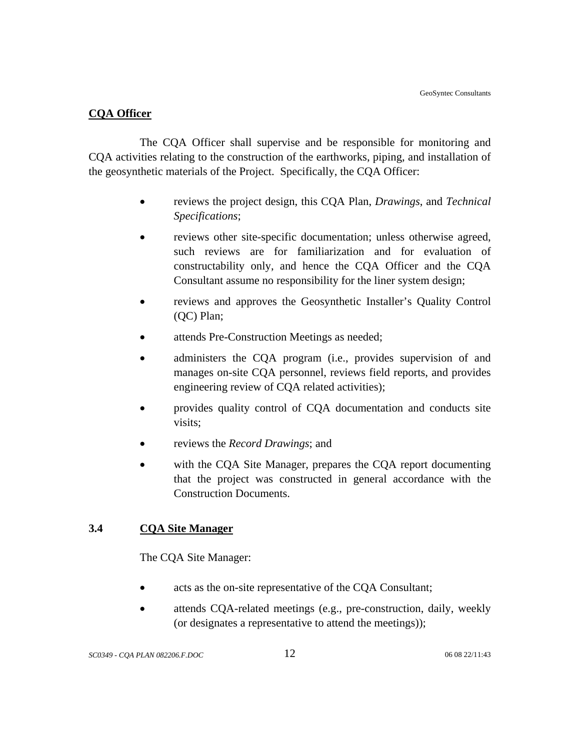**CQA Officer**

The CQA Officer shall supervise and be responsible for monitoring and CQA activities relating to the construction of the earthworks, piping, and installation of the geosynthetic materials of the Project. Specifically, the CQA Officer:

- reviews the project design, this CQA Plan, *Drawings*, and *Technical Specifications*;
- reviews other site-specific documentation; unless otherwise agreed, such reviews are for familiarization and for evaluation of constructability only, and hence the CQA Officer and the CQA Consultant assume no responsibility for the liner system design;
- reviews and approves the Geosynthetic Installer's Quality Control (QC) Plan;
- attends Pre-Construction Meetings as needed;
- administers the CQA program (i.e., provides supervision of and manages on-site CQA personnel, reviews field reports, and provides engineering review of CQA related activities);
- provides quality control of CQA documentation and conducts site visits;
- reviews the *Record Drawings*; and
- with the CQA Site Manager, prepares the CQA report documenting that the project was constructed in general accordance with the Construction Documents.

## 3.4 CQA Site Manager

The CQA Site Manager:

- acts as the on-site representative of the CQA Consultant;
- attends CQA-related meetings (e.g., pre-construction, daily, weekly (or designates a representative to attend the meetings));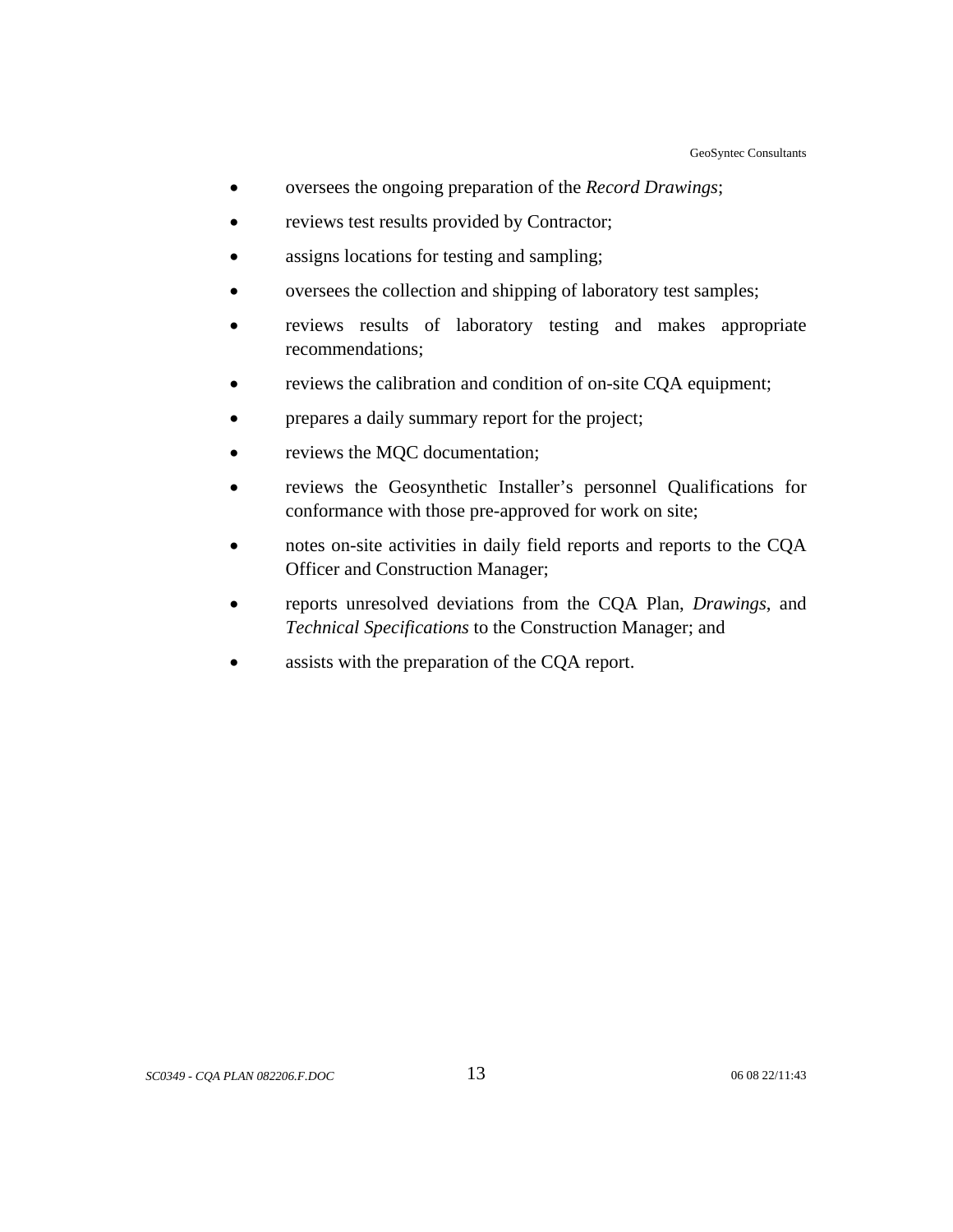- oversees the ongoing preparation of the *Record Drawings*;
- reviews test results provided by Contractor;
- assigns locations for testing and sampling;
- oversees the collection and shipping of laboratory test samples;
- reviews results of laboratory testing and makes appropriate recommendations;
- reviews the calibration and condition of on-site CQA equipment;
- prepares a daily summary report for the project;
- reviews the MQC documentation;
- reviews the Geosynthetic Installer's personnel Qualifications for conformance with those pre-approved for work on site;
- notes on-site activities in daily field reports and reports to the CQA Officer and Construction Manager;
- reports unresolved deviations from the CQA Plan, *Drawings*, and *Technical Specifications* to the Construction Manager; and
- assists with the preparation of the CQA report.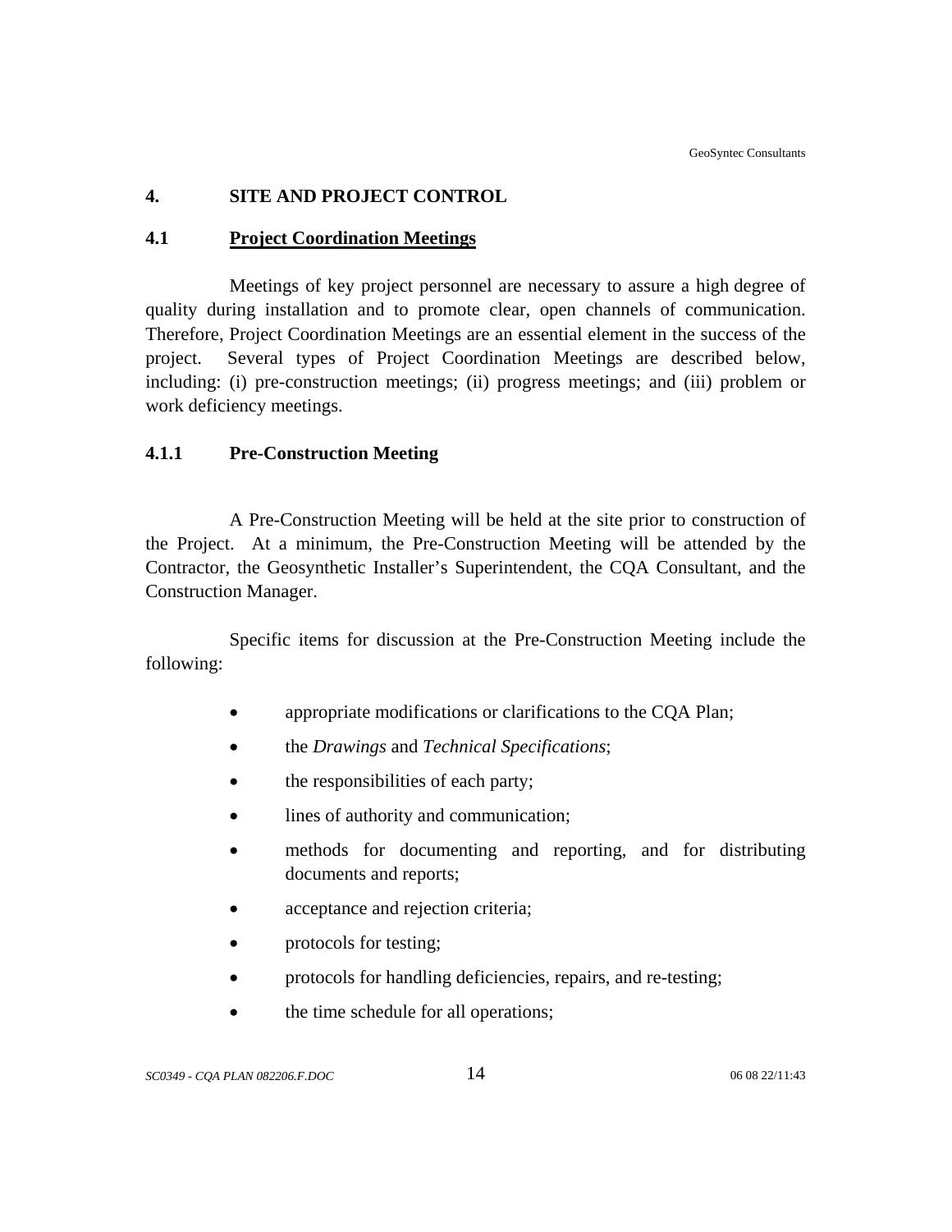# 4. SITE AND PROJECT CONTROL

## 4.1 Project Coordination Meetings

Meetings of key project personnel are necessary to assure a high degree of quality during installation and to promote clear, open channels of communication. Therefore, Project Coordination Meetings are an essential element in the success of the project. Several types of Project Coordination Meetings are described below, including: (i) pre-construction meetings; (ii) progress meetings; and (iii) problem or work deficiency meetings.

### 4.1.1 Pre-Construction Meeting

A Pre-Construction Meeting will be held at the site prior to construction of the Project. At a minimum, the Pre-Construction Meeting will be attended by the Contractor, the Geosynthetic Installer's Superintendent, the CQA Consultant, and the Construction Manager.

Specific items for discussion at the Pre-Construction Meeting include the following:

- appropriate modifications or clarifications to the CQA Plan;
- the *Drawings* and *Technical Specifications*;
- the responsibilities of each party;
- lines of authority and communication;
- methods for documenting and reporting, and for distributing documents and reports;
- acceptance and rejection criteria;
- protocols for testing;
- protocols for handling deficiencies, repairs, and re-testing;
- the time schedule for all operations;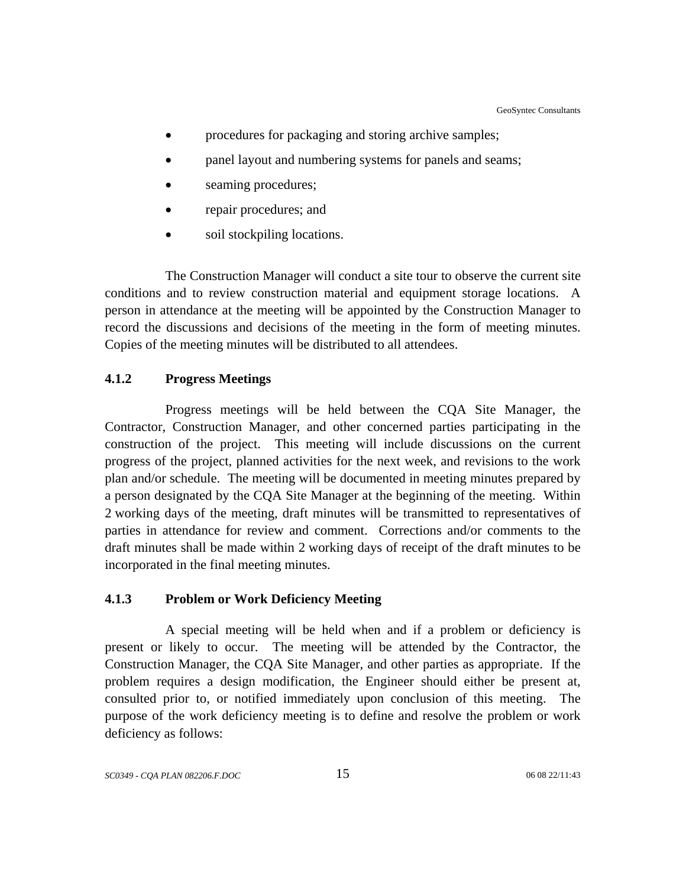- procedures for packaging and storing archive samples;
- panel layout and numbering systems for panels and seams;
- seaming procedures;
- repair procedures; and
- soil stockpiling locations.

The Construction Manager will conduct a site tour to observe the current site conditions and to review construction material and equipment storage locations. A person in attendance at the meeting will be appointed by the Construction Manager to record the discussions and decisions of the meeting in the form of meeting minutes. Copies of the meeting minutes will be distributed to all attendees.

### 4.1.2 Progress Meetings

Progress meetings will be held between the CQA Site Manager, the Contractor, Construction Manager, and other concerned parties participating in the construction of the project. This meeting will include discussions on the current progress of the project, planned activities for the next week, and revisions to the work plan and/or schedule. The meeting will be documented in meeting minutes prepared by a person designated by the CQA Site Manager at the beginning of the meeting. Within 2 working days of the meeting, draft minutes will be transmitted to representatives of parties in attendance for review and comment. Corrections and/or comments to the draft minutes shall be made within 2 working days of receipt of the draft minutes to be incorporated in the final meeting minutes.

### 4.1.3 Problem or Work Deficiency Meeting

A special meeting will be held when and if a problem or deficiency is present or likely to occur. The meeting will be attended by the Contractor, the Construction Manager, the CQA Site Manager, and other parties as appropriate. If the problem requires a design modification, the Engineer should either be present at, consulted prior to, or notified immediately upon conclusion of this meeting. The purpose of the work deficiency meeting is to define and resolve the problem or work deficiency as follows: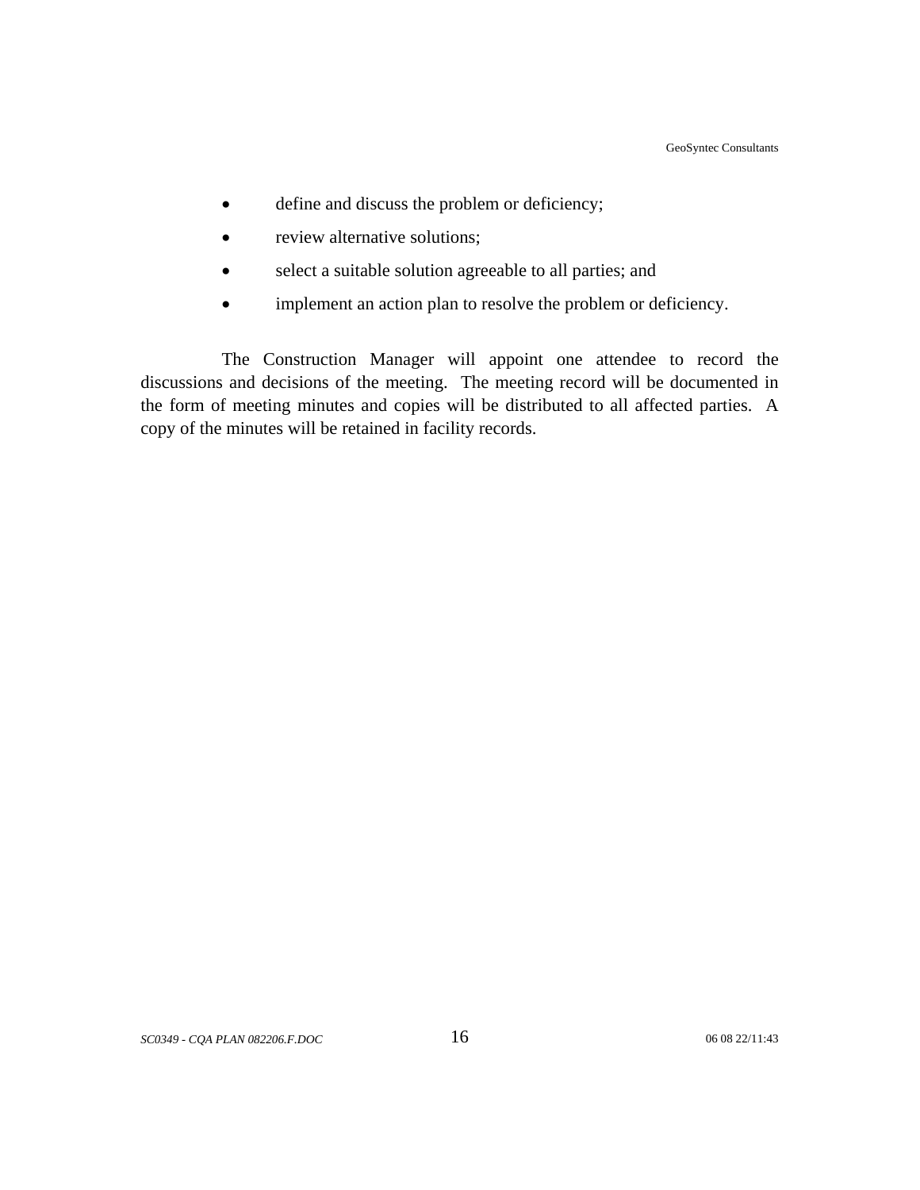- define and discuss the problem or deficiency;
- review alternative solutions;
- select a suitable solution agreeable to all parties; and
- implement an action plan to resolve the problem or deficiency.

The Construction Manager will appoint one attendee to record the discussions and decisions of the meeting. The meeting record will be documented in the form of meeting minutes and copies will be distributed to all affected parties. A copy of the minutes will be retained in facility records.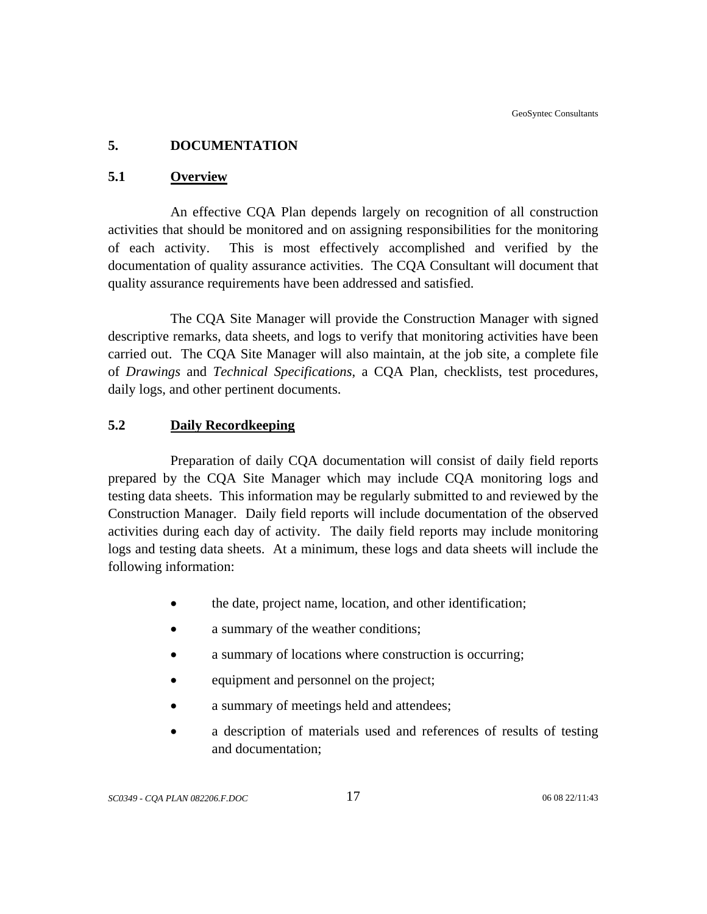# 5. DOCUMENTATION

## 5.1 Overview

An effective CQA Plan depends largely on recognition of all construction activities that should be monitored and on assigning responsibilities for the monitoring of each activity. This is most effectively accomplished and verified by the documentation of quality assurance activities. The CQA Consultant will document that quality assurance requirements have been addressed and satisfied.

The CQA Site Manager will provide the Construction Manager with signed descriptive remarks, data sheets, and logs to verify that monitoring activities have been carried out. The CQA Site Manager will also maintain, at the job site, a complete file of *Drawings* and *Technical Specifications*, a CQA Plan, checklists, test procedures, daily logs, and other pertinent documents.

## 5.2 Daily Recordkeeping

Preparation of daily CQA documentation will consist of daily field reports prepared by the CQA Site Manager which may include CQA monitoring logs and testing data sheets. This information may be regularly submitted to and reviewed by the Construction Manager. Daily field reports will include documentation of the observed activities during each day of activity. The daily field reports may include monitoring logs and testing data sheets. At a minimum, these logs and data sheets will include the following information:

- the date, project name, location, and other identification;
- a summary of the weather conditions;
- a summary of locations where construction is occurring;
- equipment and personnel on the project;
- a summary of meetings held and attendees;
- a description of materials used and references of results of testing and documentation;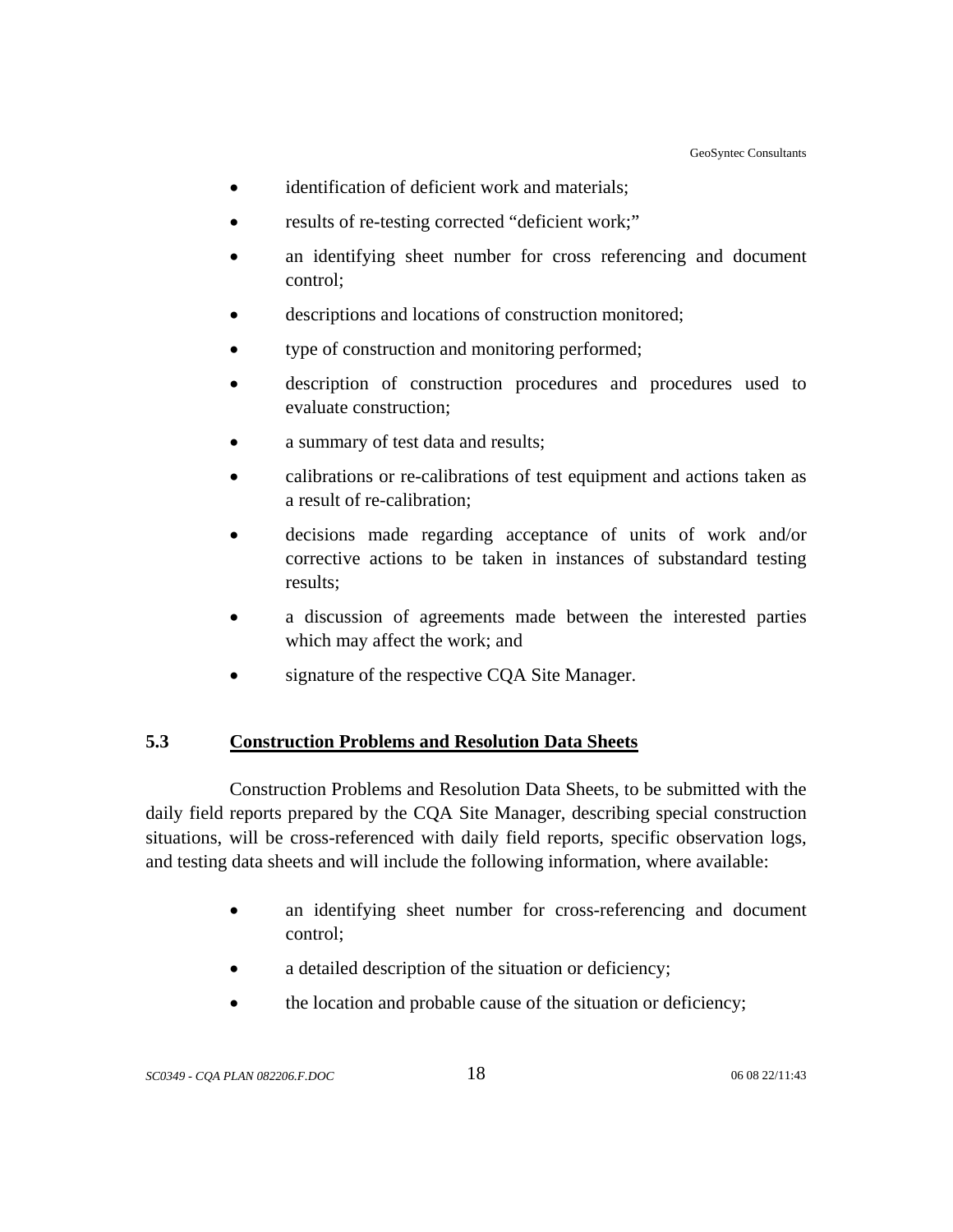- identification of deficient work and materials;
- results of re-testing corrected "deficient work;"
- an identifying sheet number for cross referencing and document control;
- descriptions and locations of construction monitored;
- type of construction and monitoring performed;
- description of construction procedures and procedures used to evaluate construction;
- a summary of test data and results;
- calibrations or re-calibrations of test equipment and actions taken as a result of re-calibration;
- decisions made regarding acceptance of units of work and/or corrective actions to be taken in instances of substandard testing results;
- a discussion of agreements made between the interested parties which may affect the work; and
- signature of the respective CQA Site Manager.

### 5.3 Construction Problems and Resolution Data Sheets

Construction Problems and Resolution Data Sheets, to be submitted with the daily field reports prepared by the CQA Site Manager, describing special construction situations, will be cross-referenced with daily field reports, specific observation logs, and testing data sheets and will include the following information, where available:

- an identifying sheet number for cross-referencing and document control;
- a detailed description of the situation or deficiency;
- the location and probable cause of the situation or deficiency;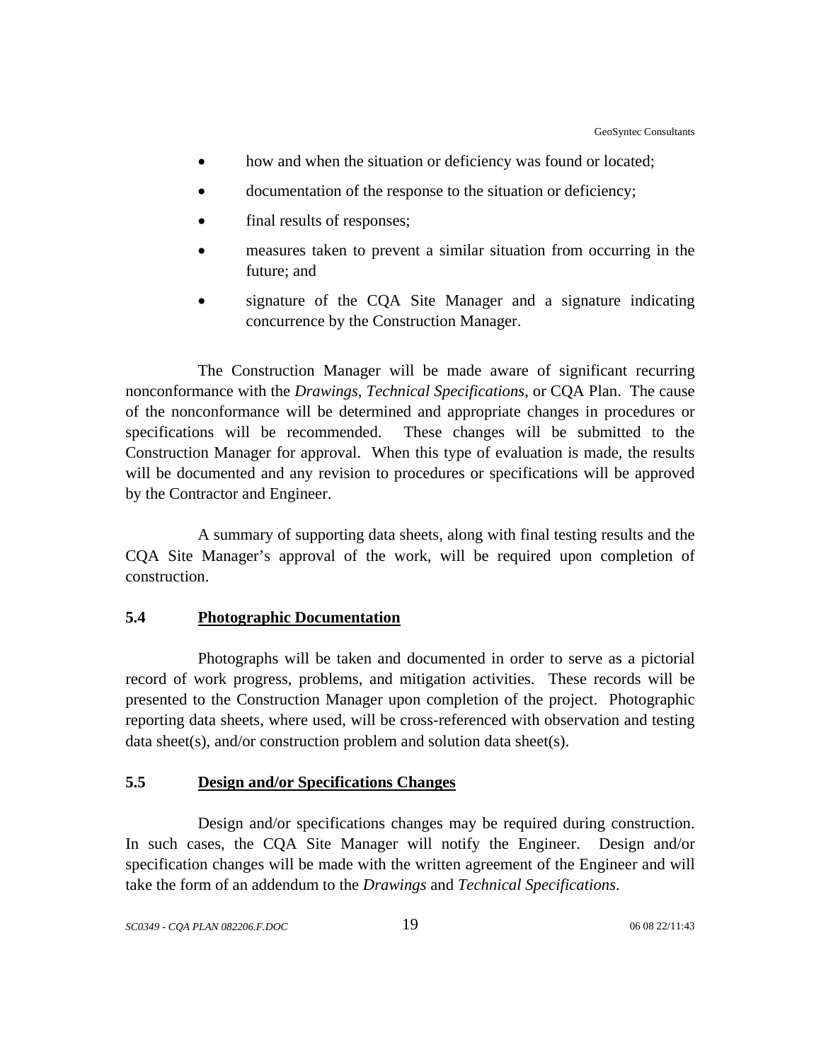- how and when the situation or deficiency was found or located;
- documentation of the response to the situation or deficiency;
- final results of responses;
- measures taken to prevent a similar situation from occurring in the future; and
- signature of the CQA Site Manager and a signature indicating concurrence by the Construction Manager.

The Construction Manager will be made aware of significant recurring nonconformance with the *Drawings*, *Technical Specifications*, or CQA Plan. The cause of the nonconformance will be determined and appropriate changes in procedures or specifications will be recommended. These changes will be submitted to the Construction Manager for approval. When this type of evaluation is made, the results will be documented and any revision to procedures or specifications will be approved by the Contractor and Engineer.

A summary of supporting data sheets, along with final testing results and the CQA Site Manager's approval of the work, will be required upon completion of construction.

### 5.4 Photographic Documentation

Photographs will be taken and documented in order to serve as a pictorial record of work progress, problems, and mitigation activities. These records will be presented to the Construction Manager upon completion of the project. Photographic reporting data sheets, where used, will be cross-referenced with observation and testing data sheet(s), and/or construction problem and solution data sheet(s).

### 5.5 Design and/or Specifications Changes

Design and/or specifications changes may be required during construction. In such cases, the CQA Site Manager will notify the Engineer. Design and/or specification changes will be made with the written agreement of the Engineer and will take the form of an addendum to the *Drawings* and *Technical Specifications*.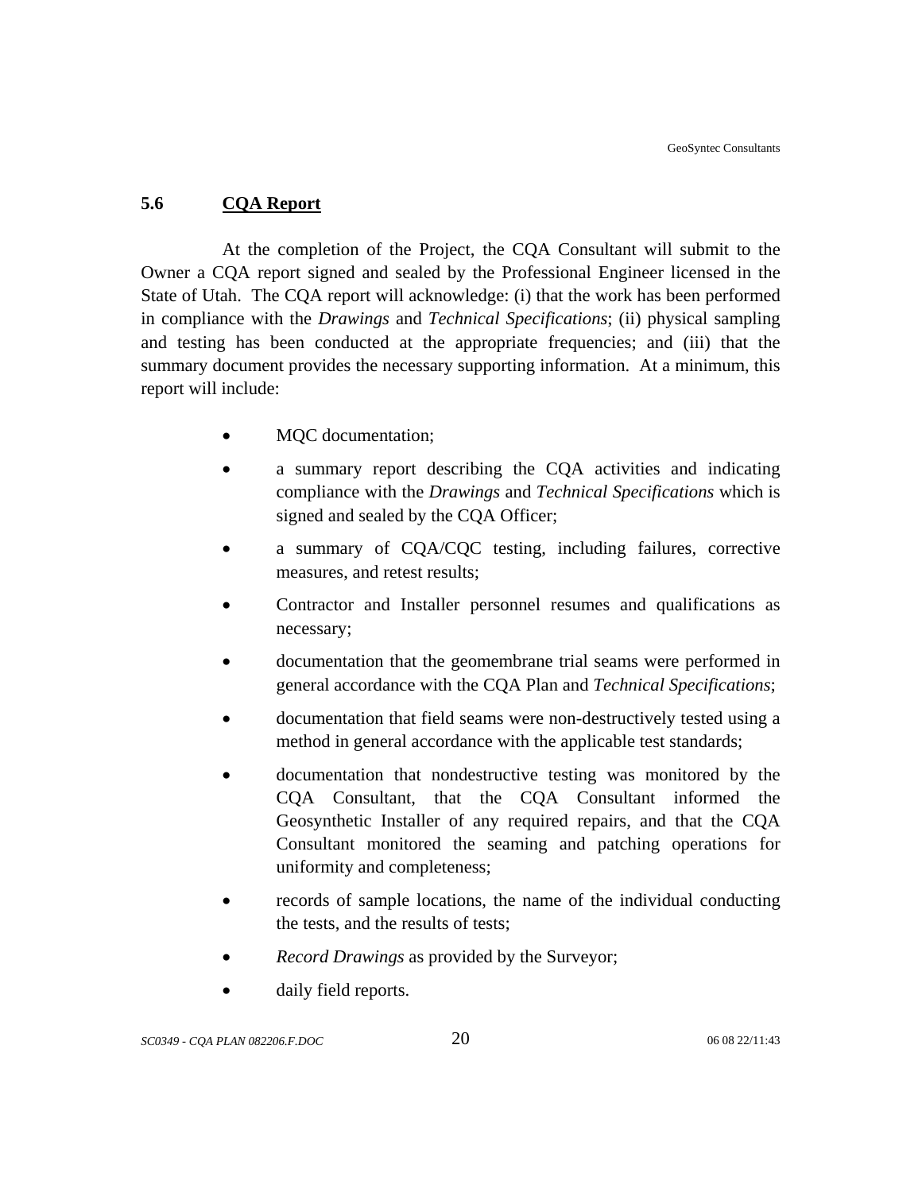## 5.6 CQA Report

At the completion of the Project, the CQA Consultant will submit to the Owner a CQA report signed and sealed by the Professional Engineer licensed in the State of Utah. The CQA report will acknowledge: (i) that the work has been performed in compliance with the *Drawings* and *Technical Specifications*; (ii) physical sampling and testing has been conducted at the appropriate frequencies; and (iii) that the summary document provides the necessary supporting information. At a minimum, this report will include:

- MQC documentation;
- a summary report describing the CQA activities and indicating compliance with the *Drawings* and *Technical Specifications* which is signed and sealed by the CQA Officer;
- a summary of CQA/CQC testing, including failures, corrective measures, and retest results;
- Contractor and Installer personnel resumes and qualifications as necessary;
- documentation that the geomembrane trial seams were performed in general accordance with the CQA Plan and *Technical Specifications*;
- documentation that field seams were non-destructively tested using a method in general accordance with the applicable test standards;
- documentation that nondestructive testing was monitored by the CQA Consultant, that the CQA Consultant informed the Geosynthetic Installer of any required repairs, and that the CQA Consultant monitored the seaming and patching operations for uniformity and completeness;
- records of sample locations, the name of the individual conducting the tests, and the results of tests;
- *Record Drawings* as provided by the Surveyor;
- daily field reports.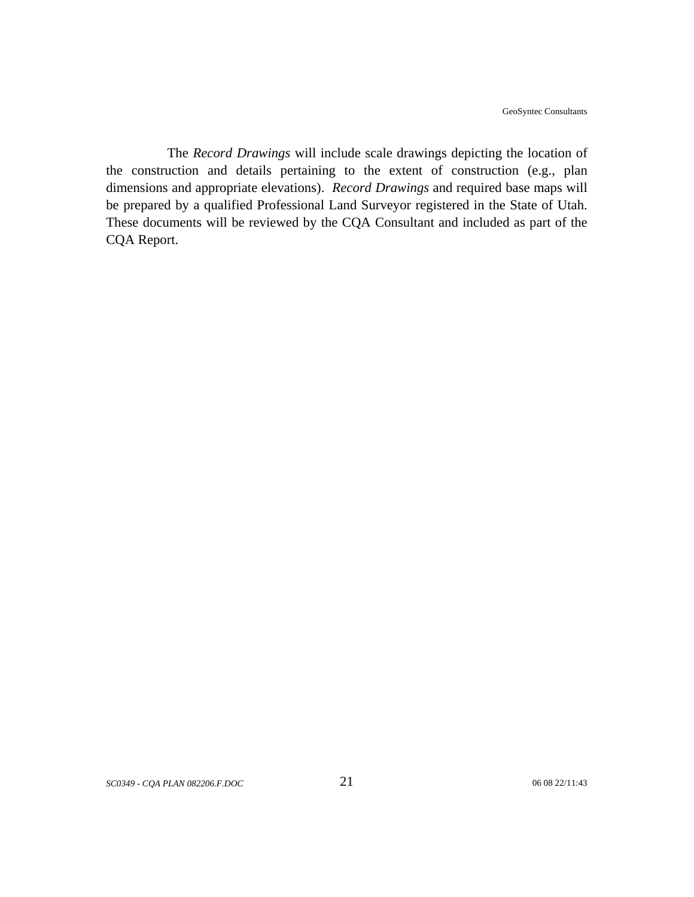The *Record Drawings* will include scale drawings depicting the location of the construction and details pertaining to the extent of construction (e.g., plan dimensions and appropriate elevations). *Record Drawings* and required base maps will be prepared by a qualified Professional Land Surveyor registered in the State of Utah. These documents will be reviewed by the CQA Consultant and included as part of the CQA Report.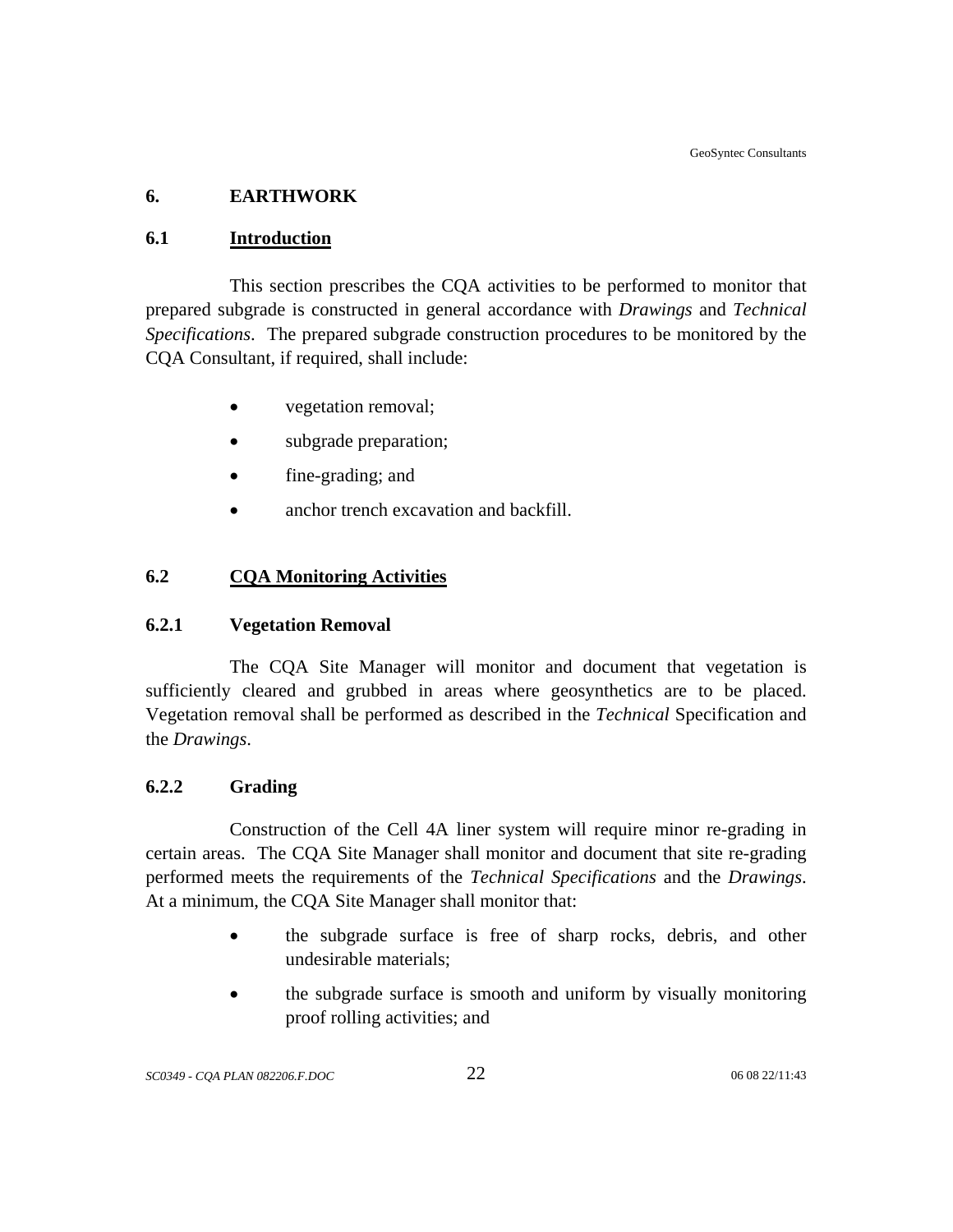# 6. EARTHWORK

## 6.1 Introduction

This section prescribes the CQA activities to be performed to monitor that prepared subgrade is constructed in general accordance with *Drawings* and *Technical Specifications*. The prepared subgrade construction procedures to be monitored by the CQA Consultant, if required, shall include:

- vegetation removal;
- subgrade preparation;
- fine-grading; and
- anchor trench excavation and backfill.

## 6.2 CQA Monitoring Activities

### 6.2.1 Vegetation Removal

The CQA Site Manager will monitor and document that vegetation is sufficiently cleared and grubbed in areas where geosynthetics are to be placed. Vegetation removal shall be performed as described in the *Technical* Specification and the *Drawings*.

### 6.2.2 Grading

Construction of the Cell 4A liner system will require minor re-grading in certain areas. The CQA Site Manager shall monitor and document that site re-grading performed meets the requirements of the *Technical Specifications* and the *Drawings*. At a minimum, the CQA Site Manager shall monitor that:

- the subgrade surface is free of sharp rocks, debris, and other undesirable materials;
- the subgrade surface is smooth and uniform by visually monitoring proof rolling activities; and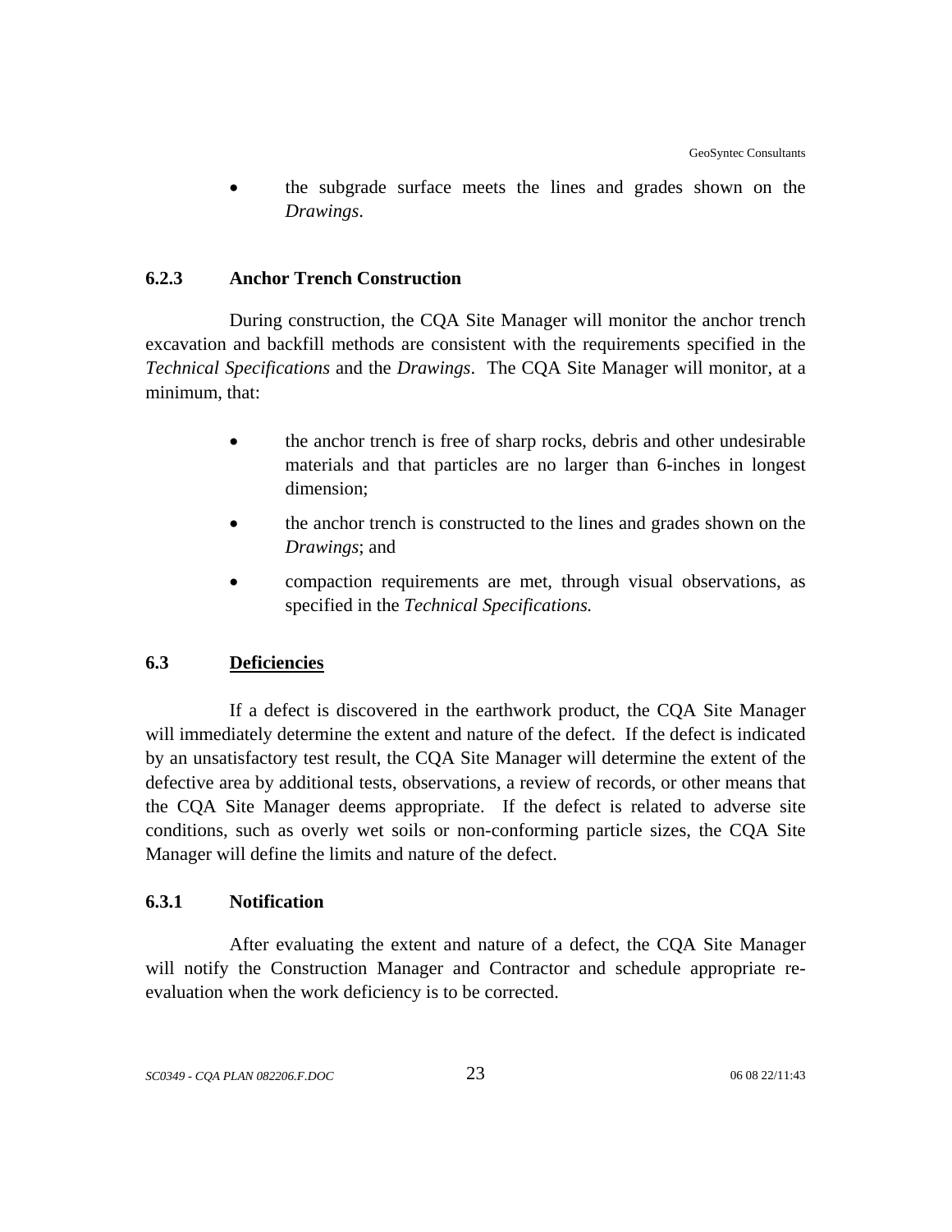- the subgrade surface meets the lines and grades shown on the *Drawings*.

### 6.2.3 Anchor Trench Construction

During construction, the CQA Site Manager will monitor the anchor trench excavation and backfill methods are consistent with the requirements specified in the *Technical Specifications* and the *Drawings*. The CQA Site Manager will monitor, at a minimum, that:

- the anchor trench is free of sharp rocks, debris and other undesirable materials and that particles are no larger than 6-inches in longest dimension;
- the anchor trench is constructed to the lines and grades shown on the *Drawings*; and
- compaction requirements are met, through visual observations, as specified in the *Technical Specifications.*

## 6.3 Deficiencies

If a defect is discovered in the earthwork product, the CQA Site Manager will immediately determine the extent and nature of the defect. If the defect is indicated by an unsatisfactory test result, the CQA Site Manager will determine the extent of the defective area by additional tests, observations, a review of records, or other means that the CQA Site Manager deems appropriate. If the defect is related to adverse site conditions, such as overly wet soils or non-conforming particle sizes, the CQA Site Manager will define the limits and nature of the defect.

### 6.3.1 Notification

After evaluating the extent and nature of a defect, the CQA Site Manager will notify the Construction Manager and Contractor and schedule appropriate re-evaluation when the work deficiency is to be corrected.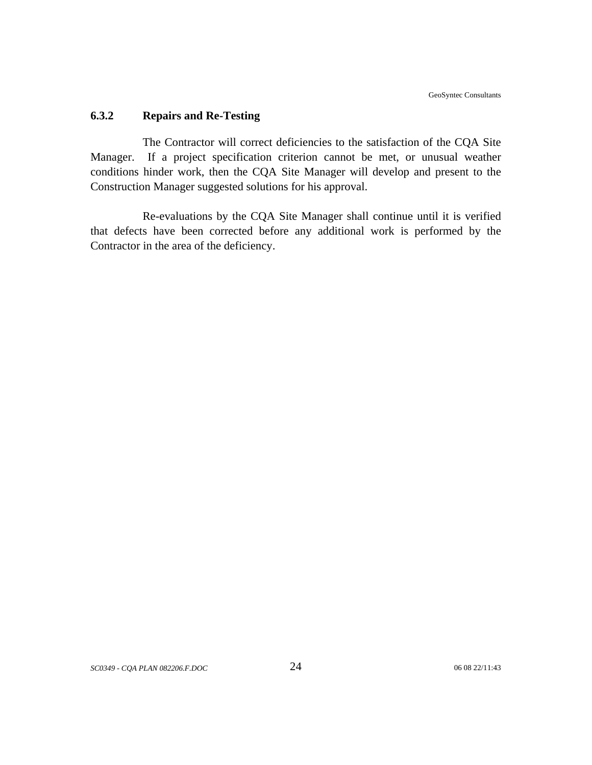### 6.3.2 Repairs and Re-Testing

The Contractor will correct deficiencies to the satisfaction of the CQA Site Manager. If a project specification criterion cannot be met, or unusual weather conditions hinder work, then the CQA Site Manager will develop and present to the Construction Manager suggested solutions for his approval.

Re-evaluations by the CQA Site Manager shall continue until it is verified that defects have been corrected before any additional work is performed by the Contractor in the area of the deficiency.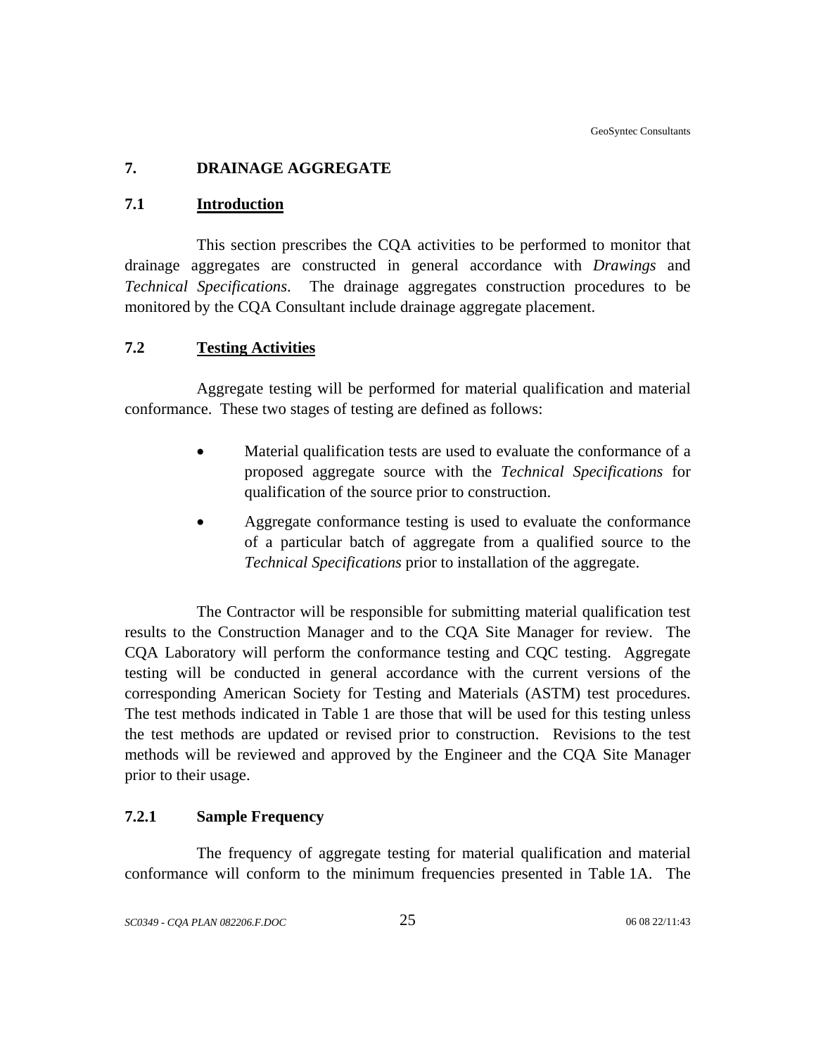## 7. DRAINAGE AGGREGATE

### 7.1 Introduction

This section prescribes the CQA activities to be performed to monitor that drainage aggregates are constructed in general accordance with *Drawings* and *Technical Specifications*. The drainage aggregates construction procedures to be monitored by the CQA Consultant include drainage aggregate placement.

### 7.2 Testing Activities

Aggregate testing will be performed for material qualification and material conformance. These two stages of testing are defined as follows:

- Material qualification tests are used to evaluate the conformance of a proposed aggregate source with the *Technical Specifications* for qualification of the source prior to construction.
- Aggregate conformance testing is used to evaluate the conformance of a particular batch of aggregate from a qualified source to the *Technical Specifications* prior to installation of the aggregate.

The Contractor will be responsible for submitting material qualification test results to the Construction Manager and to the CQA Site Manager for review. The CQA Laboratory will perform the conformance testing and CQC testing. Aggregate testing will be conducted in general accordance with the current versions of the corresponding American Society for Testing and Materials (ASTM) test procedures. The test methods indicated in Table 1 are those that will be used for this testing unless the test methods are updated or revised prior to construction. Revisions to the test methods will be reviewed and approved by the Engineer and the CQA Site Manager prior to their usage.

#### 7.2.1 Sample Frequency

The frequency of aggregate testing for material qualification and material conformance will conform to the minimum frequencies presented in Table 1A. The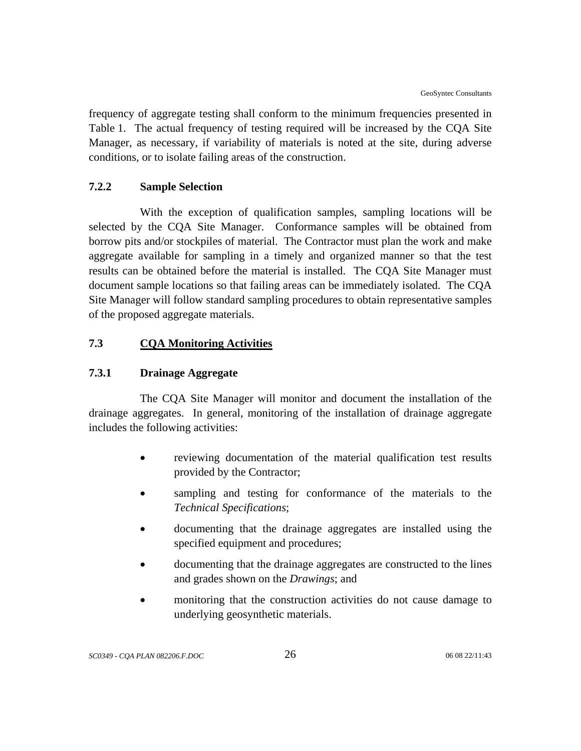frequency of aggregate testing shall conform to the minimum frequencies presented in Table 1. The actual frequency of testing required will be increased by the CQA Site Manager, as necessary, if variability of materials is noted at the site, during adverse conditions, or to isolate failing areas of the construction.

### 7.2.2 Sample Selection

With the exception of qualification samples, sampling locations will be selected by the CQA Site Manager. Conformance samples will be obtained from borrow pits and/or stockpiles of material. The Contractor must plan the work and make aggregate available for sampling in a timely and organized manner so that the test results can be obtained before the material is installed. The CQA Site Manager must document sample locations so that failing areas can be immediately isolated. The CQA Site Manager will follow standard sampling procedures to obtain representative samples of the proposed aggregate materials.

## 7.3 CQA Monitoring Activities

### 7.3.1 Drainage Aggregate

The CQA Site Manager will monitor and document the installation of the drainage aggregates. In general, monitoring of the installation of drainage aggregate includes the following activities:

- reviewing documentation of the material qualification test results provided by the Contractor;
- sampling and testing for conformance of the materials to the *Technical Specifications*;
- documenting that the drainage aggregates are installed using the specified equipment and procedures;
- documenting that the drainage aggregates are constructed to the lines and grades shown on the *Drawings*; and
- monitoring that the construction activities do not cause damage to underlying geosynthetic materials.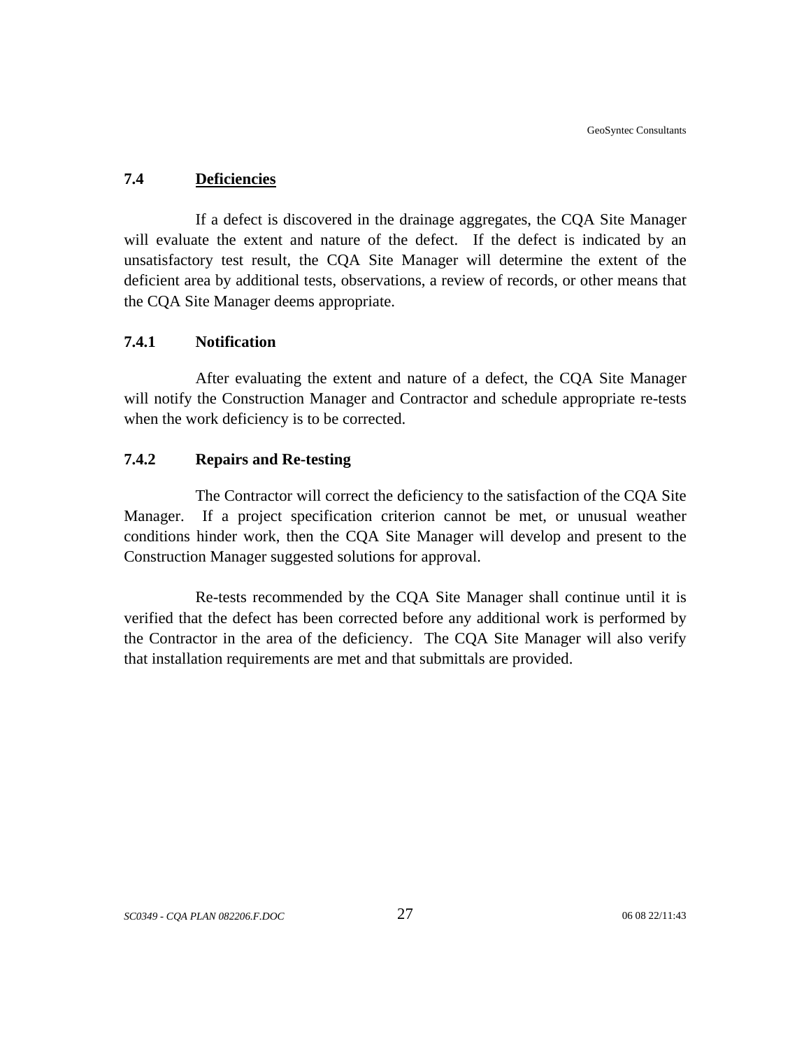## 7.4 Deficiencies

If a defect is discovered in the drainage aggregates, the CQA Site Manager will evaluate the extent and nature of the defect. If the defect is indicated by an unsatisfactory test result, the CQA Site Manager will determine the extent of the deficient area by additional tests, observations, a review of records, or other means that the CQA Site Manager deems appropriate.

### 7.4.1 Notification

After evaluating the extent and nature of a defect, the CQA Site Manager will notify the Construction Manager and Contractor and schedule appropriate re-tests when the work deficiency is to be corrected.

### 7.4.2 Repairs and Re-testing

The Contractor will correct the deficiency to the satisfaction of the CQA Site Manager. If a project specification criterion cannot be met, or unusual weather conditions hinder work, then the CQA Site Manager will develop and present to the Construction Manager suggested solutions for approval.

Re-tests recommended by the CQA Site Manager shall continue until it is verified that the defect has been corrected before any additional work is performed by the Contractor in the area of the deficiency. The CQA Site Manager will also verify that installation requirements are met and that submittals are provided.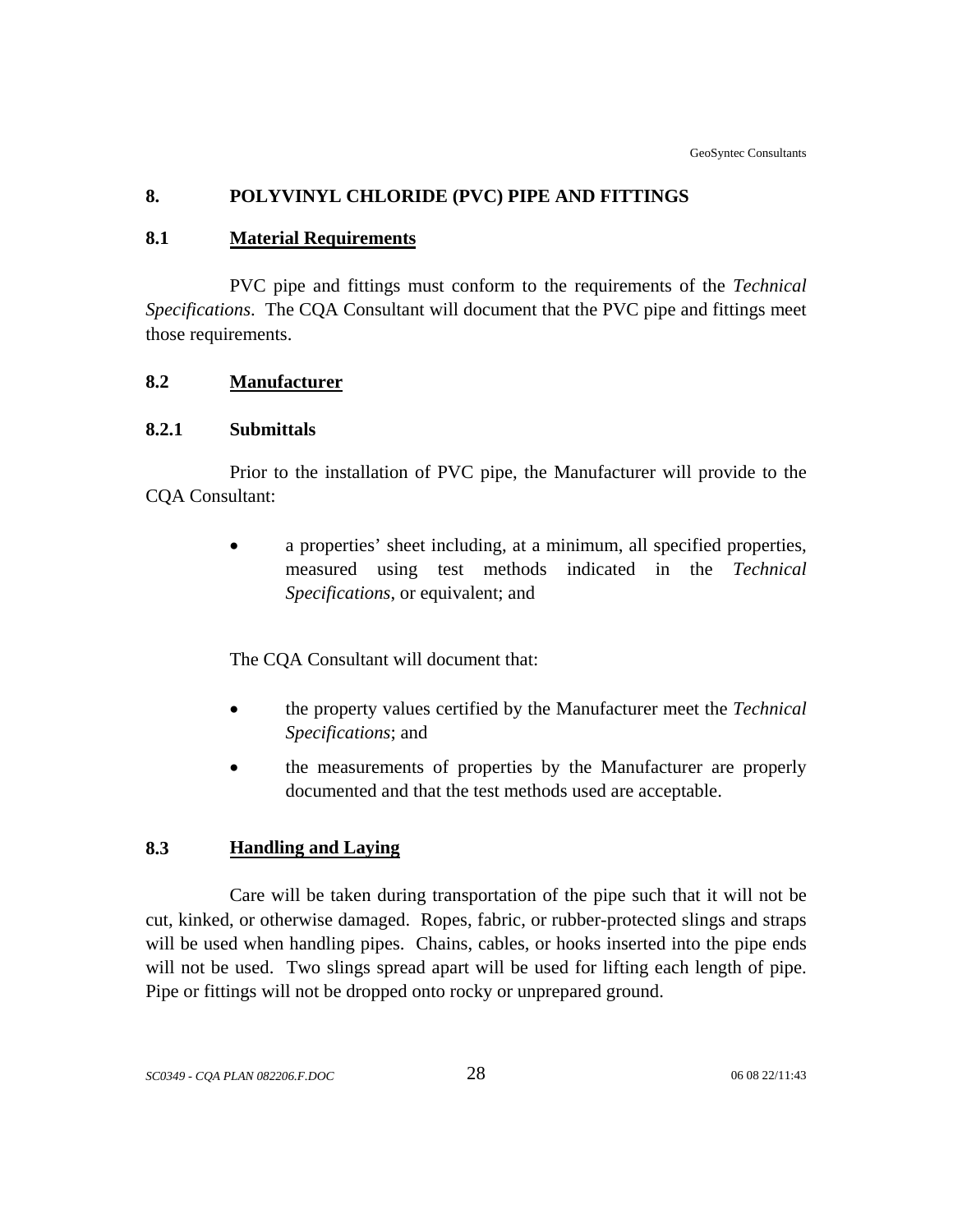## 8. POLYVINYL CHLORIDE (PVC) PIPE AND FITTINGS

### 8.1 Material Requirements

PVC pipe and fittings must conform to the requirements of the *Technical Specifications*. The CQA Consultant will document that the PVC pipe and fittings meet those requirements.

### 8.2 Manufacturer

#### 8.2.1 Submittals

Prior to the installation of PVC pipe, the Manufacturer will provide to the CQA Consultant:

- a properties' sheet including, at a minimum, all specified properties, measured using test methods indicated in the *Technical Specifications*, or equivalent; and

The CQA Consultant will document that:

- the property values certified by the Manufacturer meet the *Technical Specifications*; and
- the measurements of properties by the Manufacturer are properly documented and that the test methods used are acceptable.

### 8.3 Handling and Laying

Care will be taken during transportation of the pipe such that it will not be cut, kinked, or otherwise damaged. Ropes, fabric, or rubber-protected slings and straps will be used when handling pipes. Chains, cables, or hooks inserted into the pipe ends will not be used. Two slings spread apart will be used for lifting each length of pipe. Pipe or fittings will not be dropped onto rocky or unprepared ground.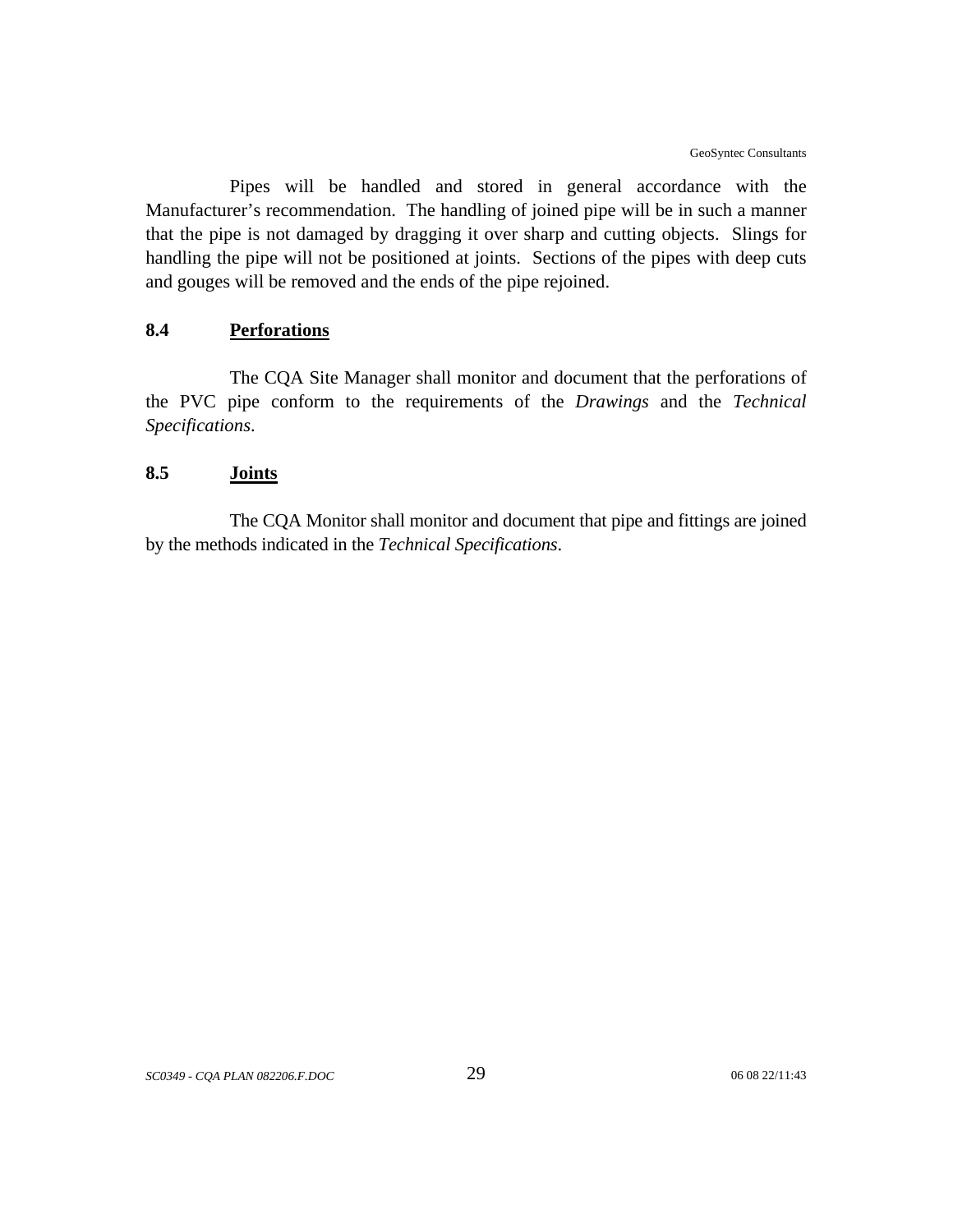Pipes will be handled and stored in general accordance with the Manufacturer's recommendation. The handling of joined pipe will be in such a manner that the pipe is not damaged by dragging it over sharp and cutting objects. Slings for handling the pipe will not be positioned at joints. Sections of the pipes with deep cuts and gouges will be removed and the ends of the pipe rejoined.

### 8.4 Perforations

The CQA Site Manager shall monitor and document that the perforations of the PVC pipe conform to the requirements of the *Drawings* and the *Technical Specifications*.

### 8.5 Joints

The CQA Monitor shall monitor and document that pipe and fittings are joined by the methods indicated in the *Technical Specifications*.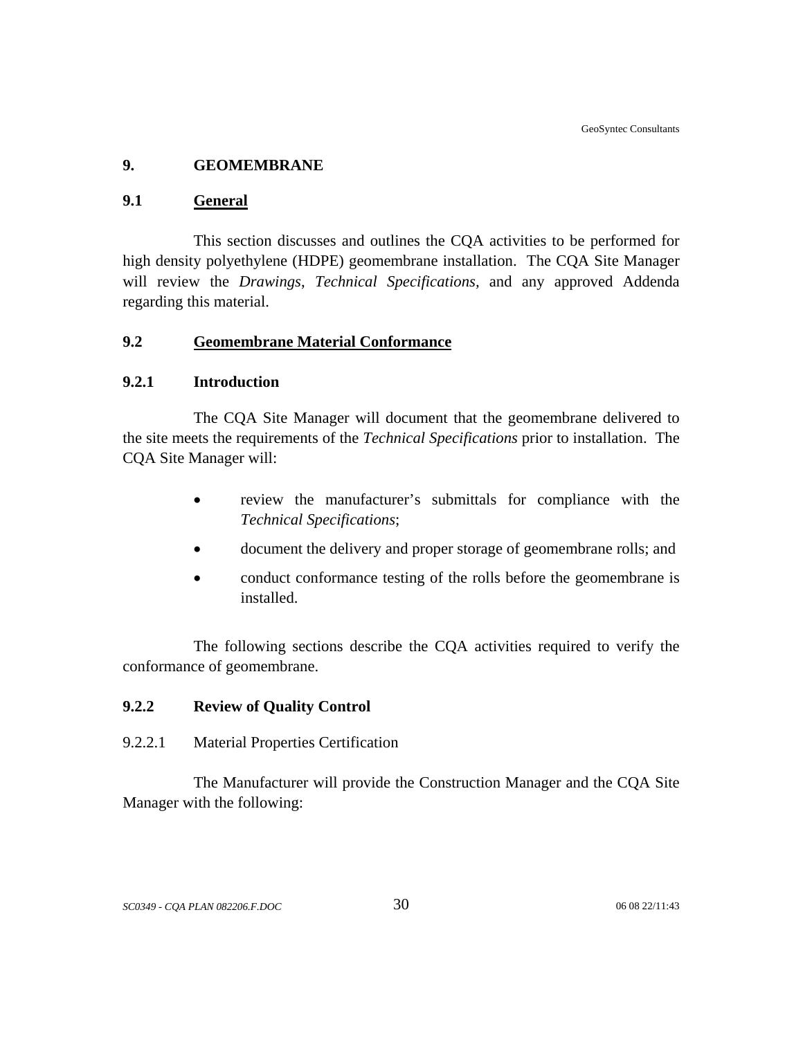# 9. GEOMEMBRANE

## 9.1 General

This section discusses and outlines the CQA activities to be performed for high density polyethylene (HDPE) geomembrane installation. The CQA Site Manager will review the *Drawings*, *Technical Specifications*, and any approved Addenda regarding this material.

## 9.2 Geomembrane Material Conformance

### 9.2.1 Introduction

The CQA Site Manager will document that the geomembrane delivered to the site meets the requirements of the *Technical Specifications* prior to installation. The CQA Site Manager will:

- review the manufacturer's submittals for compliance with the *Technical Specifications*;
- document the delivery and proper storage of geomembrane rolls; and
- conduct conformance testing of the rolls before the geomembrane is installed.

The following sections describe the CQA activities required to verify the conformance of geomembrane.

### 9.2.2 Review of Quality Control

#### 9.2.2.1 Material Properties Certification

The Manufacturer will provide the Construction Manager and the CQA Site Manager with the following: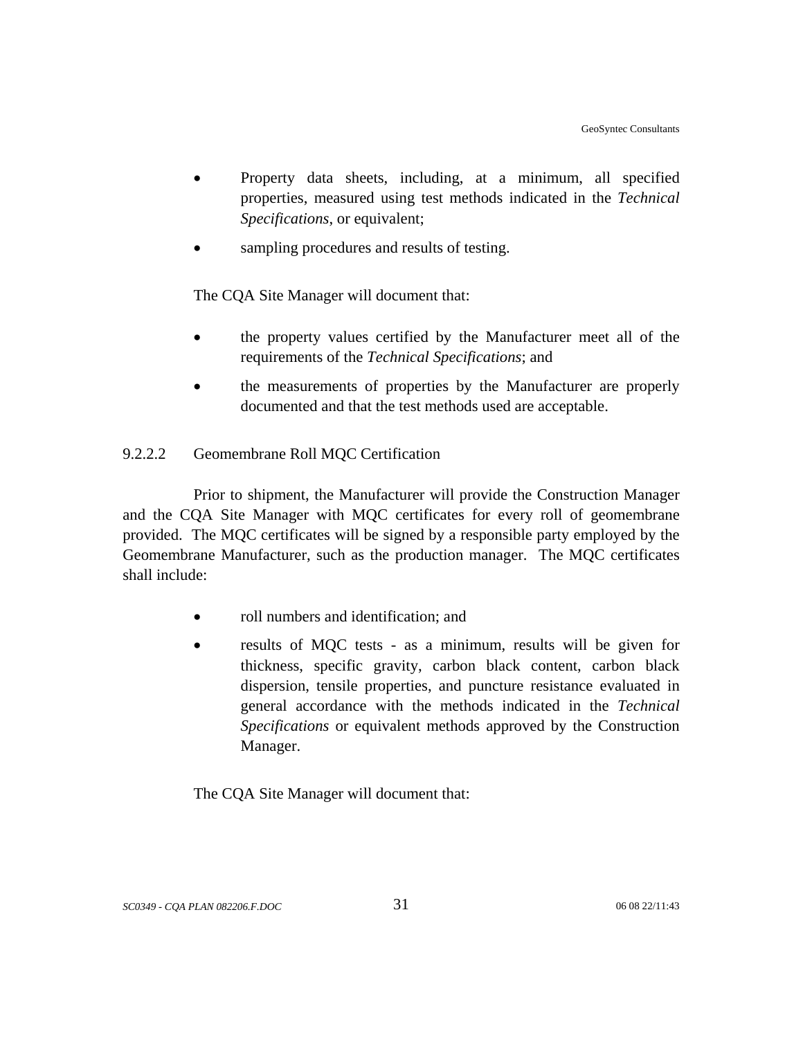- Property data sheets, including, at a minimum, all specified properties, measured using test methods indicated in the *Technical Specifications*, or equivalent;
- sampling procedures and results of testing.

The CQA Site Manager will document that:

- the property values certified by the Manufacturer meet all of the requirements of the *Technical Specifications*; and
- the measurements of properties by the Manufacturer are properly documented and that the test methods used are acceptable.

#### 9.2.2.2 Geomembrane Roll MQC Certification

Prior to shipment, the Manufacturer will provide the Construction Manager and the CQA Site Manager with MQC certificates for every roll of geomembrane provided. The MQC certificates will be signed by a responsible party employed by the Geomembrane Manufacturer, such as the production manager. The MQC certificates shall include:

- roll numbers and identification; and
- results of MQC tests - as a minimum, results will be given for thickness, specific gravity, carbon black content, carbon black dispersion, tensile properties, and puncture resistance evaluated in general accordance with the methods indicated in the *Technical Specifications* or equivalent methods approved by the Construction Manager.

The CQA Site Manager will document that: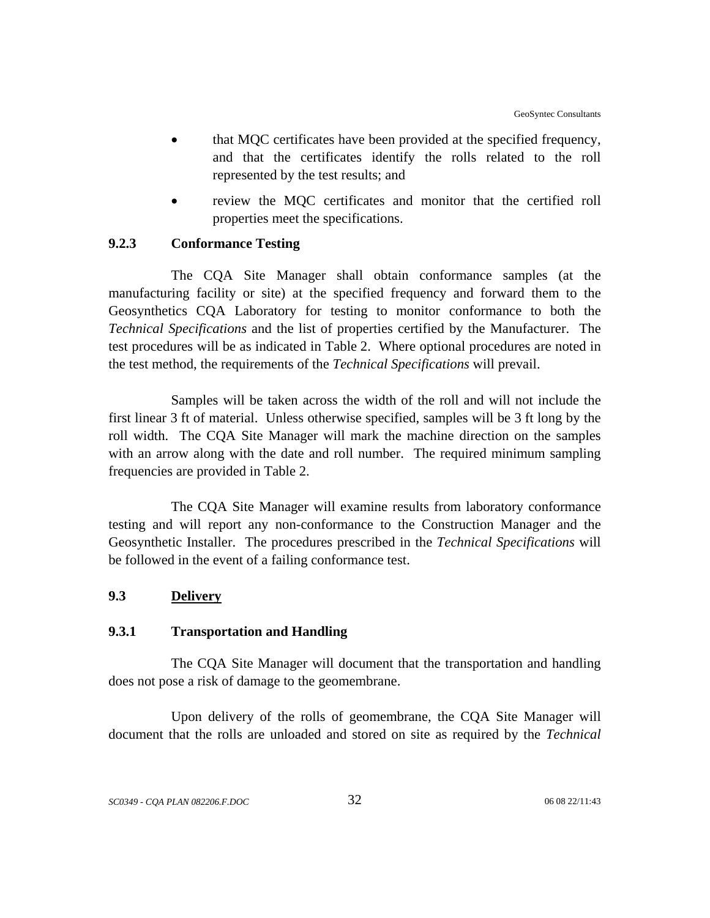- that MQC certificates have been provided at the specified frequency, and that the certificates identify the rolls related to the roll represented by the test results; and
- review the MQC certificates and monitor that the certified roll properties meet the specifications.

### 9.2.3 Conformance Testing

The CQA Site Manager shall obtain conformance samples (at the manufacturing facility or site) at the specified frequency and forward them to the Geosynthetics CQA Laboratory for testing to monitor conformance to both the *Technical Specifications* and the list of properties certified by the Manufacturer. The test procedures will be as indicated in Table 2. Where optional procedures are noted in the test method, the requirements of the *Technical Specifications* will prevail.

Samples will be taken across the width of the roll and will not include the first linear 3 ft of material. Unless otherwise specified, samples will be 3 ft long by the roll width. The CQA Site Manager will mark the machine direction on the samples with an arrow along with the date and roll number. The required minimum sampling frequencies are provided in Table 2.

The CQA Site Manager will examine results from laboratory conformance testing and will report any non-conformance to the Construction Manager and the Geosynthetic Installer. The procedures prescribed in the *Technical Specifications* will be followed in the event of a failing conformance test.

## 9.3 Delivery

### 9.3.1 Transportation and Handling

The CQA Site Manager will document that the transportation and handling does not pose a risk of damage to the geomembrane.

Upon delivery of the rolls of geomembrane, the CQA Site Manager will document that the rolls are unloaded and stored on site as required by the *Technical*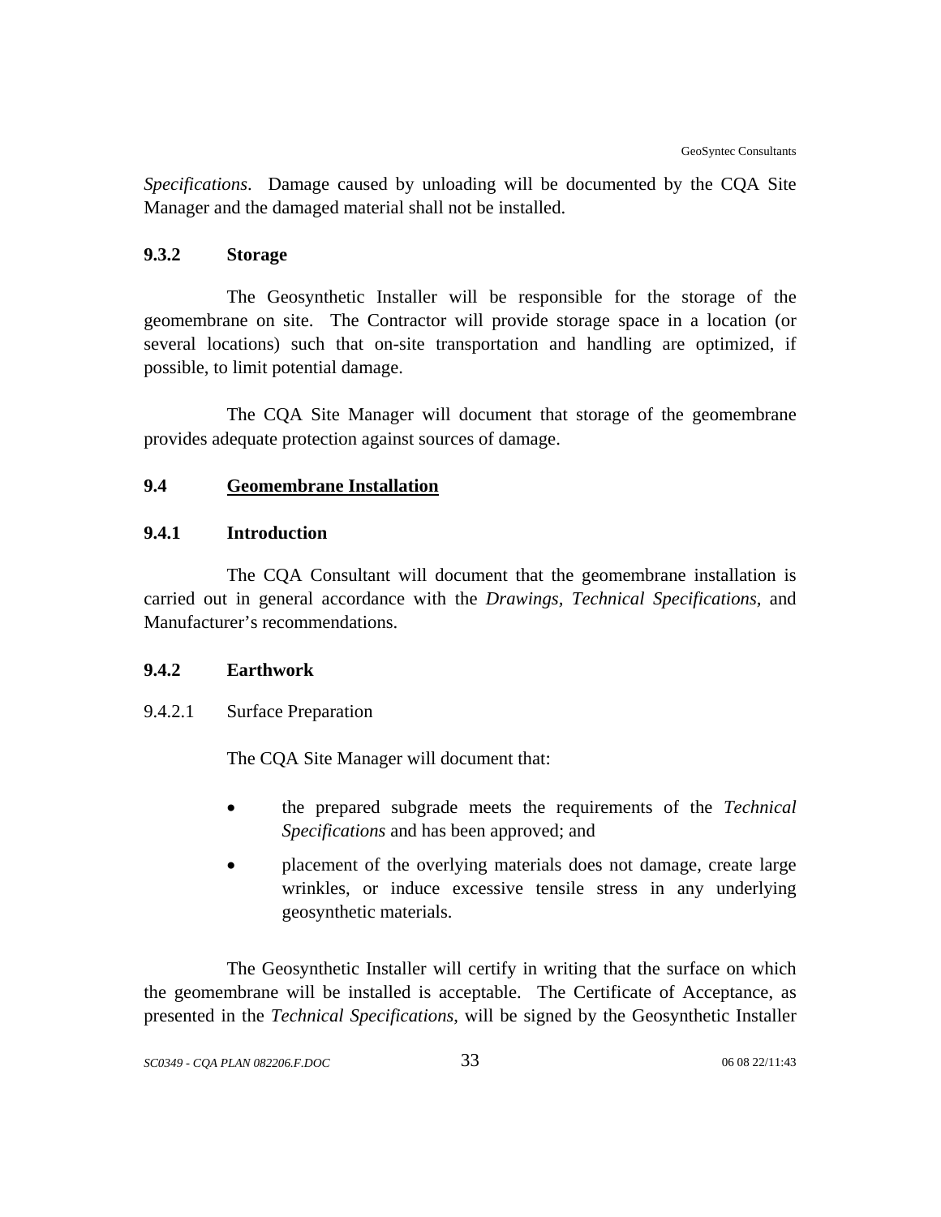*Specifications*. Damage caused by unloading will be documented by the CQA Site Manager and the damaged material shall not be installed.

### 9.3.2 Storage

The Geosynthetic Installer will be responsible for the storage of the geomembrane on site. The Contractor will provide storage space in a location (or several locations) such that on-site transportation and handling are optimized, if possible, to limit potential damage.

The CQA Site Manager will document that storage of the geomembrane provides adequate protection against sources of damage.

## 9.4 Geomembrane Installation

### 9.4.1 Introduction

The CQA Consultant will document that the geomembrane installation is carried out in general accordance with the *Drawings, Technical Specifications,* and Manufacturer's recommendations.

### 9.4.2 Earthwork

#### 9.4.2.1 Surface Preparation

The CQA Site Manager will document that:

- the prepared subgrade meets the requirements of the *Technical Specifications* and has been approved; and
- placement of the overlying materials does not damage, create large wrinkles, or induce excessive tensile stress in any underlying geosynthetic materials.

The Geosynthetic Installer will certify in writing that the surface on which the geomembrane will be installed is acceptable. The Certificate of Acceptance, as presented in the *Technical Specifications*, will be signed by the Geosynthetic Installer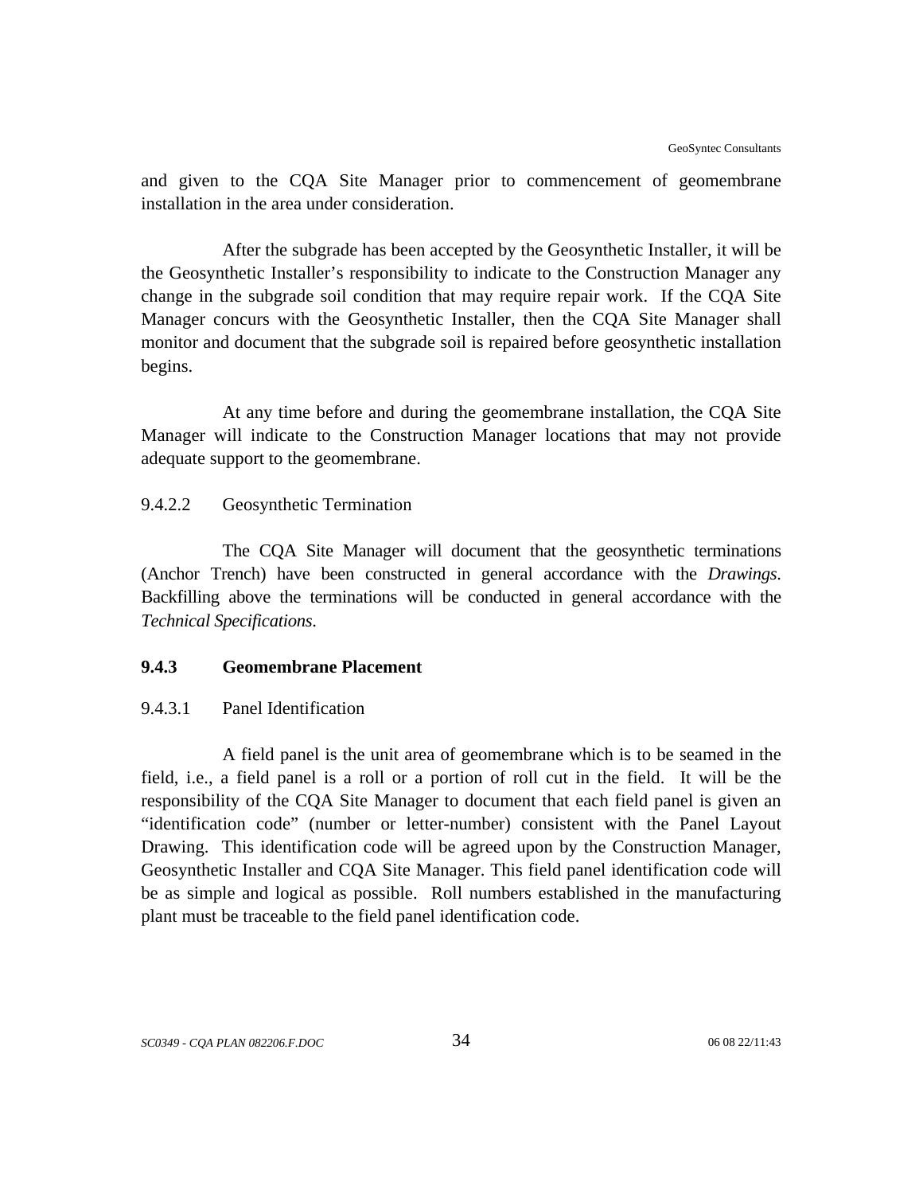and given to the CQA Site Manager prior to commencement of geomembrane installation in the area under consideration.

After the subgrade has been accepted by the Geosynthetic Installer, it will be the Geosynthetic Installer's responsibility to indicate to the Construction Manager any change in the subgrade soil condition that may require repair work. If the CQA Site Manager concurs with the Geosynthetic Installer, then the CQA Site Manager shall monitor and document that the subgrade soil is repaired before geosynthetic installation begins.

At any time before and during the geomembrane installation, the CQA Site Manager will indicate to the Construction Manager locations that may not provide adequate support to the geomembrane.

9.4.2.2 Geosynthetic Termination

The CQA Site Manager will document that the geosynthetic terminations (Anchor Trench) have been constructed in general accordance with the *Drawings*. Backfilling above the terminations will be conducted in general accordance with the *Technical Specifications*.

### 9.4.3 Geomembrane Placement

9.4.3.1 Panel Identification

A field panel is the unit area of geomembrane which is to be seamed in the field, i.e., a field panel is a roll or a portion of roll cut in the field. It will be the responsibility of the CQA Site Manager to document that each field panel is given an "identification code" (number or letter-number) consistent with the Panel Layout Drawing. This identification code will be agreed upon by the Construction Manager, Geosynthetic Installer and CQA Site Manager. This field panel identification code will be as simple and logical as possible. Roll numbers established in the manufacturing plant must be traceable to the field panel identification code.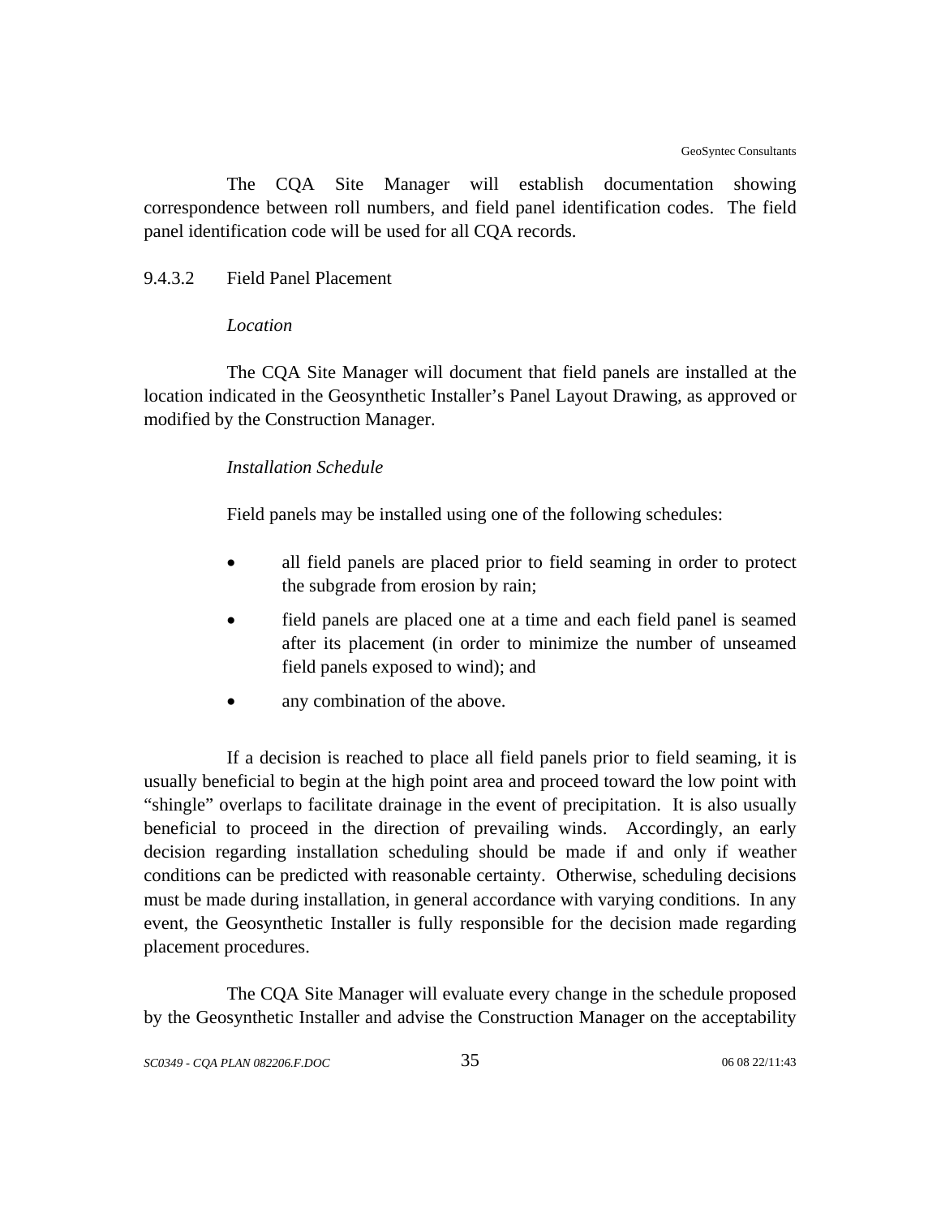The CQA Site Manager will establish documentation showing correspondence between roll numbers, and field panel identification codes. The field panel identification code will be used for all CQA records.

9.4.3.2 Field Panel Placement

*Location*

The CQA Site Manager will document that field panels are installed at the location indicated in the Geosynthetic Installer's Panel Layout Drawing, as approved or modified by the Construction Manager.

*Installation Schedule*

Field panels may be installed using one of the following schedules:

- all field panels are placed prior to field seaming in order to protect the subgrade from erosion by rain;
- field panels are placed one at a time and each field panel is seamed after its placement (in order to minimize the number of unseamed field panels exposed to wind); and
- any combination of the above.

If a decision is reached to place all field panels prior to field seaming, it is usually beneficial to begin at the high point area and proceed toward the low point with "shingle" overlaps to facilitate drainage in the event of precipitation. It is also usually beneficial to proceed in the direction of prevailing winds. Accordingly, an early decision regarding installation scheduling should be made if and only if weather conditions can be predicted with reasonable certainty. Otherwise, scheduling decisions must be made during installation, in general accordance with varying conditions. In any event, the Geosynthetic Installer is fully responsible for the decision made regarding placement procedures.

The CQA Site Manager will evaluate every change in the schedule proposed by the Geosynthetic Installer and advise the Construction Manager on the acceptability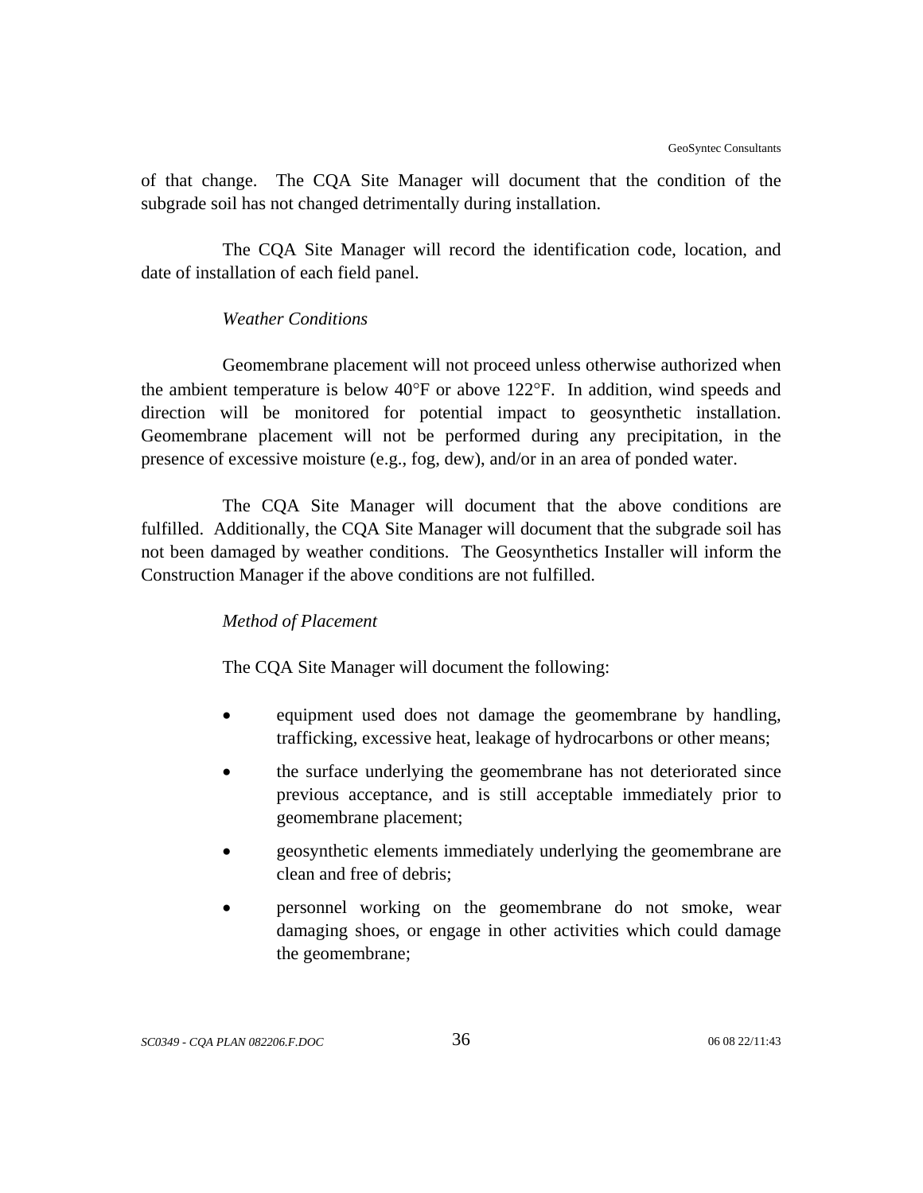of that change. The CQA Site Manager will document that the condition of the subgrade soil has not changed detrimentally during installation.

The CQA Site Manager will record the identification code, location, and date of installation of each field panel.

*Weather Conditions*

Geomembrane placement will not proceed unless otherwise authorized when the ambient temperature is below 40°F or above 122°F. In addition, wind speeds and direction will be monitored for potential impact to geosynthetic installation. Geomembrane placement will not be performed during any precipitation, in the presence of excessive moisture (e.g., fog, dew), and/or in an area of ponded water.

The CQA Site Manager will document that the above conditions are fulfilled. Additionally, the CQA Site Manager will document that the subgrade soil has not been damaged by weather conditions. The Geosynthetics Installer will inform the Construction Manager if the above conditions are not fulfilled.

*Method of Placement*

The CQA Site Manager will document the following:

- equipment used does not damage the geomembrane by handling, trafficking, excessive heat, leakage of hydrocarbons or other means;
- the surface underlying the geomembrane has not deteriorated since previous acceptance, and is still acceptable immediately prior to geomembrane placement;
- geosynthetic elements immediately underlying the geomembrane are clean and free of debris;
- personnel working on the geomembrane do not smoke, wear damaging shoes, or engage in other activities which could damage the geomembrane;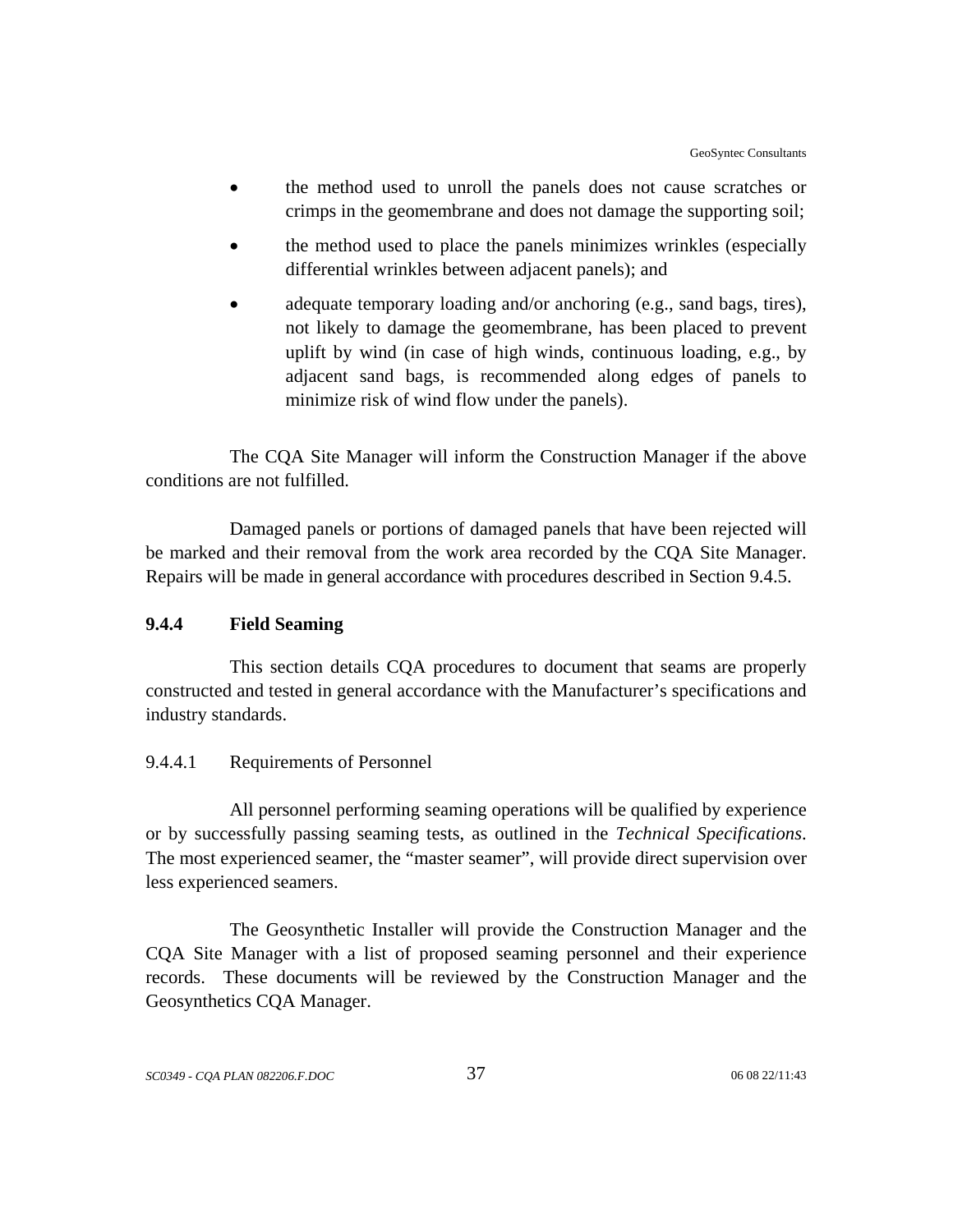- the method used to unroll the panels does not cause scratches or crimps in the geomembrane and does not damage the supporting soil;
- the method used to place the panels minimizes wrinkles (especially differential wrinkles between adjacent panels); and
- adequate temporary loading and/or anchoring (e.g., sand bags, tires), not likely to damage the geomembrane, has been placed to prevent uplift by wind (in case of high winds, continuous loading, e.g., by adjacent sand bags, is recommended along edges of panels to minimize risk of wind flow under the panels).

The CQA Site Manager will inform the Construction Manager if the above conditions are not fulfilled.

Damaged panels or portions of damaged panels that have been rejected will be marked and their removal from the work area recorded by the CQA Site Manager. Repairs will be made in general accordance with procedures described in Section 9.4.5.

### 9.4.4 Field Seaming

This section details CQA procedures to document that seams are properly constructed and tested in general accordance with the Manufacturer's specifications and industry standards.

#### 9.4.4.1 Requirements of Personnel

All personnel performing seaming operations will be qualified by experience or by successfully passing seaming tests, as outlined in the *Technical Specifications*. The most experienced seamer, the "master seamer", will provide direct supervision over less experienced seamers.

The Geosynthetic Installer will provide the Construction Manager and the CQA Site Manager with a list of proposed seaming personnel and their experience records. These documents will be reviewed by the Construction Manager and the Geosynthetics CQA Manager.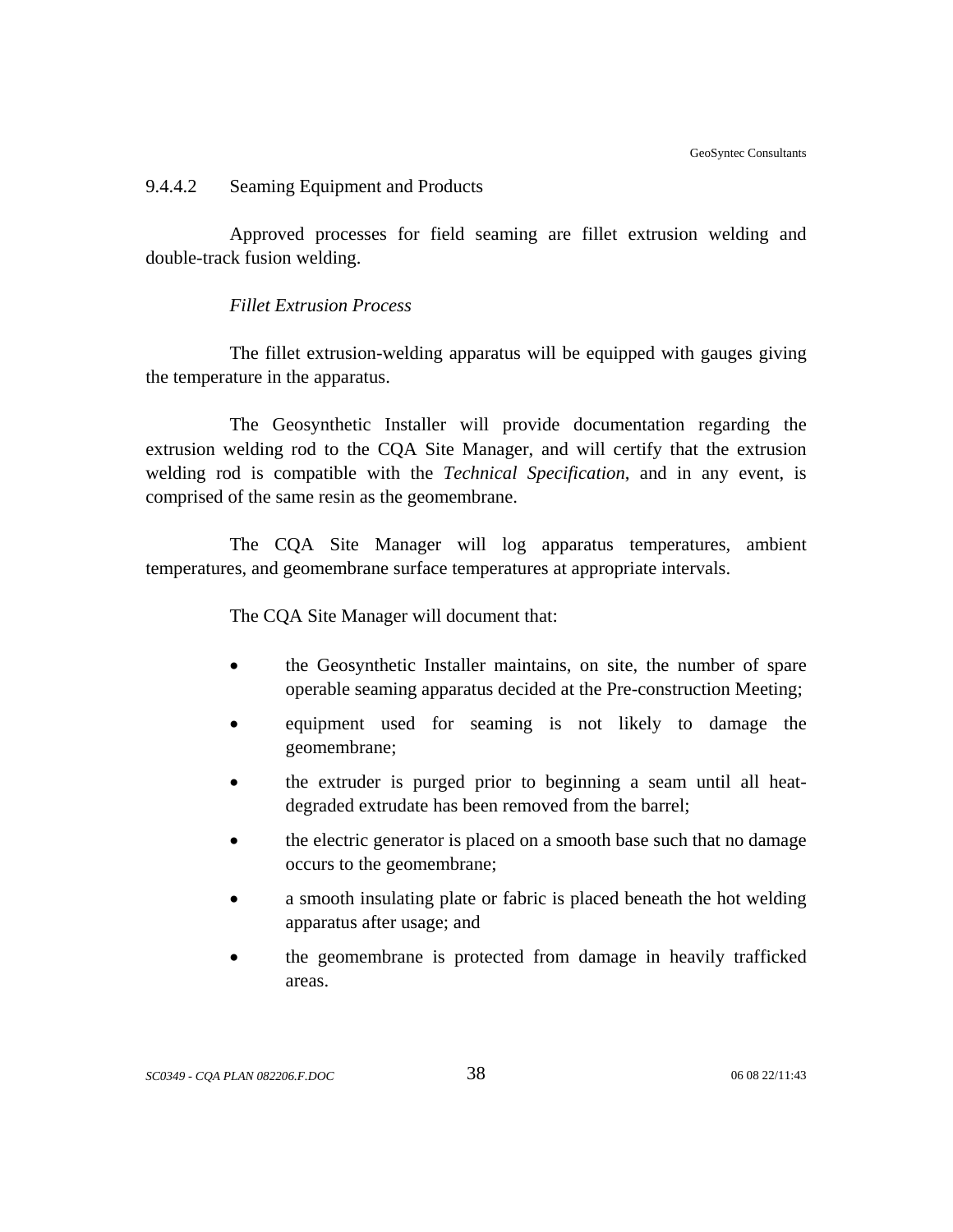#### 9.4.4.2 Seaming Equipment and Products

Approved processes for field seaming are fillet extrusion welding and double-track fusion welding.

*Fillet Extrusion Process*

The fillet extrusion-welding apparatus will be equipped with gauges giving the temperature in the apparatus.

The Geosynthetic Installer will provide documentation regarding the extrusion welding rod to the CQA Site Manager, and will certify that the extrusion welding rod is compatible with the *Technical Specification*, and in any event, is comprised of the same resin as the geomembrane.

The CQA Site Manager will log apparatus temperatures, ambient temperatures, and geomembrane surface temperatures at appropriate intervals.

The CQA Site Manager will document that:

- the Geosynthetic Installer maintains, on site, the number of spare operable seaming apparatus decided at the Pre-construction Meeting;
- equipment used for seaming is not likely to damage the geomembrane;
- the extruder is purged prior to beginning a seam until all heat-degraded extrudate has been removed from the barrel;
- the electric generator is placed on a smooth base such that no damage occurs to the geomembrane;
- a smooth insulating plate or fabric is placed beneath the hot welding apparatus after usage; and
- the geomembrane is protected from damage in heavily trafficked areas.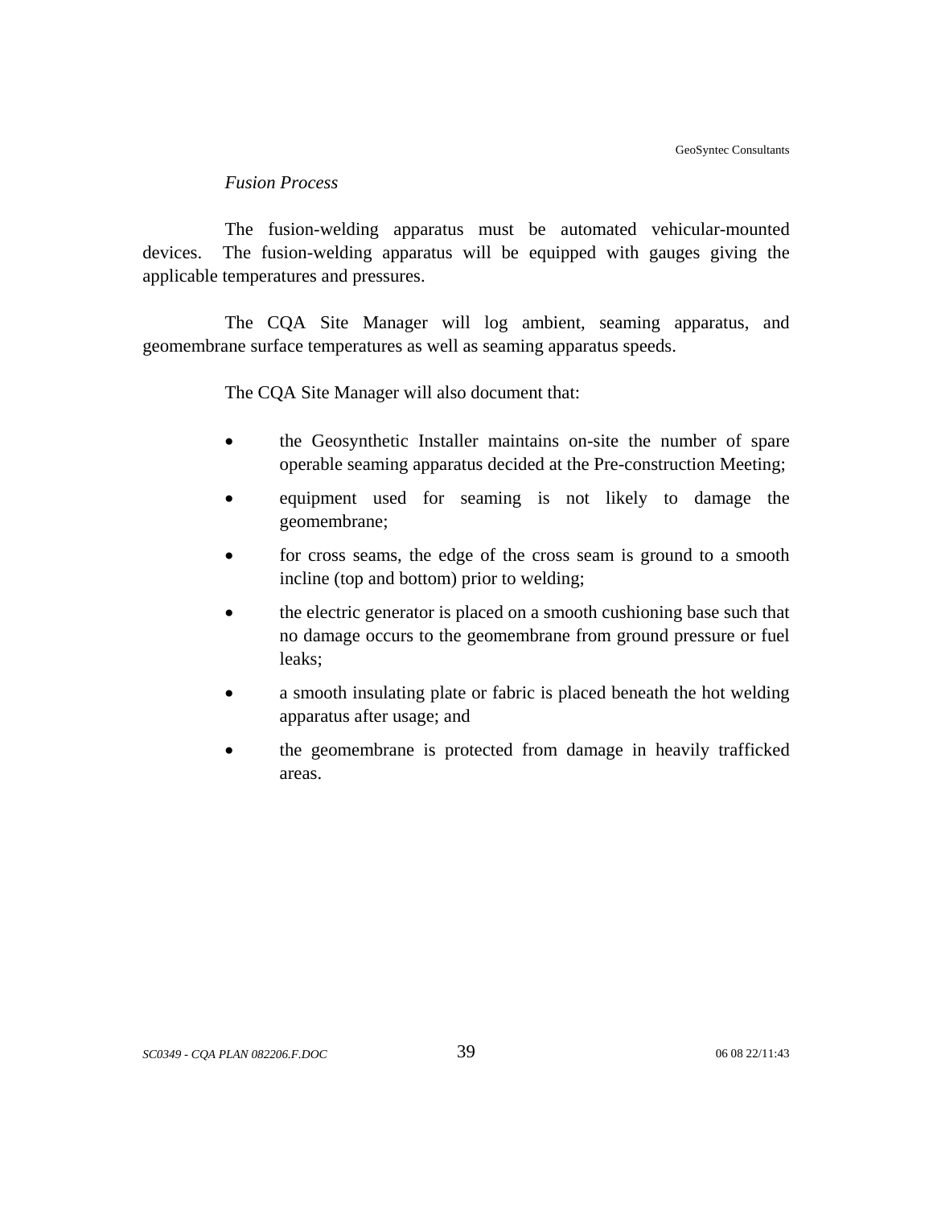*Fusion Process*

The fusion-welding apparatus must be automated vehicular-mounted devices. The fusion-welding apparatus will be equipped with gauges giving the applicable temperatures and pressures.

The CQA Site Manager will log ambient, seaming apparatus, and geomembrane surface temperatures as well as seaming apparatus speeds.

The CQA Site Manager will also document that:

- the Geosynthetic Installer maintains on-site the number of spare operable seaming apparatus decided at the Pre-construction Meeting;
- equipment used for seaming is not likely to damage the geomembrane;
- for cross seams, the edge of the cross seam is ground to a smooth incline (top and bottom) prior to welding;
- the electric generator is placed on a smooth cushioning base such that no damage occurs to the geomembrane from ground pressure or fuel leaks;
- a smooth insulating plate or fabric is placed beneath the hot welding apparatus after usage; and
- the geomembrane is protected from damage in heavily trafficked areas.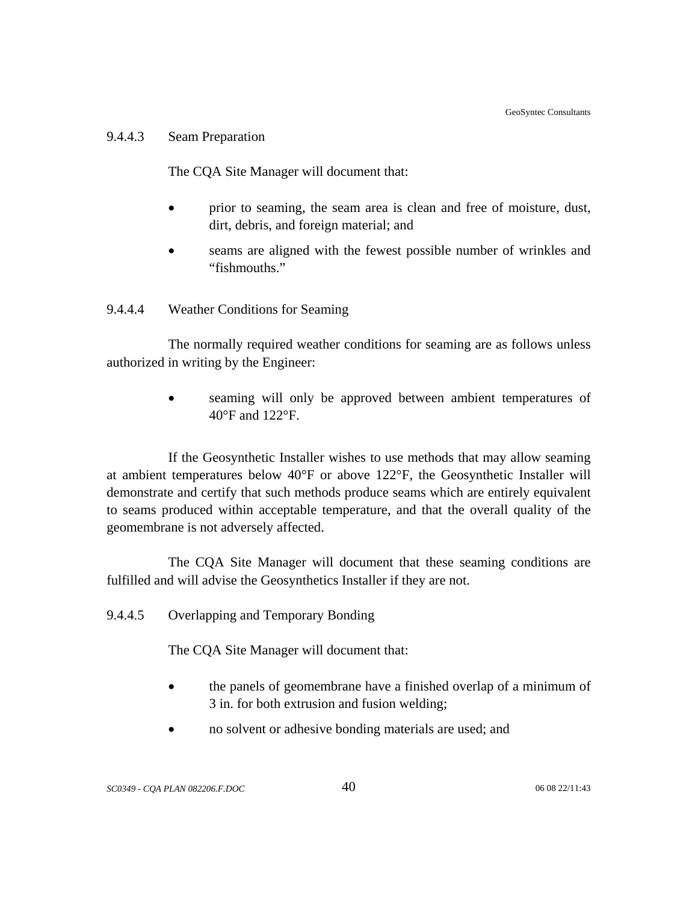#### 9.4.4.3 Seam Preparation

The CQA Site Manager will document that:

- prior to seaming, the seam area is clean and free of moisture, dust, dirt, debris, and foreign material; and
- seams are aligned with the fewest possible number of wrinkles and "fishmouths."

#### 9.4.4.4 Weather Conditions for Seaming

The normally required weather conditions for seaming are as follows unless authorized in writing by the Engineer:

- seaming will only be approved between ambient temperatures of 40°F and 122°F.

If the Geosynthetic Installer wishes to use methods that may allow seaming at ambient temperatures below 40°F or above 122°F, the Geosynthetic Installer will demonstrate and certify that such methods produce seams which are entirely equivalent to seams produced within acceptable temperature, and that the overall quality of the geomembrane is not adversely affected.

The CQA Site Manager will document that these seaming conditions are fulfilled and will advise the Geosynthetics Installer if they are not.

#### 9.4.4.5 Overlapping and Temporary Bonding

The CQA Site Manager will document that:

- the panels of geomembrane have a finished overlap of a minimum of 3 in. for both extrusion and fusion welding;
- no solvent or adhesive bonding materials are used; and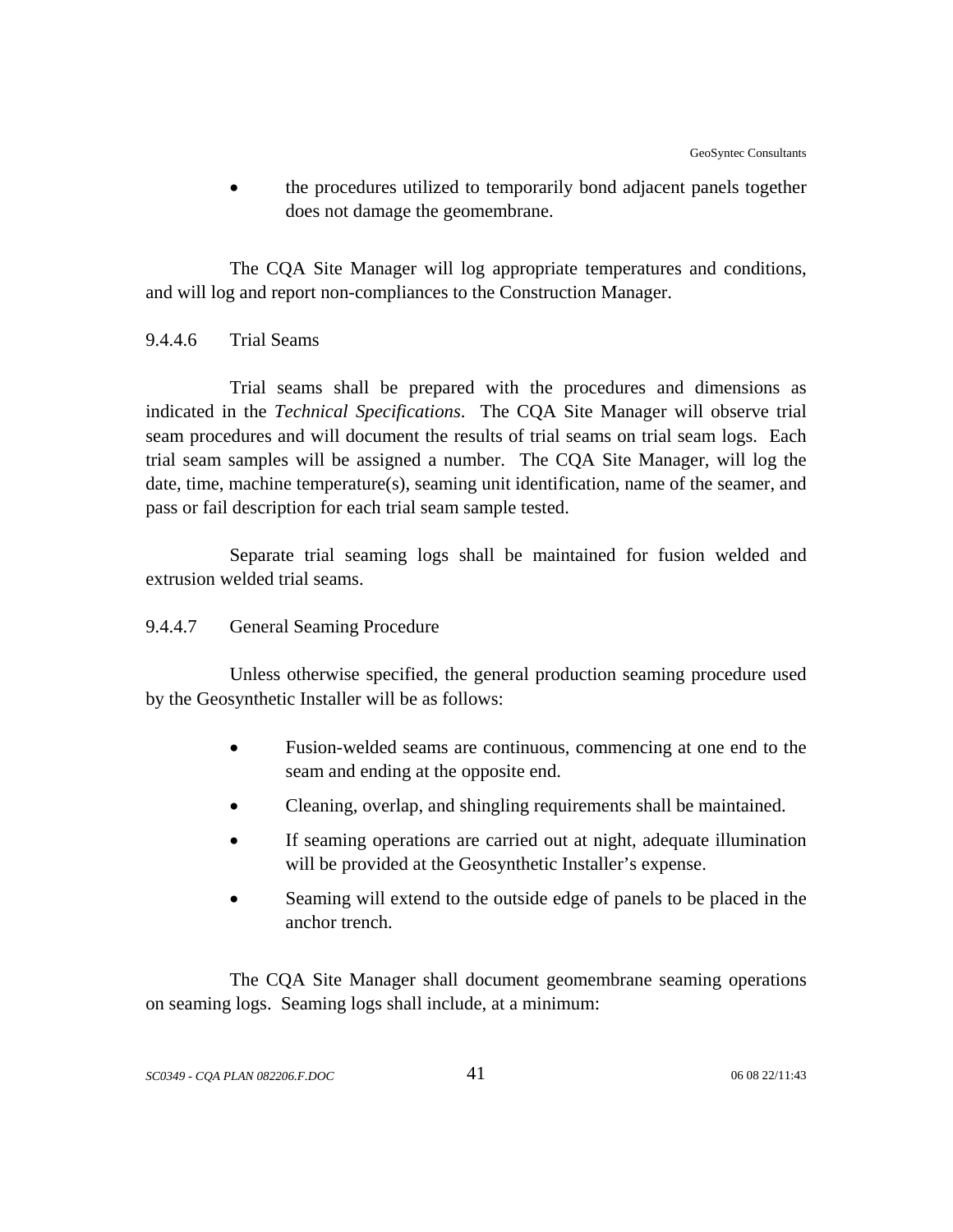- the procedures utilized to temporarily bond adjacent panels together does not damage the geomembrane.

The CQA Site Manager will log appropriate temperatures and conditions, and will log and report non-compliances to the Construction Manager.

### 9.4.4.6 Trial Seams

Trial seams shall be prepared with the procedures and dimensions as indicated in the *Technical Specifications*. The CQA Site Manager will observe trial seam procedures and will document the results of trial seams on trial seam logs. Each trial seam samples will be assigned a number. The CQA Site Manager, will log the date, time, machine temperature(s), seaming unit identification, name of the seamer, and pass or fail description for each trial seam sample tested.

Separate trial seaming logs shall be maintained for fusion welded and extrusion welded trial seams.

### 9.4.4.7 General Seaming Procedure

Unless otherwise specified, the general production seaming procedure used by the Geosynthetic Installer will be as follows:

- Fusion-welded seams are continuous, commencing at one end to the seam and ending at the opposite end.
- Cleaning, overlap, and shingling requirements shall be maintained.
- If seaming operations are carried out at night, adequate illumination will be provided at the Geosynthetic Installer's expense.
- Seaming will extend to the outside edge of panels to be placed in the anchor trench.

The CQA Site Manager shall document geomembrane seaming operations on seaming logs. Seaming logs shall include, at a minimum: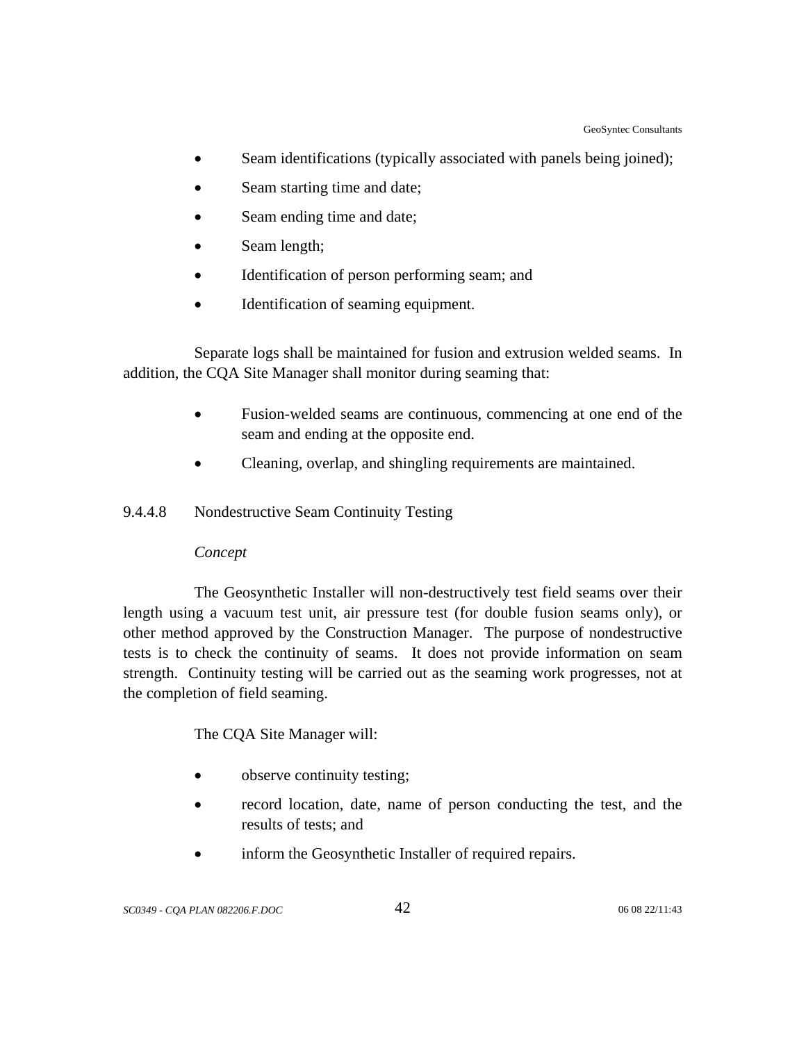- Seam identifications (typically associated with panels being joined);
- Seam starting time and date;
- Seam ending time and date;
- Seam length;
- Identification of person performing seam; and
- Identification of seaming equipment.

Separate logs shall be maintained for fusion and extrusion welded seams. In addition, the CQA Site Manager shall monitor during seaming that:

- Fusion-welded seams are continuous, commencing at one end of the seam and ending at the opposite end.
- Cleaning, overlap, and shingling requirements are maintained.

#### 9.4.4.8 Nondestructive Seam Continuity Testing

*Concept*

The Geosynthetic Installer will non-destructively test field seams over their length using a vacuum test unit, air pressure test (for double fusion seams only), or other method approved by the Construction Manager. The purpose of nondestructive tests is to check the continuity of seams. It does not provide information on seam strength. Continuity testing will be carried out as the seaming work progresses, not at the completion of field seaming.

The CQA Site Manager will:

- observe continuity testing;
- record location, date, name of person conducting the test, and the results of tests; and
- inform the Geosynthetic Installer of required repairs.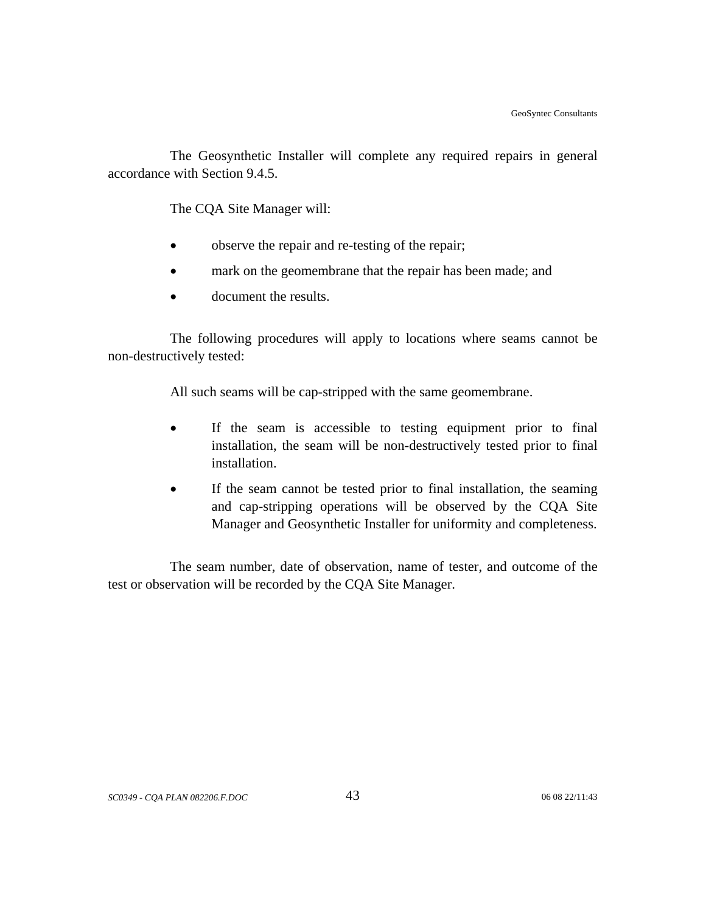The Geosynthetic Installer will complete any required repairs in general accordance with Section 9.4.5.

The CQA Site Manager will:

- observe the repair and re-testing of the repair;
- mark on the geomembrane that the repair has been made; and
- document the results.

The following procedures will apply to locations where seams cannot be non-destructively tested:

All such seams will be cap-stripped with the same geomembrane.

- If the seam is accessible to testing equipment prior to final installation, the seam will be non-destructively tested prior to final installation.
- If the seam cannot be tested prior to final installation, the seaming and cap-stripping operations will be observed by the CQA Site Manager and Geosynthetic Installer for uniformity and completeness.

The seam number, date of observation, name of tester, and outcome of the test or observation will be recorded by the CQA Site Manager.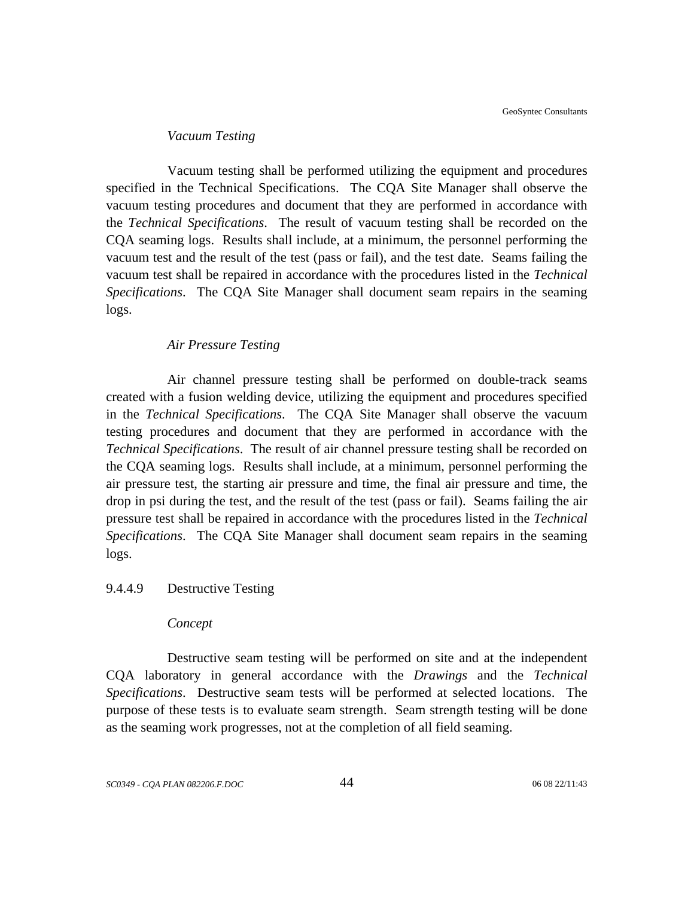*Vacuum Testing*

Vacuum testing shall be performed utilizing the equipment and procedures specified in the Technical Specifications. The CQA Site Manager shall observe the vacuum testing procedures and document that they are performed in accordance with the *Technical Specifications*. The result of vacuum testing shall be recorded on the CQA seaming logs. Results shall include, at a minimum, the personnel performing the vacuum test and the result of the test (pass or fail), and the test date. Seams failing the vacuum test shall be repaired in accordance with the procedures listed in the *Technical Specifications*. The CQA Site Manager shall document seam repairs in the seaming logs.

*Air Pressure Testing*

Air channel pressure testing shall be performed on double-track seams created with a fusion welding device, utilizing the equipment and procedures specified in the *Technical Specifications*. The CQA Site Manager shall observe the vacuum testing procedures and document that they are performed in accordance with the *Technical Specifications*. The result of air channel pressure testing shall be recorded on the CQA seaming logs. Results shall include, at a minimum, personnel performing the air pressure test, the starting air pressure and time, the final air pressure and time, the drop in psi during the test, and the result of the test (pass or fail). Seams failing the air pressure test shall be repaired in accordance with the procedures listed in the *Technical Specifications*. The CQA Site Manager shall document seam repairs in the seaming logs.

#### 9.4.4.9 Destructive Testing

*Concept*

Destructive seam testing will be performed on site and at the independent CQA laboratory in general accordance with the *Drawings* and the *Technical Specifications*. Destructive seam tests will be performed at selected locations. The purpose of these tests is to evaluate seam strength. Seam strength testing will be done as the seaming work progresses, not at the completion of all field seaming.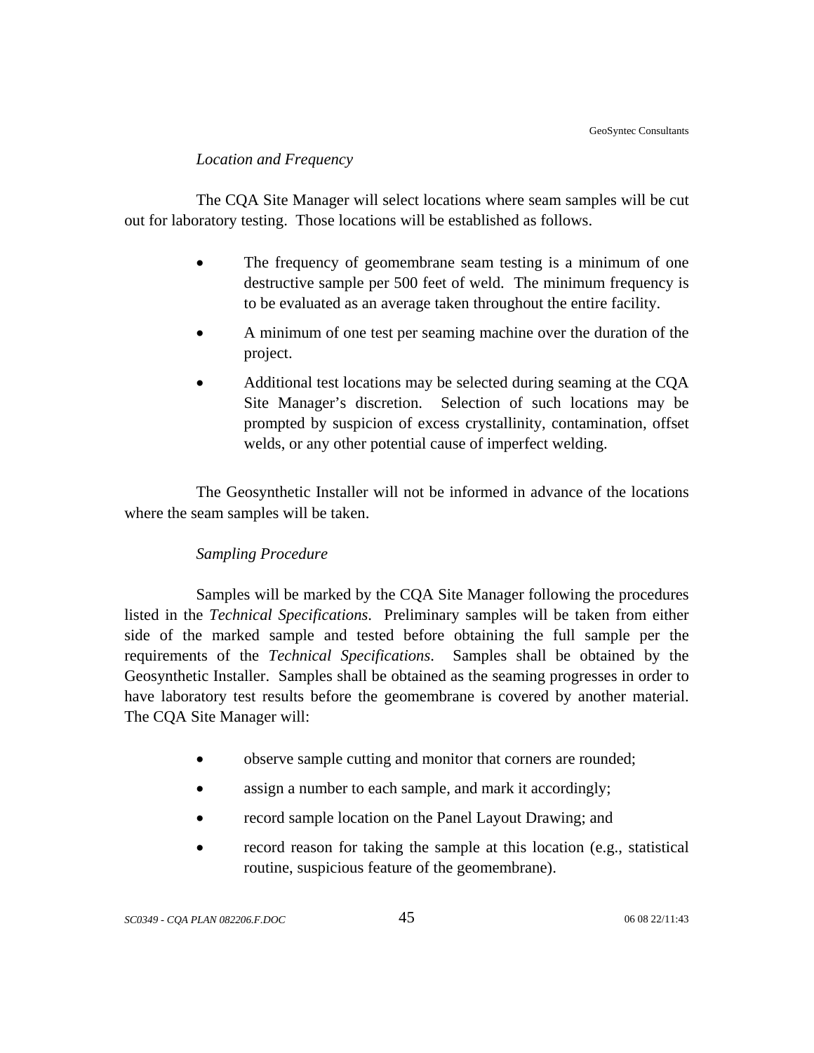*Location and Frequency*

The CQA Site Manager will select locations where seam samples will be cut out for laboratory testing. Those locations will be established as follows.

- The frequency of geomembrane seam testing is a minimum of one destructive sample per 500 feet of weld. The minimum frequency is to be evaluated as an average taken throughout the entire facility.
- A minimum of one test per seaming machine over the duration of the project.
- Additional test locations may be selected during seaming at the CQA Site Manager's discretion. Selection of such locations may be prompted by suspicion of excess crystallinity, contamination, offset welds, or any other potential cause of imperfect welding.

The Geosynthetic Installer will not be informed in advance of the locations where the seam samples will be taken.

*Sampling Procedure*

Samples will be marked by the CQA Site Manager following the procedures listed in the *Technical Specifications*. Preliminary samples will be taken from either side of the marked sample and tested before obtaining the full sample per the requirements of the *Technical Specifications*. Samples shall be obtained by the Geosynthetic Installer. Samples shall be obtained as the seaming progresses in order to have laboratory test results before the geomembrane is covered by another material. The CQA Site Manager will:

- observe sample cutting and monitor that corners are rounded;
- assign a number to each sample, and mark it accordingly;
- record sample location on the Panel Layout Drawing; and
- record reason for taking the sample at this location (e.g., statistical routine, suspicious feature of the geomembrane).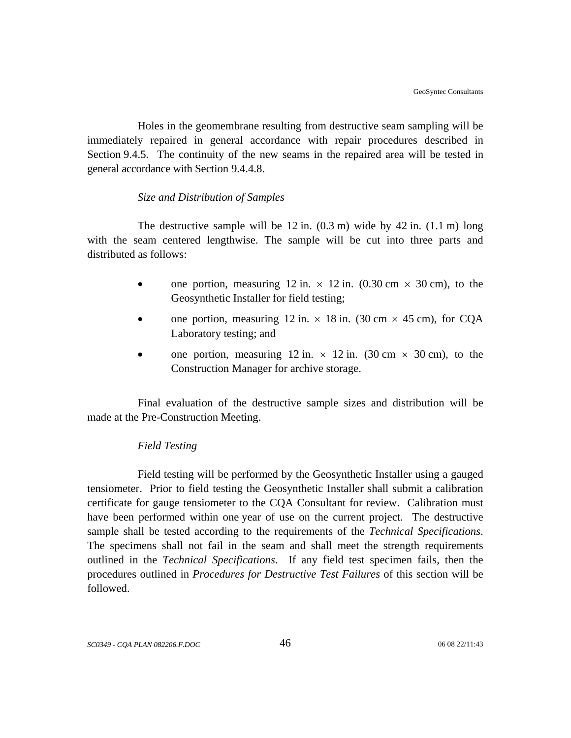Holes in the geomembrane resulting from destructive seam sampling will be immediately repaired in general accordance with repair procedures described in Section 9.4.5. The continuity of the new seams in the repaired area will be tested in general accordance with Section 9.4.4.8.

*Size and Distribution of Samples*

The destructive sample will be 12 in. (0.3 m) wide by 42 in. (1.1 m) long with the seam centered lengthwise. The sample will be cut into three parts and distributed as follows:

- one portion, measuring 12 in. × 12 in. (0.30 cm × 30 cm), to the Geosynthetic Installer for field testing;
- one portion, measuring 12 in. × 18 in. (30 cm × 45 cm), for CQA Laboratory testing; and
- one portion, measuring 12 in. × 12 in. (30 cm × 30 cm), to the Construction Manager for archive storage.

Final evaluation of the destructive sample sizes and distribution will be made at the Pre-Construction Meeting.

*Field Testing*

Field testing will be performed by the Geosynthetic Installer using a gauged tensiometer. Prior to field testing the Geosynthetic Installer shall submit a calibration certificate for gauge tensiometer to the CQA Consultant for review. Calibration must have been performed within one year of use on the current project. The destructive sample shall be tested according to the requirements of the *Technical Specifications*. The specimens shall not fail in the seam and shall meet the strength requirements outlined in the *Technical Specifications*. If any field test specimen fails, then the procedures outlined in *Procedures for Destructive Test Failures* of this section will be followed.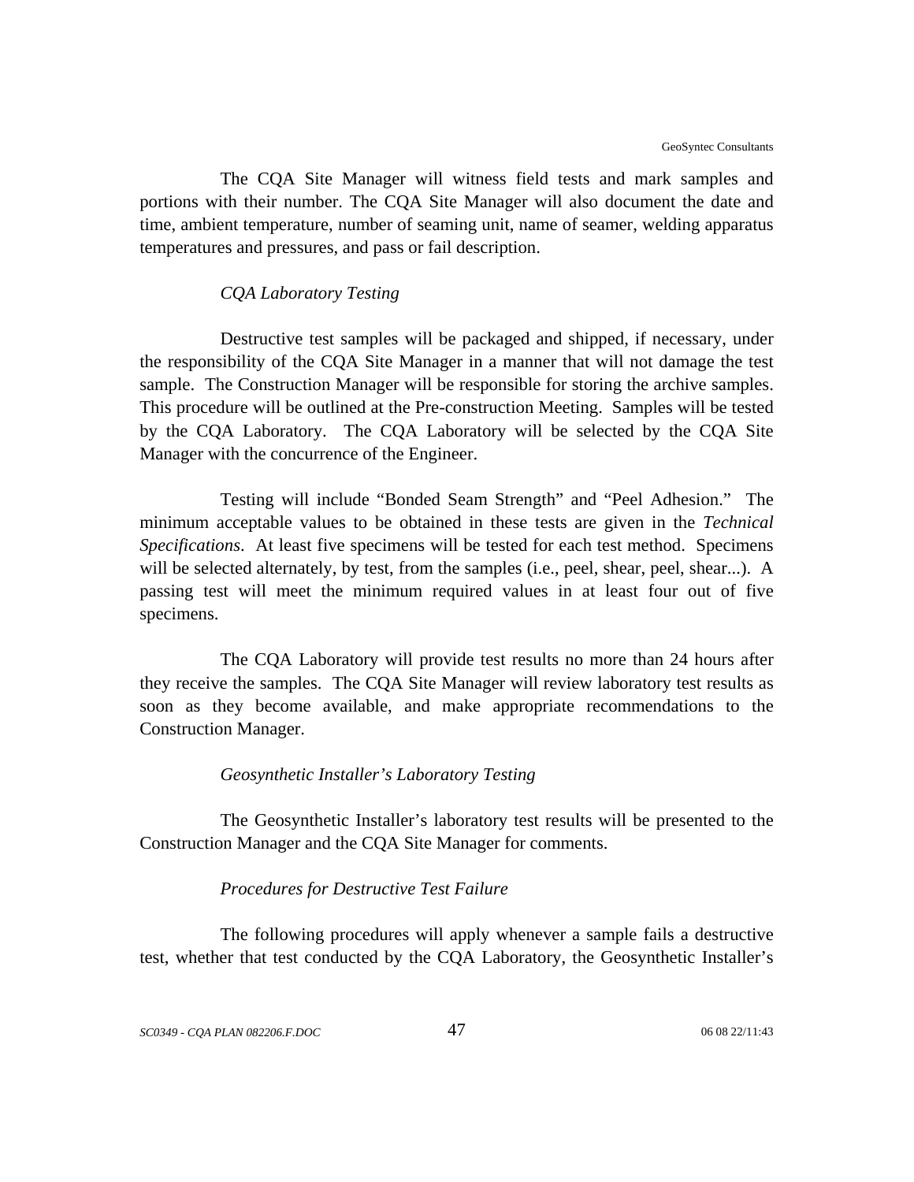The CQA Site Manager will witness field tests and mark samples and portions with their number. The CQA Site Manager will also document the date and time, ambient temperature, number of seaming unit, name of seamer, welding apparatus temperatures and pressures, and pass or fail description.

*CQA Laboratory Testing*

Destructive test samples will be packaged and shipped, if necessary, under the responsibility of the CQA Site Manager in a manner that will not damage the test sample. The Construction Manager will be responsible for storing the archive samples. This procedure will be outlined at the Pre-construction Meeting. Samples will be tested by the CQA Laboratory. The CQA Laboratory will be selected by the CQA Site Manager with the concurrence of the Engineer.

Testing will include "Bonded Seam Strength" and "Peel Adhesion." The minimum acceptable values to be obtained in these tests are given in the *Technical Specifications*. At least five specimens will be tested for each test method. Specimens will be selected alternately, by test, from the samples (i.e., peel, shear, peel, shear...). A passing test will meet the minimum required values in at least four out of five specimens.

The CQA Laboratory will provide test results no more than 24 hours after they receive the samples. The CQA Site Manager will review laboratory test results as soon as they become available, and make appropriate recommendations to the Construction Manager.

*Geosynthetic Installer's Laboratory Testing*

The Geosynthetic Installer's laboratory test results will be presented to the Construction Manager and the CQA Site Manager for comments.

*Procedures for Destructive Test Failure*

The following procedures will apply whenever a sample fails a destructive test, whether that test conducted by the CQA Laboratory, the Geosynthetic Installer's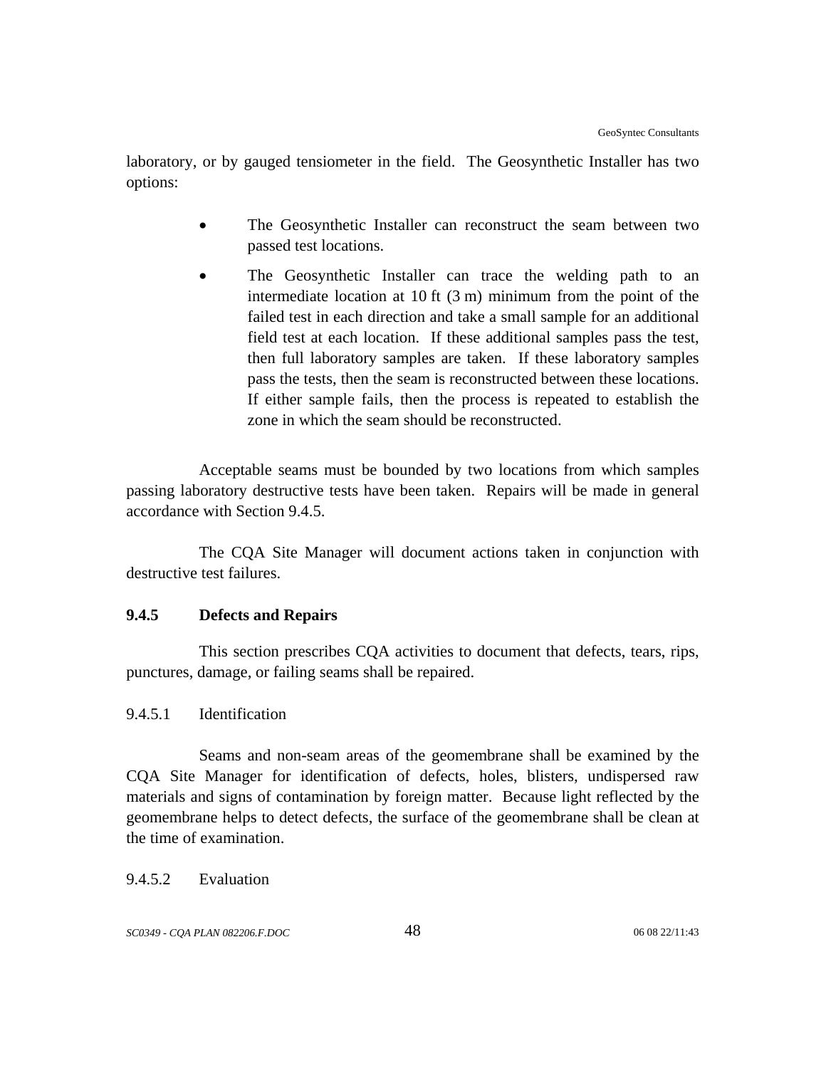laboratory, or by gauged tensiometer in the field. The Geosynthetic Installer has two options:

- The Geosynthetic Installer can reconstruct the seam between two passed test locations.
- The Geosynthetic Installer can trace the welding path to an intermediate location at 10 ft (3 m) minimum from the point of the failed test in each direction and take a small sample for an additional field test at each location. If these additional samples pass the test, then full laboratory samples are taken. If these laboratory samples pass the tests, then the seam is reconstructed between these locations. If either sample fails, then the process is repeated to establish the zone in which the seam should be reconstructed.

Acceptable seams must be bounded by two locations from which samples passing laboratory destructive tests have been taken. Repairs will be made in general accordance with Section 9.4.5.

The CQA Site Manager will document actions taken in conjunction with destructive test failures.

### 9.4.5 Defects and Repairs

This section prescribes CQA activities to document that defects, tears, rips, punctures, damage, or failing seams shall be repaired.

#### 9.4.5.1 Identification

Seams and non-seam areas of the geomembrane shall be examined by the CQA Site Manager for identification of defects, holes, blisters, undispersed raw materials and signs of contamination by foreign matter. Because light reflected by the geomembrane helps to detect defects, the surface of the geomembrane shall be clean at the time of examination.

#### 9.4.5.2 Evaluation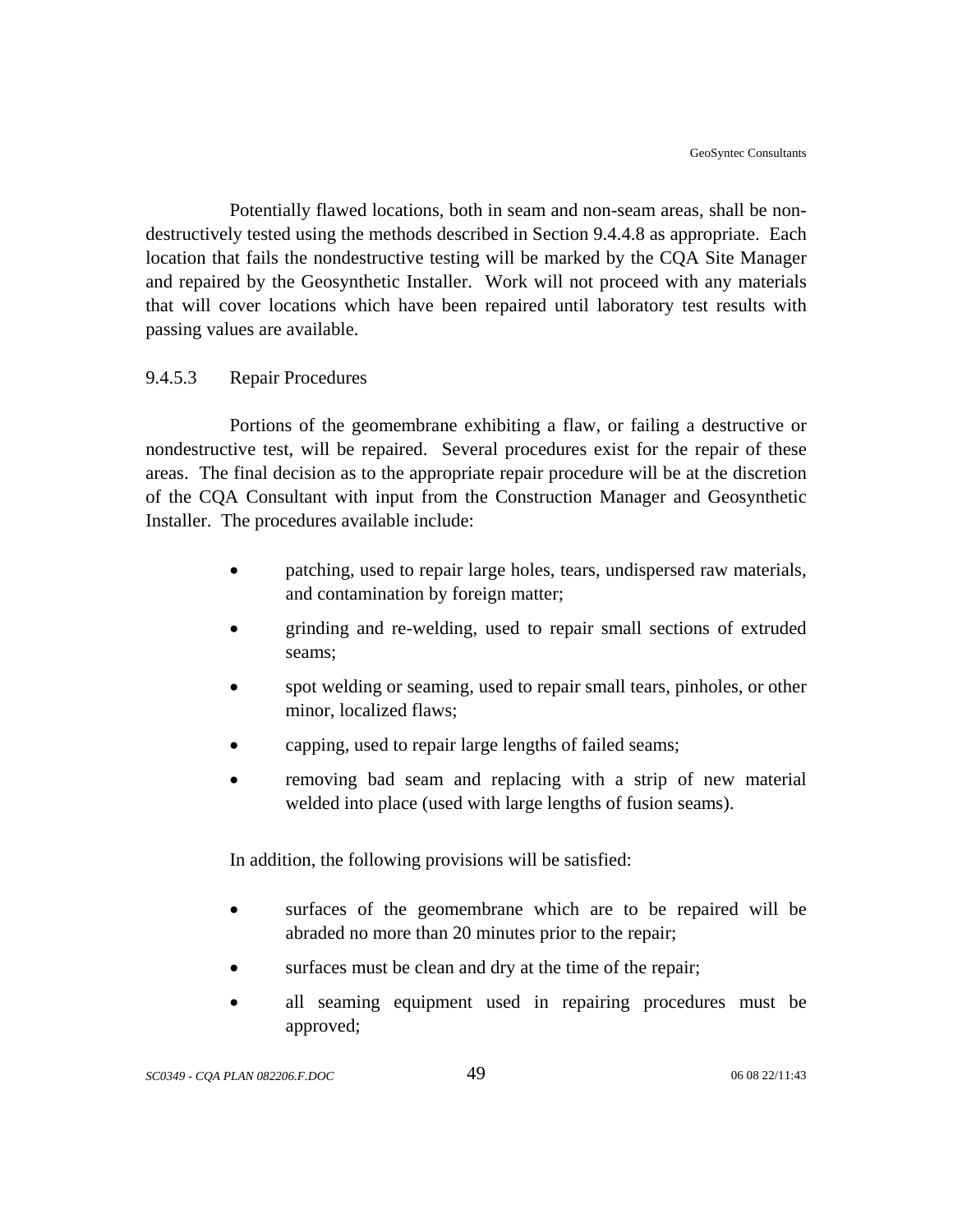Potentially flawed locations, both in seam and non-seam areas, shall be non-destructively tested using the methods described in Section 9.4.4.8 as appropriate. Each location that fails the nondestructive testing will be marked by the CQA Site Manager and repaired by the Geosynthetic Installer. Work will not proceed with any materials that will cover locations which have been repaired until laboratory test results with passing values are available.

#### 9.4.5.3 Repair Procedures

Portions of the geomembrane exhibiting a flaw, or failing a destructive or nondestructive test, will be repaired. Several procedures exist for the repair of these areas. The final decision as to the appropriate repair procedure will be at the discretion of the CQA Consultant with input from the Construction Manager and Geosynthetic Installer. The procedures available include:

- patching, used to repair large holes, tears, undispersed raw materials, and contamination by foreign matter;
- grinding and re-welding, used to repair small sections of extruded seams;
- spot welding or seaming, used to repair small tears, pinholes, or other minor, localized flaws;
- capping, used to repair large lengths of failed seams;
- removing bad seam and replacing with a strip of new material welded into place (used with large lengths of fusion seams).

In addition, the following provisions will be satisfied:

- surfaces of the geomembrane which are to be repaired will be abraded no more than 20 minutes prior to the repair;
- surfaces must be clean and dry at the time of the repair;
- all seaming equipment used in repairing procedures must be approved;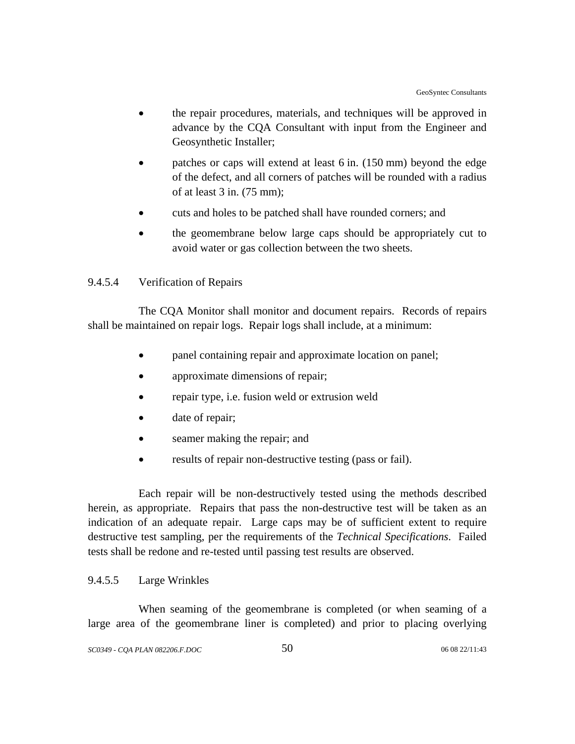- the repair procedures, materials, and techniques will be approved in advance by the CQA Consultant with input from the Engineer and Geosynthetic Installer;
- patches or caps will extend at least 6 in. (150 mm) beyond the edge of the defect, and all corners of patches will be rounded with a radius of at least 3 in. (75 mm);
- cuts and holes to be patched shall have rounded corners; and
- the geomembrane below large caps should be appropriately cut to avoid water or gas collection between the two sheets.

#### 9.4.5.4 Verification of Repairs

The CQA Monitor shall monitor and document repairs. Records of repairs shall be maintained on repair logs. Repair logs shall include, at a minimum:

- panel containing repair and approximate location on panel;
- approximate dimensions of repair;
- repair type, i.e. fusion weld or extrusion weld
- date of repair;
- seamer making the repair; and
- results of repair non-destructive testing (pass or fail).

Each repair will be non-destructively tested using the methods described herein, as appropriate. Repairs that pass the non-destructive test will be taken as an indication of an adequate repair. Large caps may be of sufficient extent to require destructive test sampling, per the requirements of the *Technical Specifications*. Failed tests shall be redone and re-tested until passing test results are observed.

#### 9.4.5.5 Large Wrinkles

When seaming of the geomembrane is completed (or when seaming of a large area of the geomembrane liner is completed) and prior to placing overlying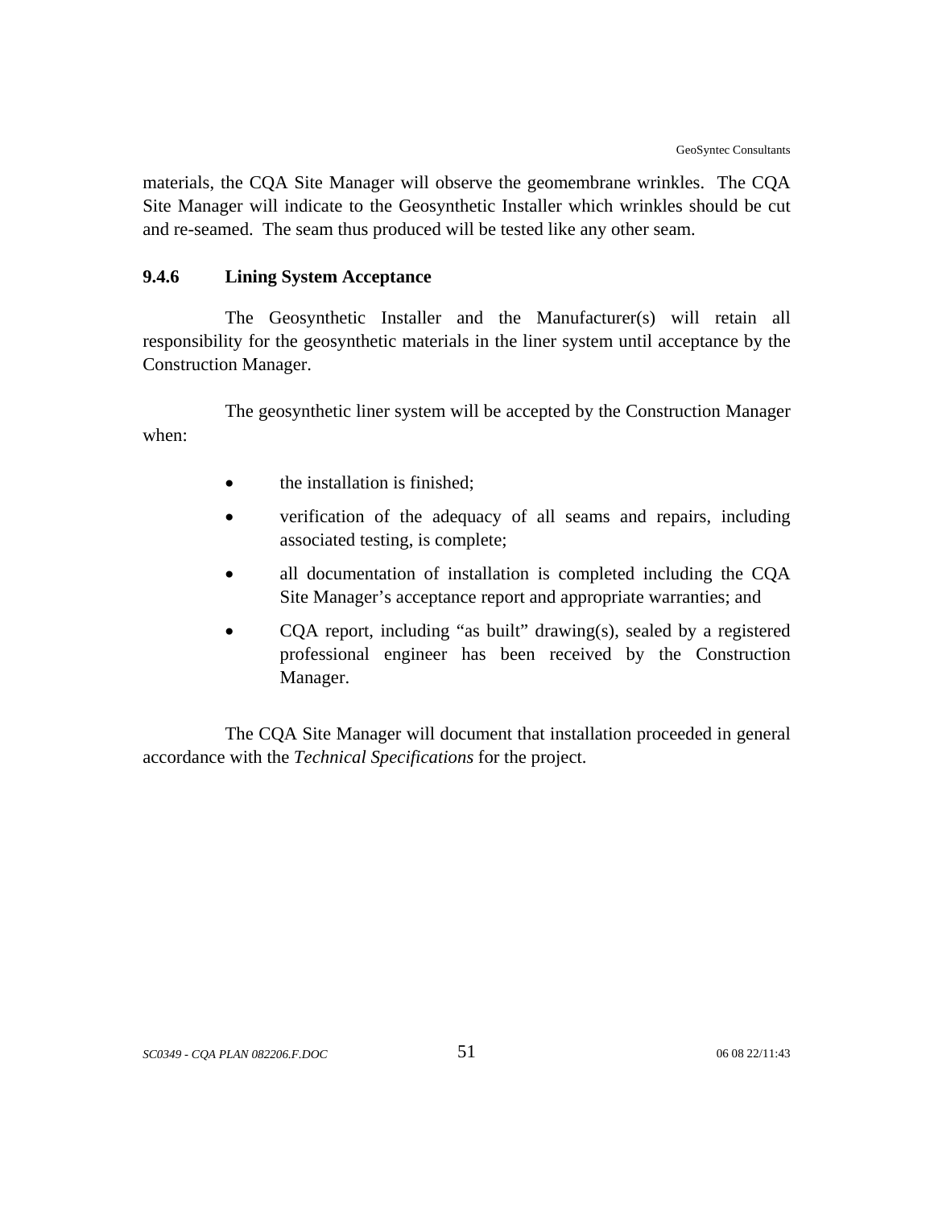materials, the CQA Site Manager will observe the geomembrane wrinkles. The CQA Site Manager will indicate to the Geosynthetic Installer which wrinkles should be cut and re-seamed. The seam thus produced will be tested like any other seam.

### 9.4.6 Lining System Acceptance

The Geosynthetic Installer and the Manufacturer(s) will retain all responsibility for the geosynthetic materials in the liner system until acceptance by the Construction Manager.

The geosynthetic liner system will be accepted by the Construction Manager when:

- the installation is finished;
- verification of the adequacy of all seams and repairs, including associated testing, is complete;
- all documentation of installation is completed including the CQA Site Manager's acceptance report and appropriate warranties; and
- CQA report, including "as built" drawing(s), sealed by a registered professional engineer has been received by the Construction Manager.

The CQA Site Manager will document that installation proceeded in general accordance with the *Technical Specifications* for the project.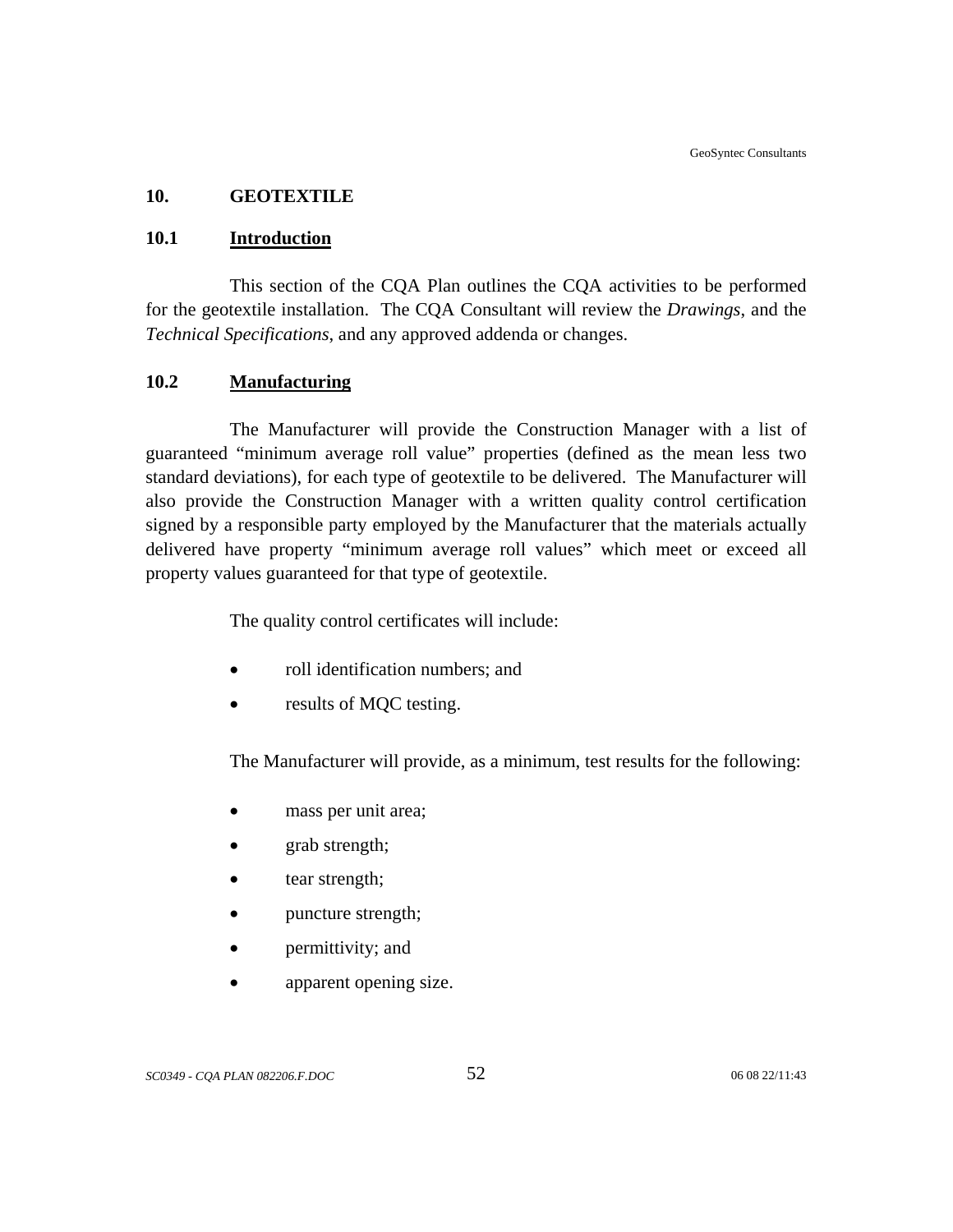## 10. GEOTEXTILE

### 10.1 Introduction

This section of the CQA Plan outlines the CQA activities to be performed for the geotextile installation. The CQA Consultant will review the *Drawings*, and the *Technical Specifications*, and any approved addenda or changes.

### 10.2 Manufacturing

The Manufacturer will provide the Construction Manager with a list of guaranteed "minimum average roll value" properties (defined as the mean less two standard deviations), for each type of geotextile to be delivered. The Manufacturer will also provide the Construction Manager with a written quality control certification signed by a responsible party employed by the Manufacturer that the materials actually delivered have property "minimum average roll values" which meet or exceed all property values guaranteed for that type of geotextile.

The quality control certificates will include:

- roll identification numbers; and
- results of MQC testing.

The Manufacturer will provide, as a minimum, test results for the following:

- mass per unit area;
- grab strength;
- tear strength;
- puncture strength;
- permittivity; and
- apparent opening size.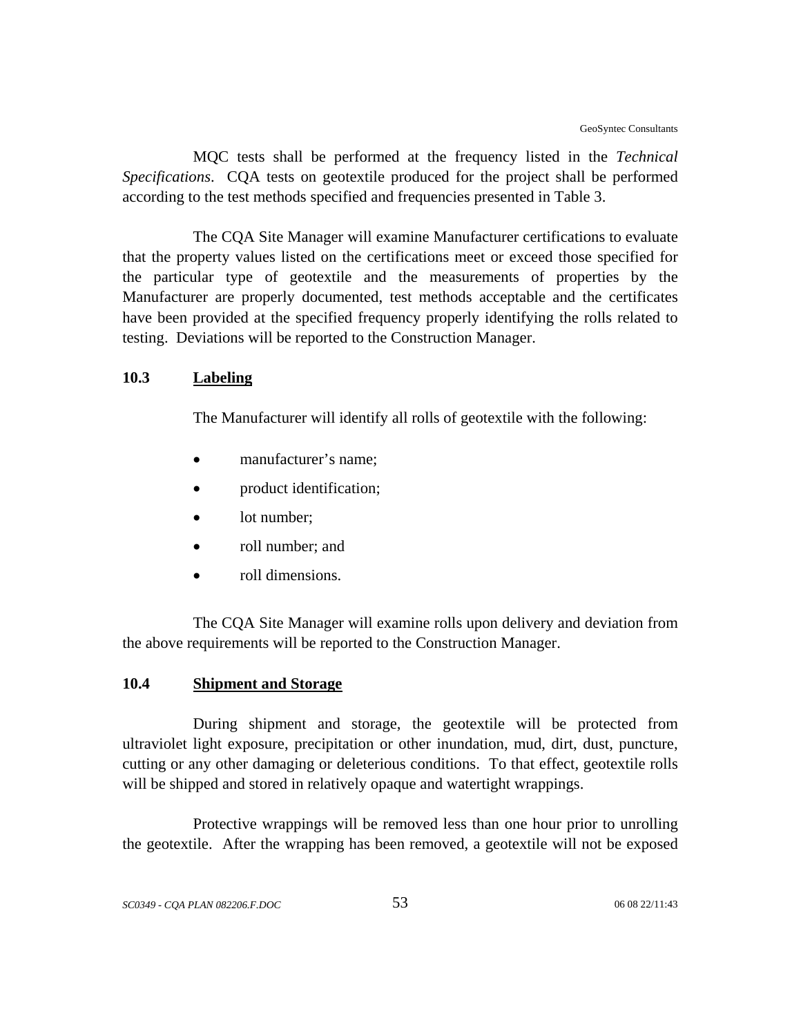MQC tests shall be performed at the frequency listed in the *Technical Specifications*. CQA tests on geotextile produced for the project shall be performed according to the test methods specified and frequencies presented in Table 3.

The CQA Site Manager will examine Manufacturer certifications to evaluate that the property values listed on the certifications meet or exceed those specified for the particular type of geotextile and the measurements of properties by the Manufacturer are properly documented, test methods acceptable and the certificates have been provided at the specified frequency properly identifying the rolls related to testing. Deviations will be reported to the Construction Manager.

## 10.3 Labeling

The Manufacturer will identify all rolls of geotextile with the following:

- manufacturer's name;
- product identification;
- lot number;
- roll number; and
- roll dimensions.

The CQA Site Manager will examine rolls upon delivery and deviation from the above requirements will be reported to the Construction Manager.

## 10.4 Shipment and Storage

During shipment and storage, the geotextile will be protected from ultraviolet light exposure, precipitation or other inundation, mud, dirt, dust, puncture, cutting or any other damaging or deleterious conditions. To that effect, geotextile rolls will be shipped and stored in relatively opaque and watertight wrappings.

Protective wrappings will be removed less than one hour prior to unrolling the geotextile. After the wrapping has been removed, a geotextile will not be exposed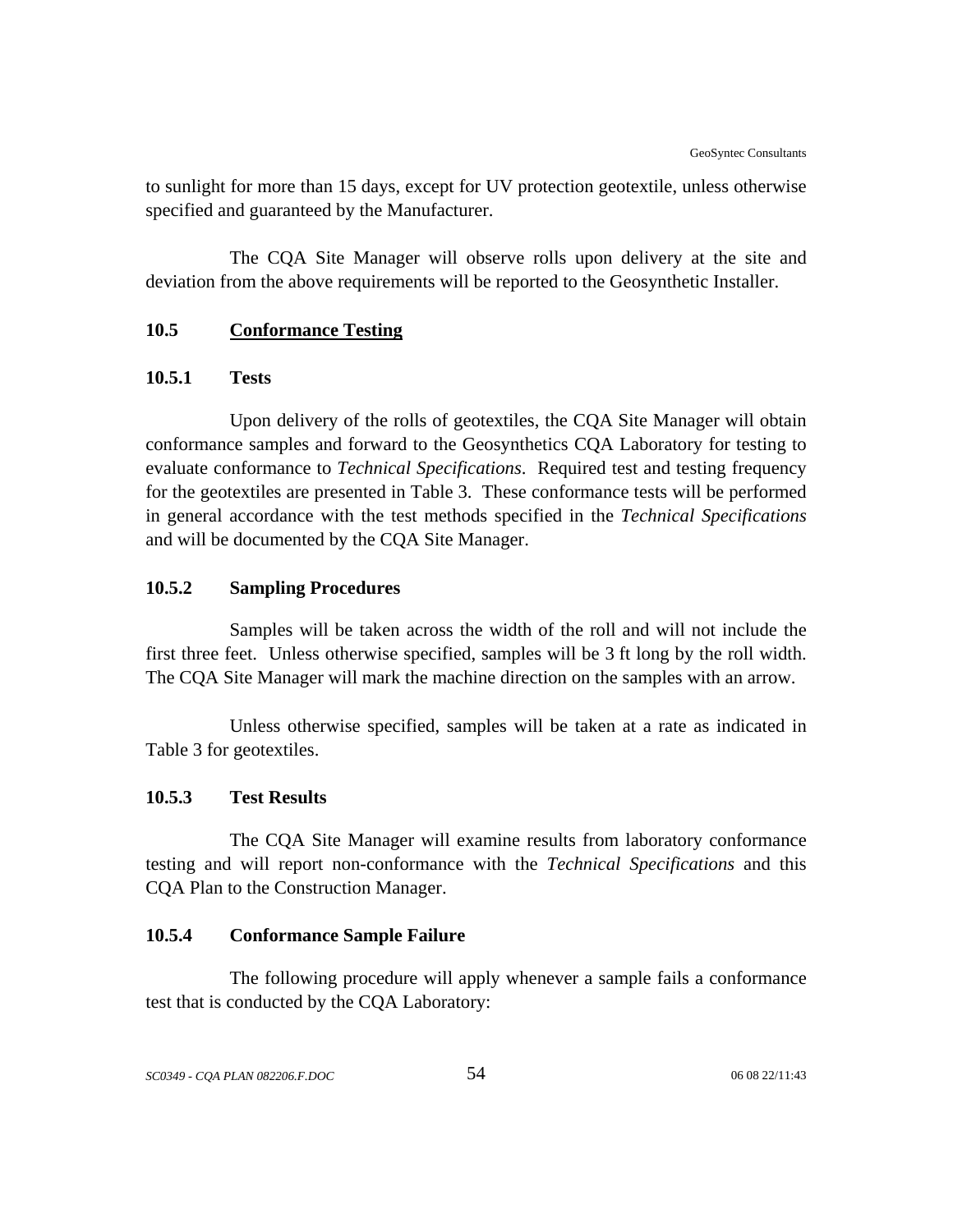to sunlight for more than 15 days, except for UV protection geotextile, unless otherwise specified and guaranteed by the Manufacturer.

The CQA Site Manager will observe rolls upon delivery at the site and deviation from the above requirements will be reported to the Geosynthetic Installer.

## 10.5 Conformance Testing

### 10.5.1 Tests

Upon delivery of the rolls of geotextiles, the CQA Site Manager will obtain conformance samples and forward to the Geosynthetics CQA Laboratory for testing to evaluate conformance to *Technical Specifications*. Required test and testing frequency for the geotextiles are presented in Table 3. These conformance tests will be performed in general accordance with the test methods specified in the *Technical Specifications* and will be documented by the CQA Site Manager.

### 10.5.2 Sampling Procedures

Samples will be taken across the width of the roll and will not include the first three feet. Unless otherwise specified, samples will be 3 ft long by the roll width. The CQA Site Manager will mark the machine direction on the samples with an arrow.

Unless otherwise specified, samples will be taken at a rate as indicated in Table 3 for geotextiles.

### 10.5.3 Test Results

The CQA Site Manager will examine results from laboratory conformance testing and will report non-conformance with the *Technical Specifications* and this CQA Plan to the Construction Manager.

### 10.5.4 Conformance Sample Failure

The following procedure will apply whenever a sample fails a conformance test that is conducted by the CQA Laboratory: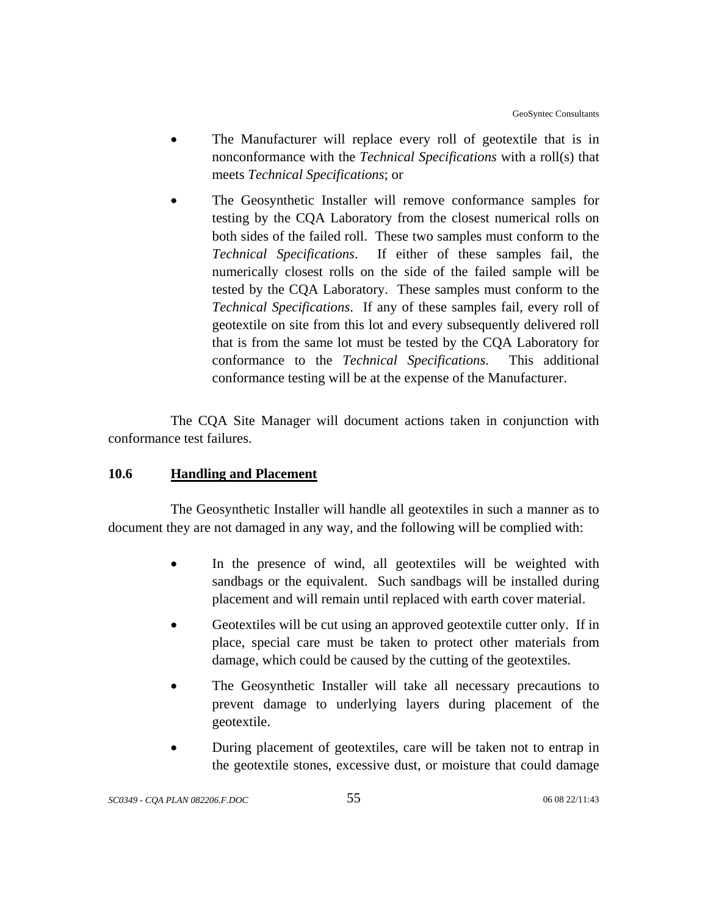- The Manufacturer will replace every roll of geotextile that is in nonconformance with the *Technical Specifications* with a roll(s) that meets *Technical Specifications*; or
- The Geosynthetic Installer will remove conformance samples for testing by the CQA Laboratory from the closest numerical rolls on both sides of the failed roll. These two samples must conform to the *Technical Specifications*. If either of these samples fail, the numerically closest rolls on the side of the failed sample will be tested by the CQA Laboratory. These samples must conform to the *Technical Specifications*. If any of these samples fail, every roll of geotextile on site from this lot and every subsequently delivered roll that is from the same lot must be tested by the CQA Laboratory for conformance to the *Technical Specifications*. This additional conformance testing will be at the expense of the Manufacturer.

The CQA Site Manager will document actions taken in conjunction with conformance test failures.

## 10.6 Handling and Placement

The Geosynthetic Installer will handle all geotextiles in such a manner as to document they are not damaged in any way, and the following will be complied with:

- In the presence of wind, all geotextiles will be weighted with sandbags or the equivalent. Such sandbags will be installed during placement and will remain until replaced with earth cover material.
- Geotextiles will be cut using an approved geotextile cutter only. If in place, special care must be taken to protect other materials from damage, which could be caused by the cutting of the geotextiles.
- The Geosynthetic Installer will take all necessary precautions to prevent damage to underlying layers during placement of the geotextile.
- During placement of geotextiles, care will be taken not to entrap in the geotextile stones, excessive dust, or moisture that could damage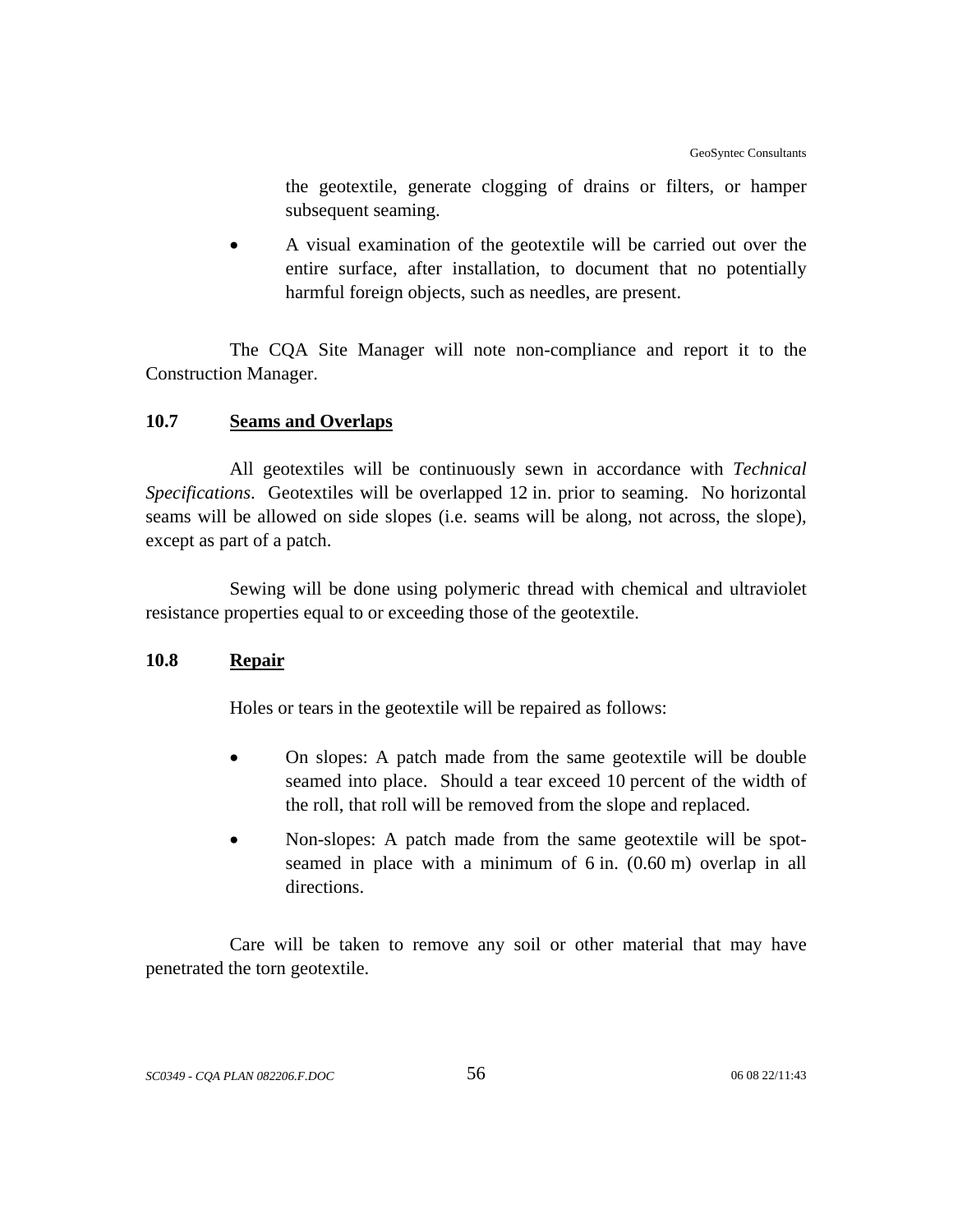the geotextile, generate clogging of drains or filters, or hamper subsequent seaming.

- A visual examination of the geotextile will be carried out over the entire surface, after installation, to document that no potentially harmful foreign objects, such as needles, are present.

The CQA Site Manager will note non-compliance and report it to the Construction Manager.

### 10.7 Seams and Overlaps

All geotextiles will be continuously sewn in accordance with *Technical Specifications*. Geotextiles will be overlapped 12 in. prior to seaming. No horizontal seams will be allowed on side slopes (i.e. seams will be along, not across, the slope), except as part of a patch.

Sewing will be done using polymeric thread with chemical and ultraviolet resistance properties equal to or exceeding those of the geotextile.

### 10.8 Repair

Holes or tears in the geotextile will be repaired as follows:

- On slopes: A patch made from the same geotextile will be double seamed into place. Should a tear exceed 10 percent of the width of the roll, that roll will be removed from the slope and replaced.
- Non-slopes: A patch made from the same geotextile will be spot-seamed in place with a minimum of 6 in. (0.60 m) overlap in all directions.

Care will be taken to remove any soil or other material that may have penetrated the torn geotextile.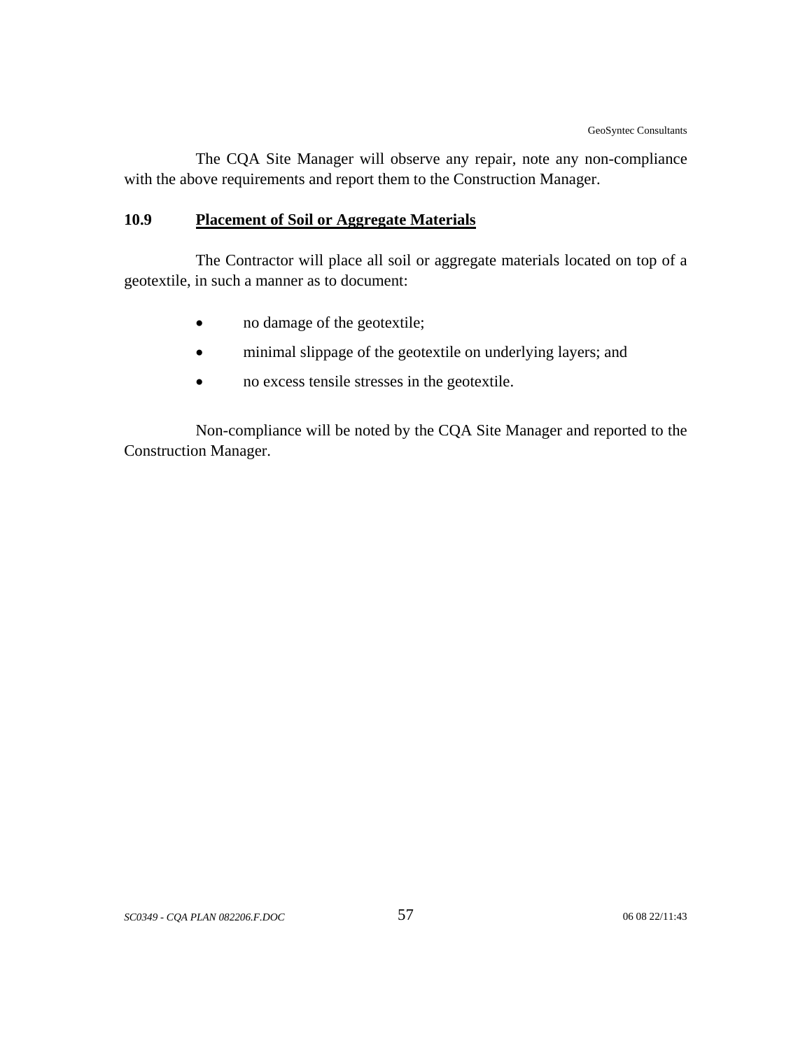The CQA Site Manager will observe any repair, note any non-compliance with the above requirements and report them to the Construction Manager.

### 10.9 Placement of Soil or Aggregate Materials

The Contractor will place all soil or aggregate materials located on top of a geotextile, in such a manner as to document:

- no damage of the geotextile;
- minimal slippage of the geotextile on underlying layers; and
- no excess tensile stresses in the geotextile.

Non-compliance will be noted by the CQA Site Manager and reported to the Construction Manager.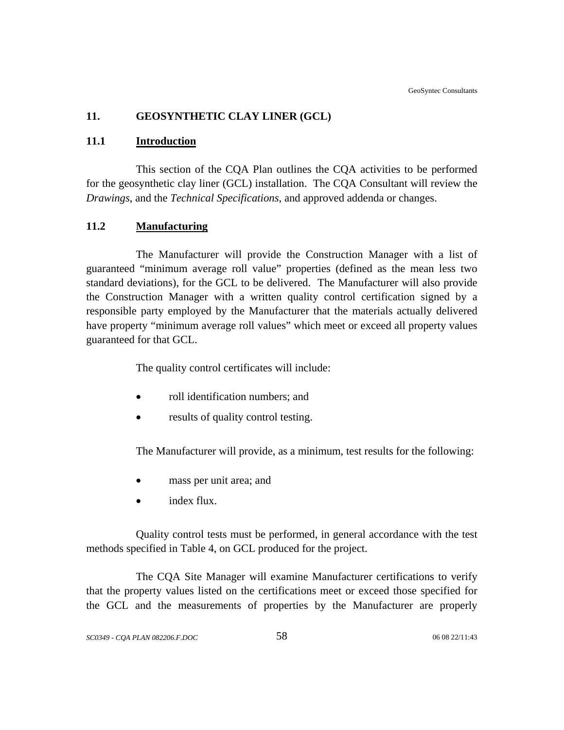## 11. GEOSYNTHETIC CLAY LINER (GCL)

### 11.1 Introduction

This section of the CQA Plan outlines the CQA activities to be performed for the geosynthetic clay liner (GCL) installation. The CQA Consultant will review the *Drawings*, and the *Technical Specifications*, and approved addenda or changes.

### 11.2 Manufacturing

The Manufacturer will provide the Construction Manager with a list of guaranteed "minimum average roll value" properties (defined as the mean less two standard deviations), for the GCL to be delivered. The Manufacturer will also provide the Construction Manager with a written quality control certification signed by a responsible party employed by the Manufacturer that the materials actually delivered have property "minimum average roll values" which meet or exceed all property values guaranteed for that GCL.

The quality control certificates will include:

- roll identification numbers; and
- results of quality control testing.

The Manufacturer will provide, as a minimum, test results for the following:

- mass per unit area; and
- index flux.

Quality control tests must be performed, in general accordance with the test methods specified in Table 4, on GCL produced for the project.

The CQA Site Manager will examine Manufacturer certifications to verify that the property values listed on the certifications meet or exceed those specified for the GCL and the measurements of properties by the Manufacturer are properly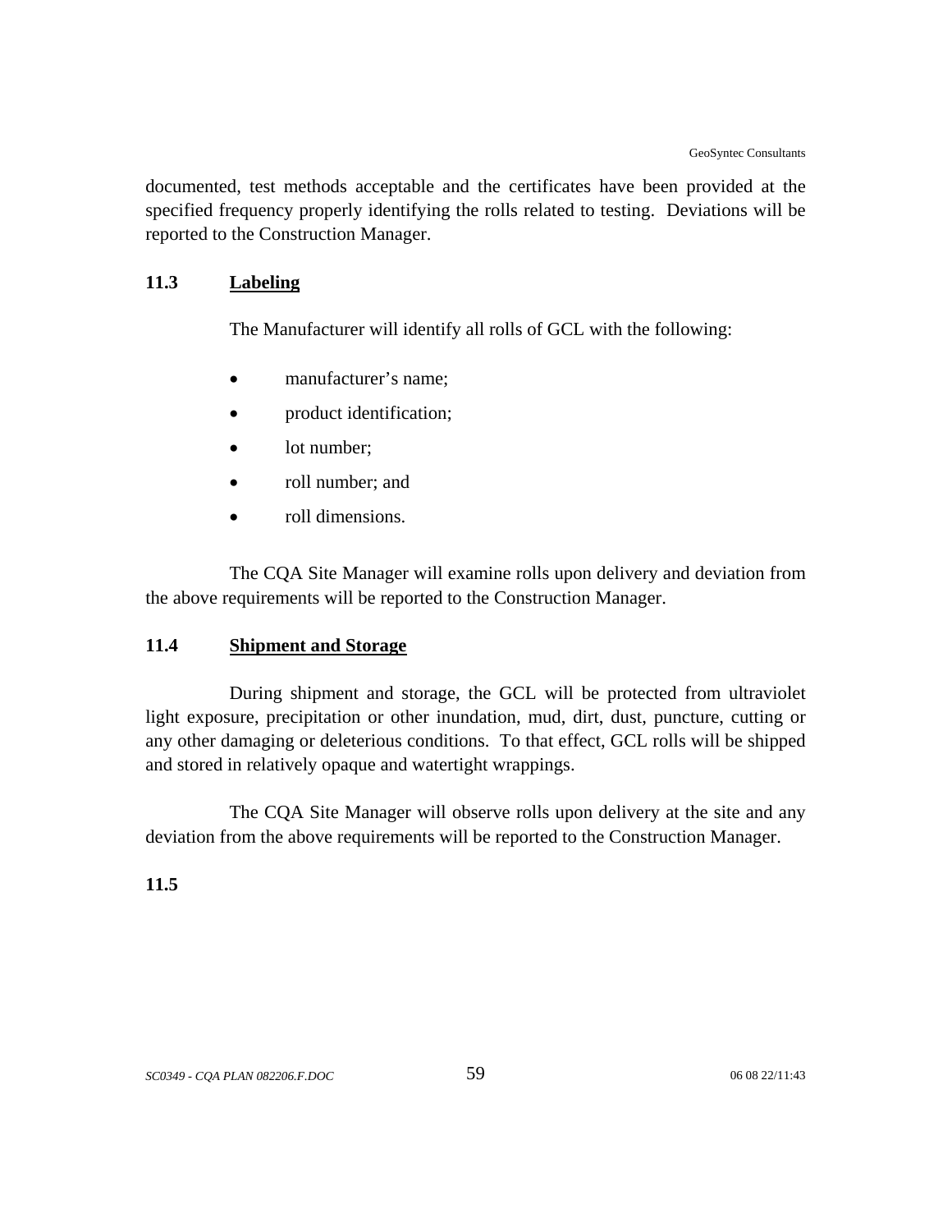documented, test methods acceptable and the certificates have been provided at the specified frequency properly identifying the rolls related to testing. Deviations will be reported to the Construction Manager.

### 11.3 Labeling

The Manufacturer will identify all rolls of GCL with the following:

- manufacturer's name;
- product identification;
- lot number;
- roll number; and
- roll dimensions.

The CQA Site Manager will examine rolls upon delivery and deviation from the above requirements will be reported to the Construction Manager.

### 11.4 Shipment and Storage

During shipment and storage, the GCL will be protected from ultraviolet light exposure, precipitation or other inundation, mud, dirt, dust, puncture, cutting or any other damaging or deleterious conditions. To that effect, GCL rolls will be shipped and stored in relatively opaque and watertight wrappings.

The CQA Site Manager will observe rolls upon delivery at the site and any deviation from the above requirements will be reported to the Construction Manager.

### 11.5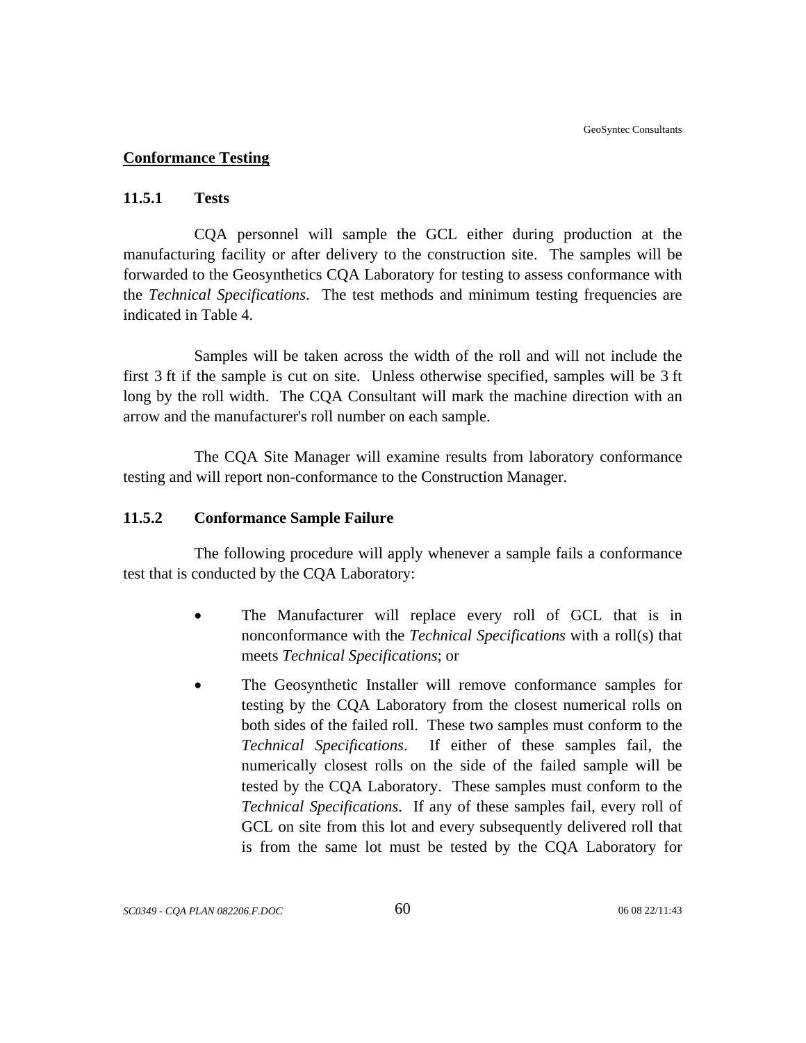## Conformance Testing

### 11.5.1 Tests

CQA personnel will sample the GCL either during production at the manufacturing facility or after delivery to the construction site. The samples will be forwarded to the Geosynthetics CQA Laboratory for testing to assess conformance with the *Technical Specifications*. The test methods and minimum testing frequencies are indicated in Table 4.

Samples will be taken across the width of the roll and will not include the first 3 ft if the sample is cut on site. Unless otherwise specified, samples will be 3 ft long by the roll width. The CQA Consultant will mark the machine direction with an arrow and the manufacturer's roll number on each sample.

The CQA Site Manager will examine results from laboratory conformance testing and will report non-conformance to the Construction Manager.

### 11.5.2 Conformance Sample Failure

The following procedure will apply whenever a sample fails a conformance test that is conducted by the CQA Laboratory:

- The Manufacturer will replace every roll of GCL that is in nonconformance with the *Technical Specifications* with a roll(s) that meets *Technical Specifications*; or
- The Geosynthetic Installer will remove conformance samples for testing by the CQA Laboratory from the closest numerical rolls on both sides of the failed roll. These two samples must conform to the *Technical Specifications*. If either of these samples fail, the numerically closest rolls on the side of the failed sample will be tested by the CQA Laboratory. These samples must conform to the *Technical Specifications*. If any of these samples fail, every roll of GCL on site from this lot and every subsequently delivered roll that is from the same lot must be tested by the CQA Laboratory for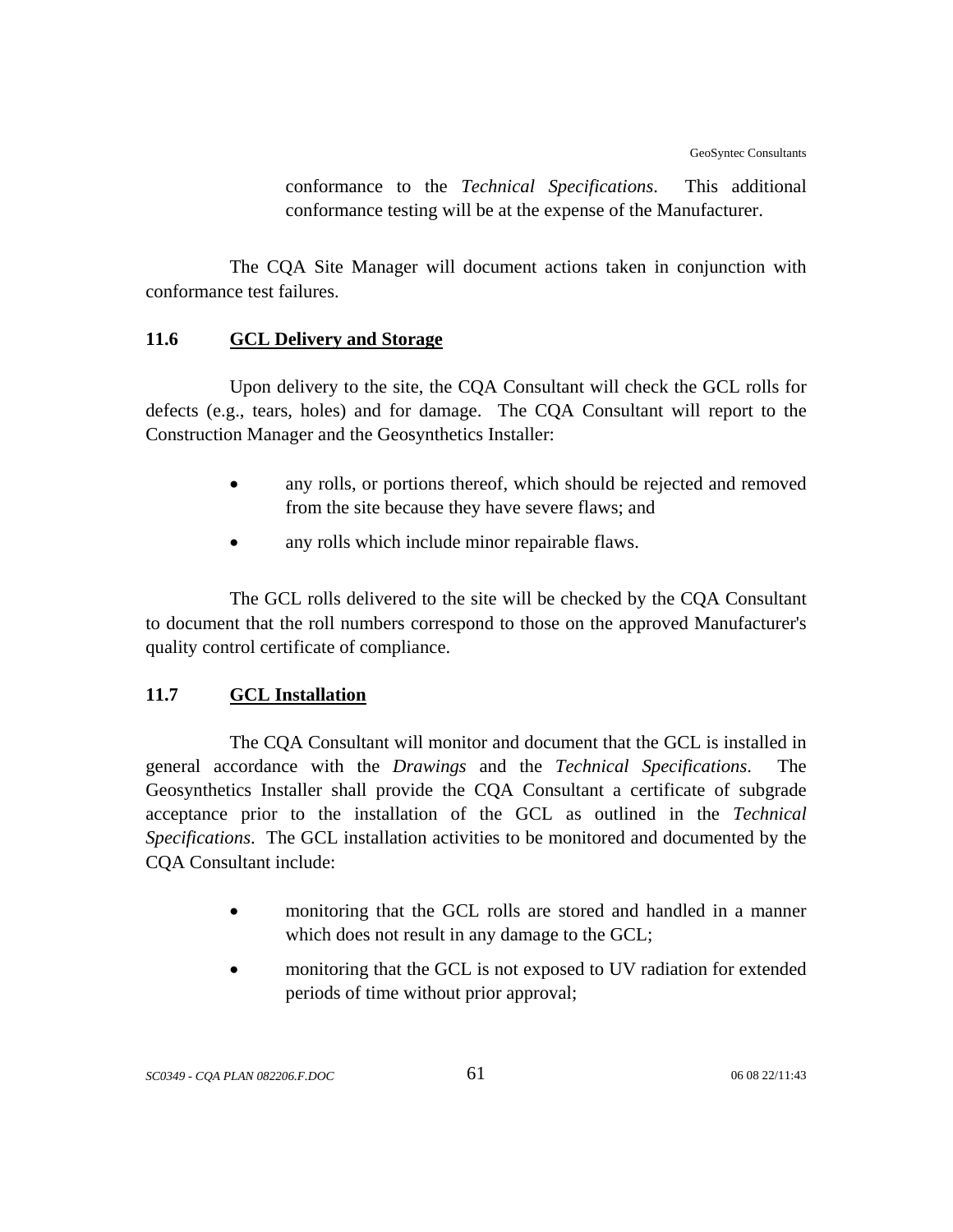conformance to the *Technical Specifications*. This additional conformance testing will be at the expense of the Manufacturer.

The CQA Site Manager will document actions taken in conjunction with conformance test failures.

## 11.6 GCL Delivery and Storage

Upon delivery to the site, the CQA Consultant will check the GCL rolls for defects (e.g., tears, holes) and for damage. The CQA Consultant will report to the Construction Manager and the Geosynthetics Installer:

- any rolls, or portions thereof, which should be rejected and removed from the site because they have severe flaws; and
- any rolls which include minor repairable flaws.

The GCL rolls delivered to the site will be checked by the CQA Consultant to document that the roll numbers correspond to those on the approved Manufacturer's quality control certificate of compliance.

## 11.7 GCL Installation

The CQA Consultant will monitor and document that the GCL is installed in general accordance with the *Drawings* and the *Technical Specifications*. The Geosynthetics Installer shall provide the CQA Consultant a certificate of subgrade acceptance prior to the installation of the GCL as outlined in the *Technical Specifications*. The GCL installation activities to be monitored and documented by the CQA Consultant include:

- monitoring that the GCL rolls are stored and handled in a manner which does not result in any damage to the GCL;
- monitoring that the GCL is not exposed to UV radiation for extended periods of time without prior approval;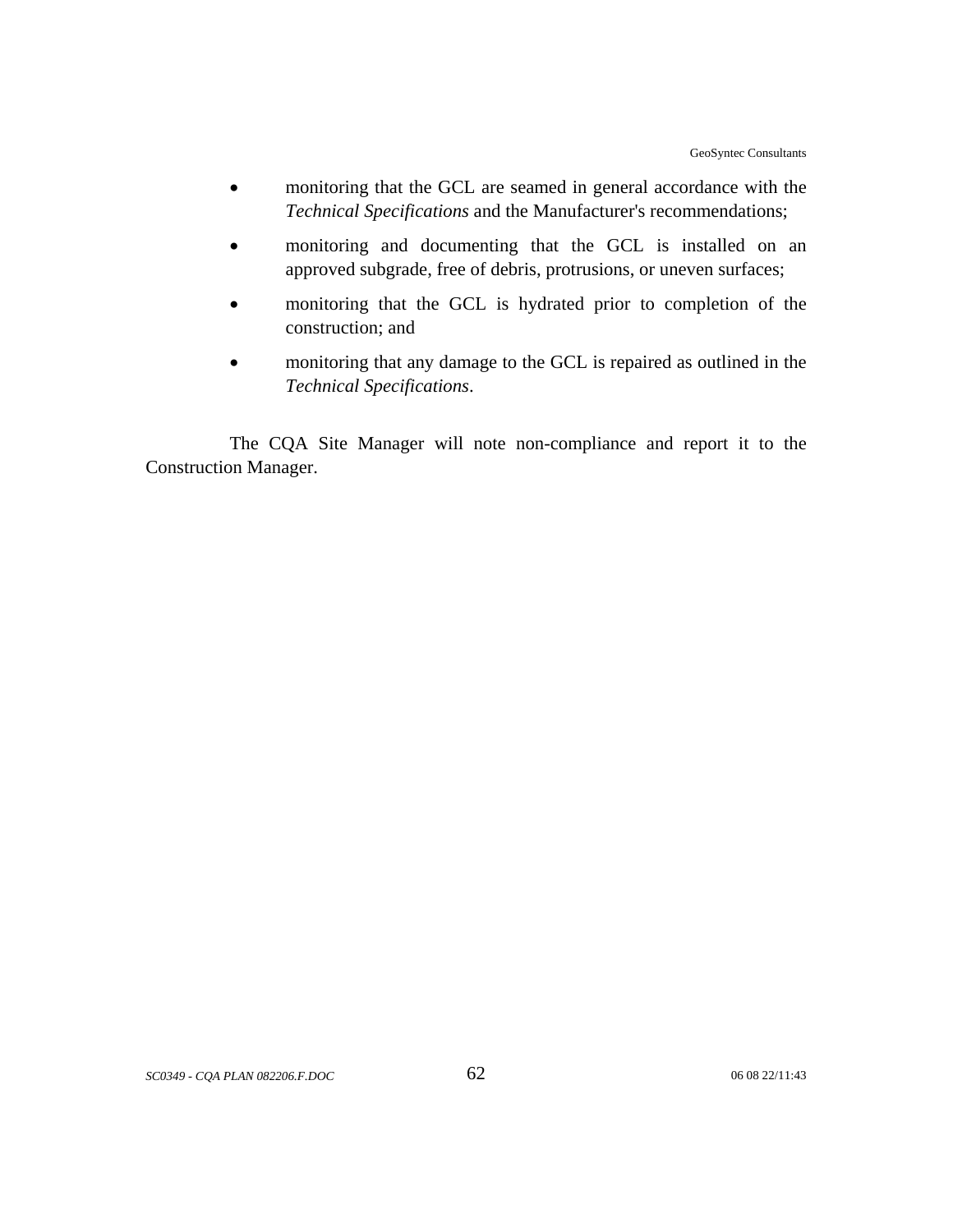- monitoring that the GCL are seamed in general accordance with the *Technical Specifications* and the Manufacturer's recommendations;
- monitoring and documenting that the GCL is installed on an approved subgrade, free of debris, protrusions, or uneven surfaces;
- monitoring that the GCL is hydrated prior to completion of the construction; and
- monitoring that any damage to the GCL is repaired as outlined in the *Technical Specifications*.

The CQA Site Manager will note non-compliance and report it to the Construction Manager.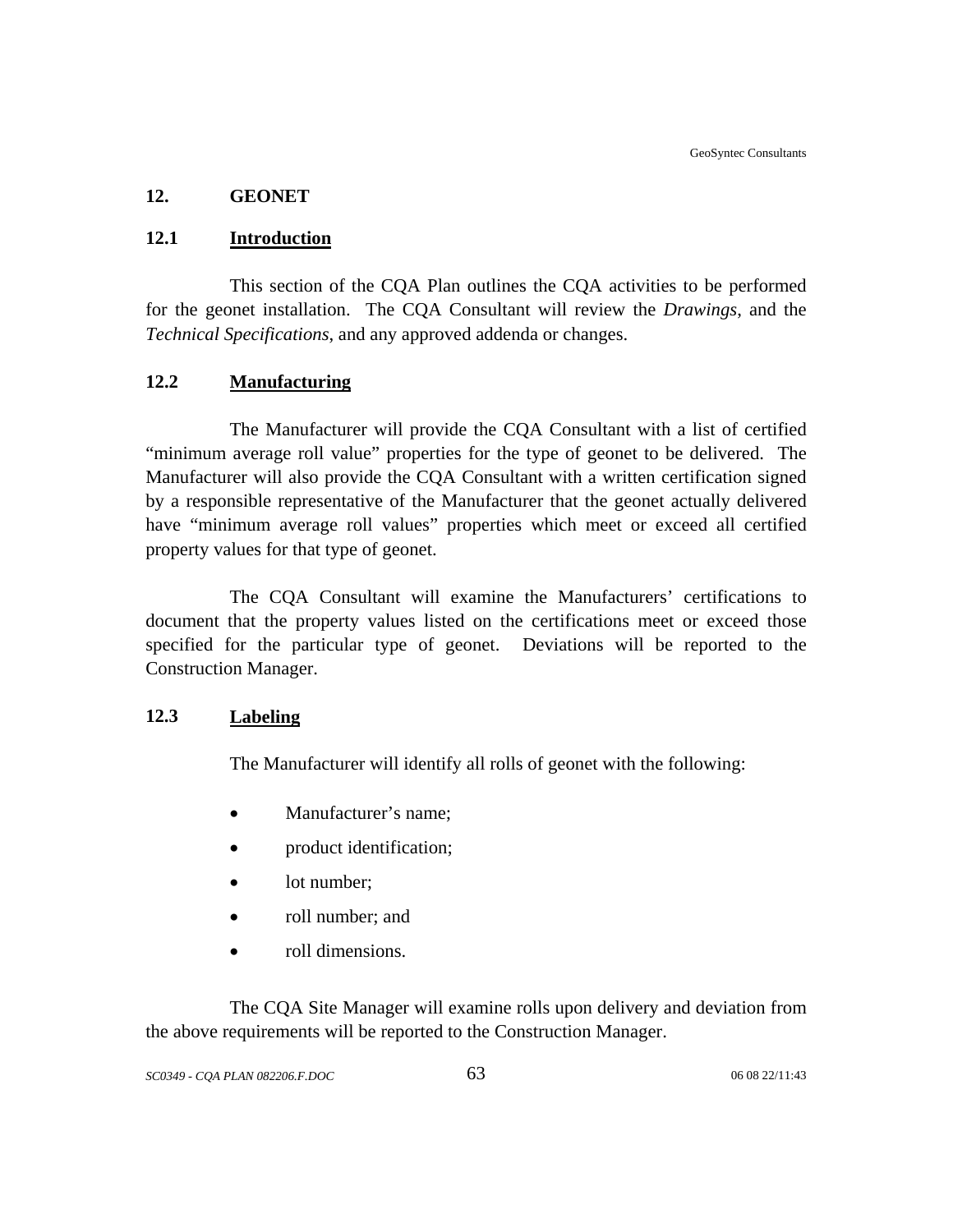## 12. GEONET

### 12.1 Introduction

This section of the CQA Plan outlines the CQA activities to be performed for the geonet installation. The CQA Consultant will review the *Drawings*, and the *Technical Specifications*, and any approved addenda or changes.

### 12.2 Manufacturing

The Manufacturer will provide the CQA Consultant with a list of certified "minimum average roll value" properties for the type of geonet to be delivered. The Manufacturer will also provide the CQA Consultant with a written certification signed by a responsible representative of the Manufacturer that the geonet actually delivered have "minimum average roll values" properties which meet or exceed all certified property values for that type of geonet.

The CQA Consultant will examine the Manufacturers' certifications to document that the property values listed on the certifications meet or exceed those specified for the particular type of geonet. Deviations will be reported to the Construction Manager.

### 12.3 Labeling

The Manufacturer will identify all rolls of geonet with the following:

- Manufacturer's name;
- product identification;
- lot number;
- roll number; and
- roll dimensions.

The CQA Site Manager will examine rolls upon delivery and deviation from the above requirements will be reported to the Construction Manager.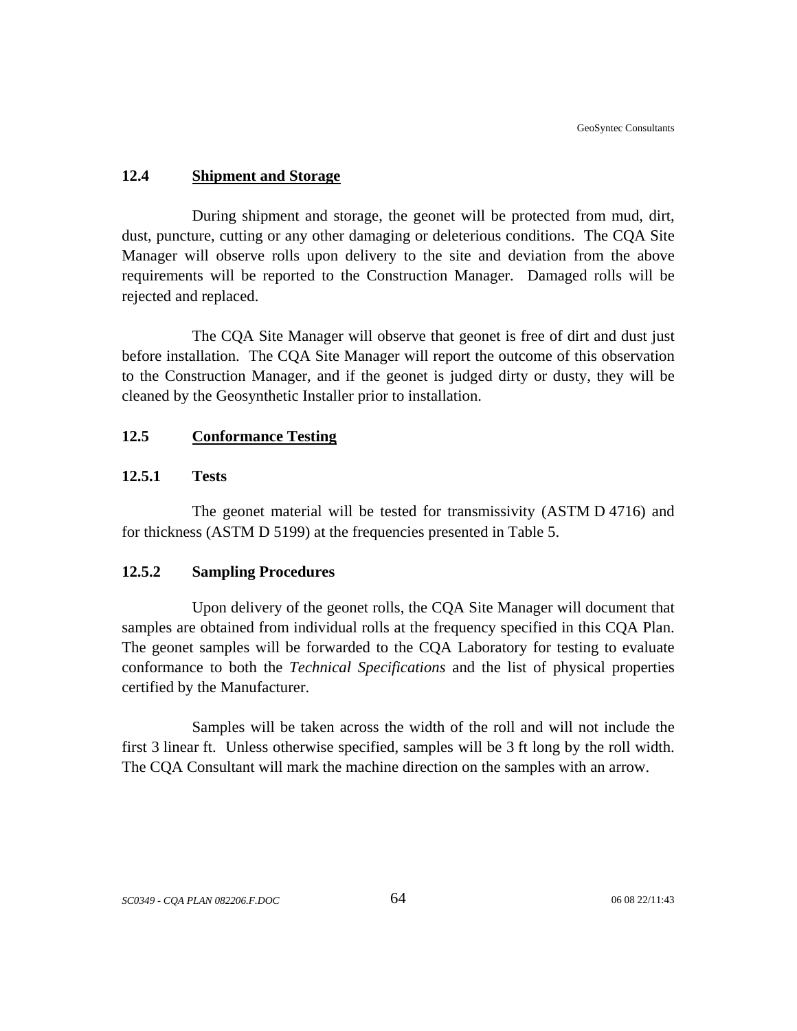### 12.4 Shipment and Storage

During shipment and storage, the geonet will be protected from mud, dirt, dust, puncture, cutting or any other damaging or deleterious conditions. The CQA Site Manager will observe rolls upon delivery to the site and deviation from the above requirements will be reported to the Construction Manager. Damaged rolls will be rejected and replaced.

The CQA Site Manager will observe that geonet is free of dirt and dust just before installation. The CQA Site Manager will report the outcome of this observation to the Construction Manager, and if the geonet is judged dirty or dusty, they will be cleaned by the Geosynthetic Installer prior to installation.

### 12.5 Conformance Testing

#### 12.5.1 Tests

The geonet material will be tested for transmissivity (ASTM D 4716) and for thickness (ASTM D 5199) at the frequencies presented in Table 5.

#### 12.5.2 Sampling Procedures

Upon delivery of the geonet rolls, the CQA Site Manager will document that samples are obtained from individual rolls at the frequency specified in this CQA Plan. The geonet samples will be forwarded to the CQA Laboratory for testing to evaluate conformance to both the *Technical Specifications* and the list of physical properties certified by the Manufacturer.

Samples will be taken across the width of the roll and will not include the first 3 linear ft. Unless otherwise specified, samples will be 3 ft long by the roll width. The CQA Consultant will mark the machine direction on the samples with an arrow.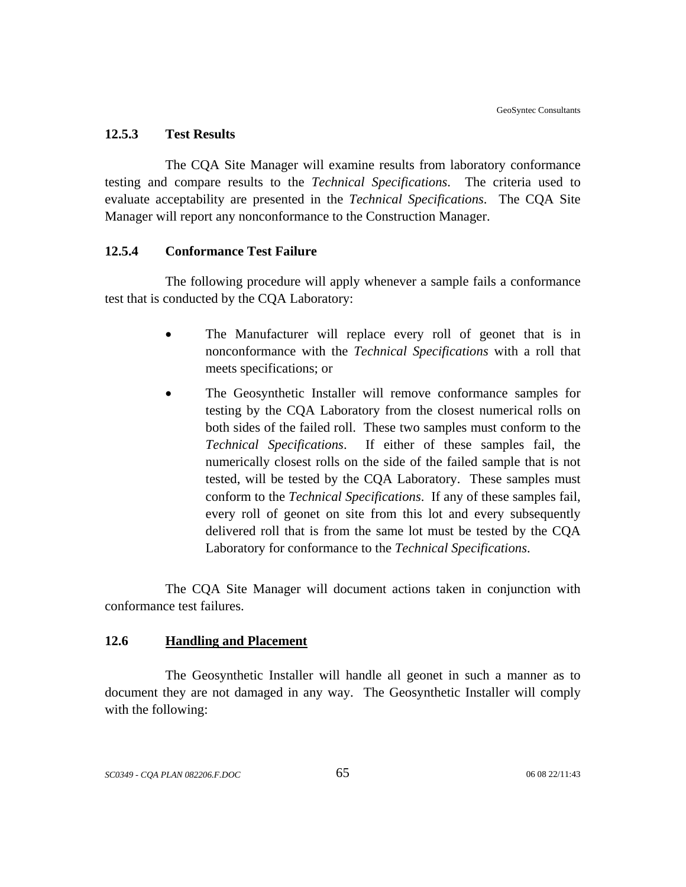#### 12.5.3 Test Results

The CQA Site Manager will examine results from laboratory conformance testing and compare results to the *Technical Specifications*. The criteria used to evaluate acceptability are presented in the *Technical Specifications*. The CQA Site Manager will report any nonconformance to the Construction Manager.

#### 12.5.4 Conformance Test Failure

The following procedure will apply whenever a sample fails a conformance test that is conducted by the CQA Laboratory:

- The Manufacturer will replace every roll of geonet that is in nonconformance with the *Technical Specifications* with a roll that meets specifications; or
- The Geosynthetic Installer will remove conformance samples for testing by the CQA Laboratory from the closest numerical rolls on both sides of the failed roll. These two samples must conform to the *Technical Specifications*. If either of these samples fail, the numerically closest rolls on the side of the failed sample that is not tested, will be tested by the CQA Laboratory. These samples must conform to the *Technical Specifications*. If any of these samples fail, every roll of geonet on site from this lot and every subsequently delivered roll that is from the same lot must be tested by the CQA Laboratory for conformance to the *Technical Specifications*.

The CQA Site Manager will document actions taken in conjunction with conformance test failures.

### 12.6 Handling and Placement

The Geosynthetic Installer will handle all geonet in such a manner as to document they are not damaged in any way. The Geosynthetic Installer will comply with the following: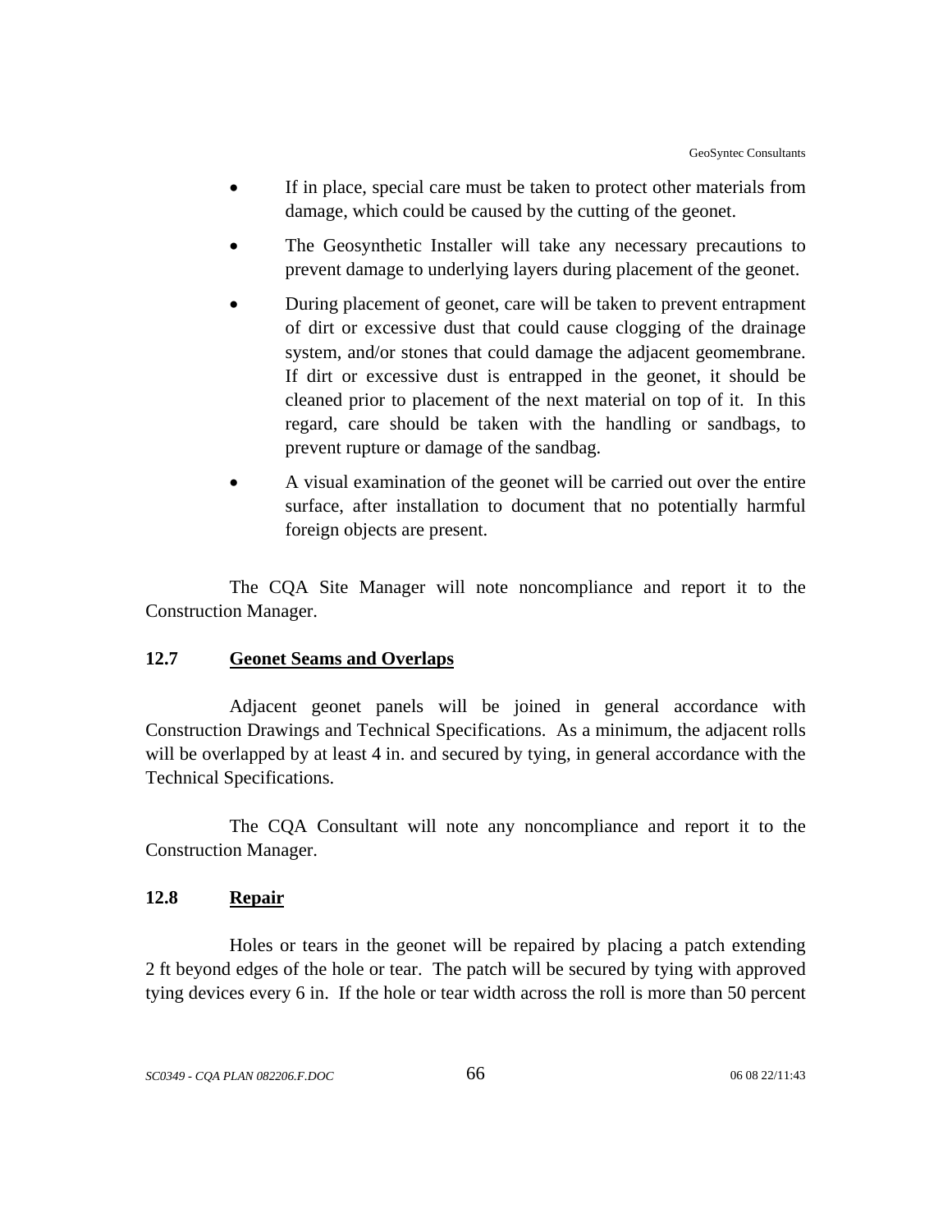- If in place, special care must be taken to protect other materials from damage, which could be caused by the cutting of the geonet.
- The Geosynthetic Installer will take any necessary precautions to prevent damage to underlying layers during placement of the geonet.
- During placement of geonet, care will be taken to prevent entrapment of dirt or excessive dust that could cause clogging of the drainage system, and/or stones that could damage the adjacent geomembrane. If dirt or excessive dust is entrapped in the geonet, it should be cleaned prior to placement of the next material on top of it. In this regard, care should be taken with the handling or sandbags, to prevent rupture or damage of the sandbag.
- A visual examination of the geonet will be carried out over the entire surface, after installation to document that no potentially harmful foreign objects are present.

The CQA Site Manager will note noncompliance and report it to the Construction Manager.

## 12.7 Geonet Seams and Overlaps

Adjacent geonet panels will be joined in general accordance with Construction Drawings and Technical Specifications. As a minimum, the adjacent rolls will be overlapped by at least 4 in. and secured by tying, in general accordance with the Technical Specifications.

The CQA Consultant will note any noncompliance and report it to the Construction Manager.

## 12.8 Repair

Holes or tears in the geonet will be repaired by placing a patch extending 2 ft beyond edges of the hole or tear. The patch will be secured by tying with approved tying devices every 6 in. If the hole or tear width across the roll is more than 50 percent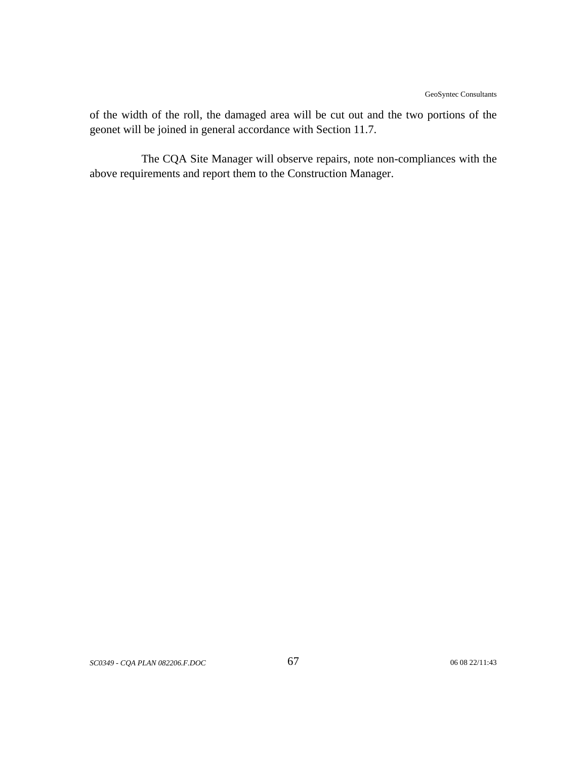of the width of the roll, the damaged area will be cut out and the two portions of the geonet will be joined in general accordance with Section 11.7.

The CQA Site Manager will observe repairs, note non-compliances with the above requirements and report them to the Construction Manager.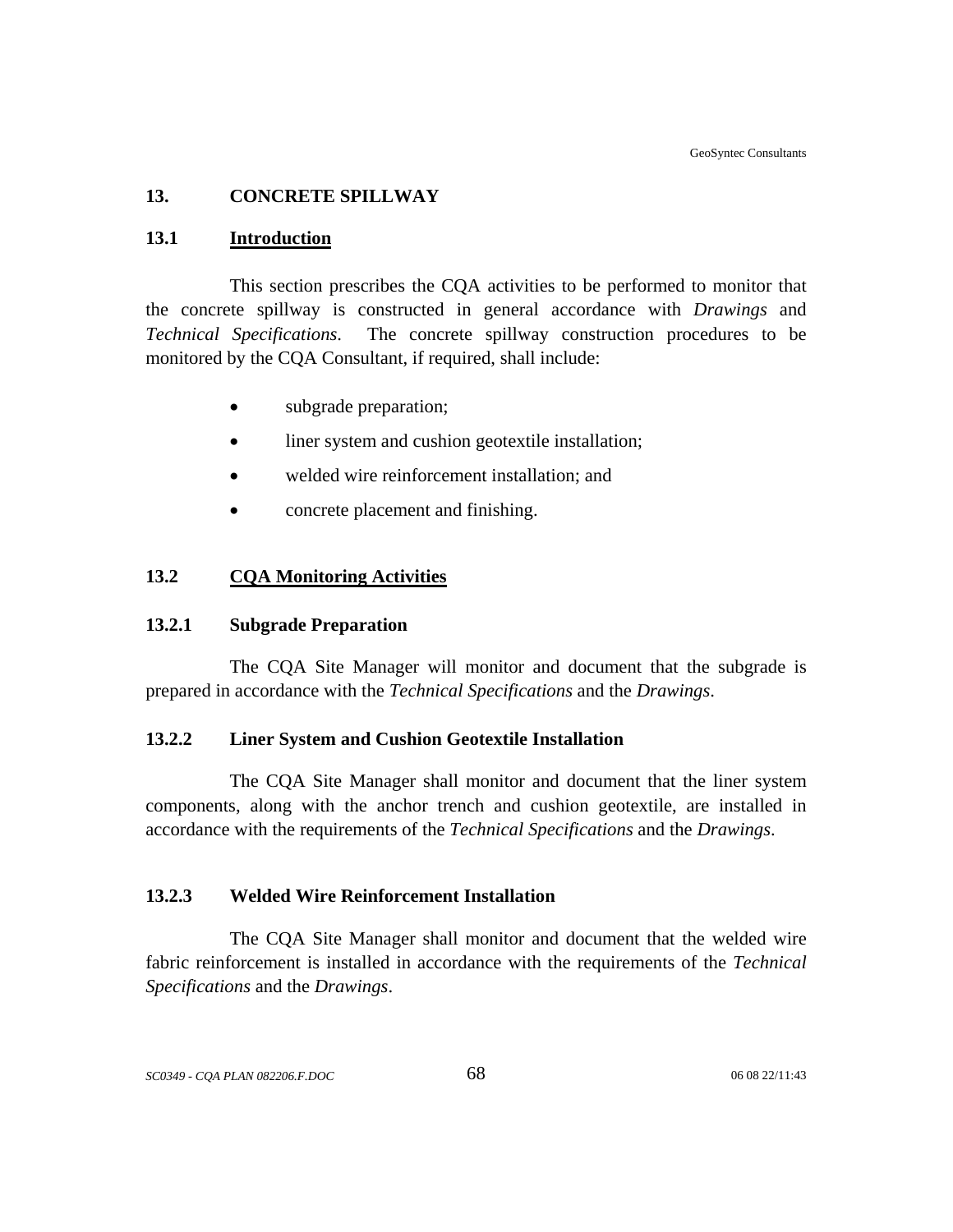## 13. CONCRETE SPILLWAY

### 13.1 Introduction

This section prescribes the CQA activities to be performed to monitor that the concrete spillway is constructed in general accordance with *Drawings* and *Technical Specifications*. The concrete spillway construction procedures to be monitored by the CQA Consultant, if required, shall include:

- subgrade preparation;
- liner system and cushion geotextile installation;
- welded wire reinforcement installation; and
- concrete placement and finishing.

### 13.2 CQA Monitoring Activities

#### 13.2.1 Subgrade Preparation

The CQA Site Manager will monitor and document that the subgrade is prepared in accordance with the *Technical Specifications* and the *Drawings*.

#### 13.2.2 Liner System and Cushion Geotextile Installation

The CQA Site Manager shall monitor and document that the liner system components, along with the anchor trench and cushion geotextile, are installed in accordance with the requirements of the *Technical Specifications* and the *Drawings*.

#### 13.2.3 Welded Wire Reinforcement Installation

The CQA Site Manager shall monitor and document that the welded wire fabric reinforcement is installed in accordance with the requirements of the *Technical Specifications* and the *Drawings*.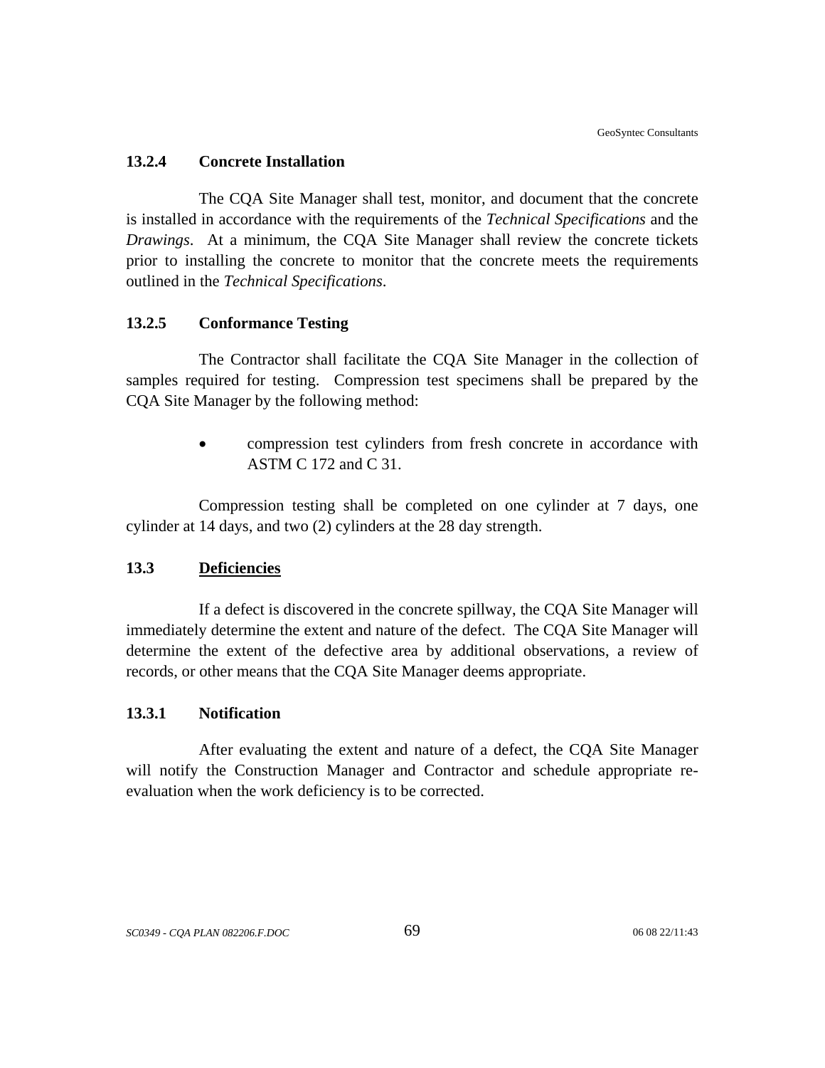### 13.2.4 Concrete Installation

The CQA Site Manager shall test, monitor, and document that the concrete is installed in accordance with the requirements of the *Technical Specifications* and the *Drawings*. At a minimum, the CQA Site Manager shall review the concrete tickets prior to installing the concrete to monitor that the concrete meets the requirements outlined in the *Technical Specifications*.

### 13.2.5 Conformance Testing

The Contractor shall facilitate the CQA Site Manager in the collection of samples required for testing. Compression test specimens shall be prepared by the CQA Site Manager by the following method:

- compression test cylinders from fresh concrete in accordance with ASTM C 172 and C 31.

Compression testing shall be completed on one cylinder at 7 days, one cylinder at 14 days, and two (2) cylinders at the 28 day strength.

## 13.3 <u>Deficiencies</u>

If a defect is discovered in the concrete spillway, the CQA Site Manager will immediately determine the extent and nature of the defect. The CQA Site Manager will determine the extent of the defective area by additional observations, a review of records, or other means that the CQA Site Manager deems appropriate.

### 13.3.1 Notification

After evaluating the extent and nature of a defect, the CQA Site Manager will notify the Construction Manager and Contractor and schedule appropriate re-evaluation when the work deficiency is to be corrected.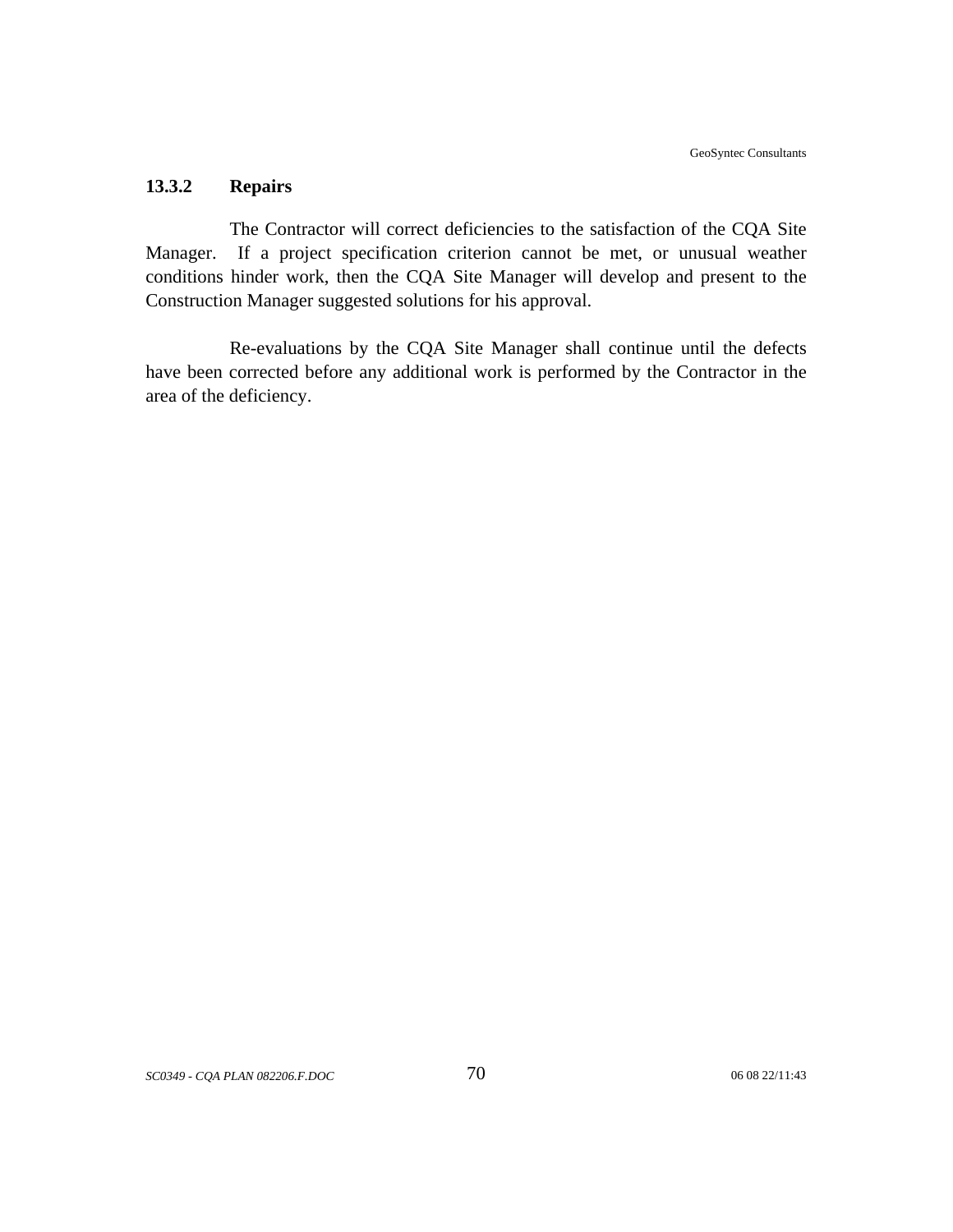#### 13.3.2 Repairs

The Contractor will correct deficiencies to the satisfaction of the CQA Site Manager. If a project specification criterion cannot be met, or unusual weather conditions hinder work, then the CQA Site Manager will develop and present to the Construction Manager suggested solutions for his approval.

Re-evaluations by the CQA Site Manager shall continue until the defects have been corrected before any additional work is performed by the Contractor in the area of the deficiency.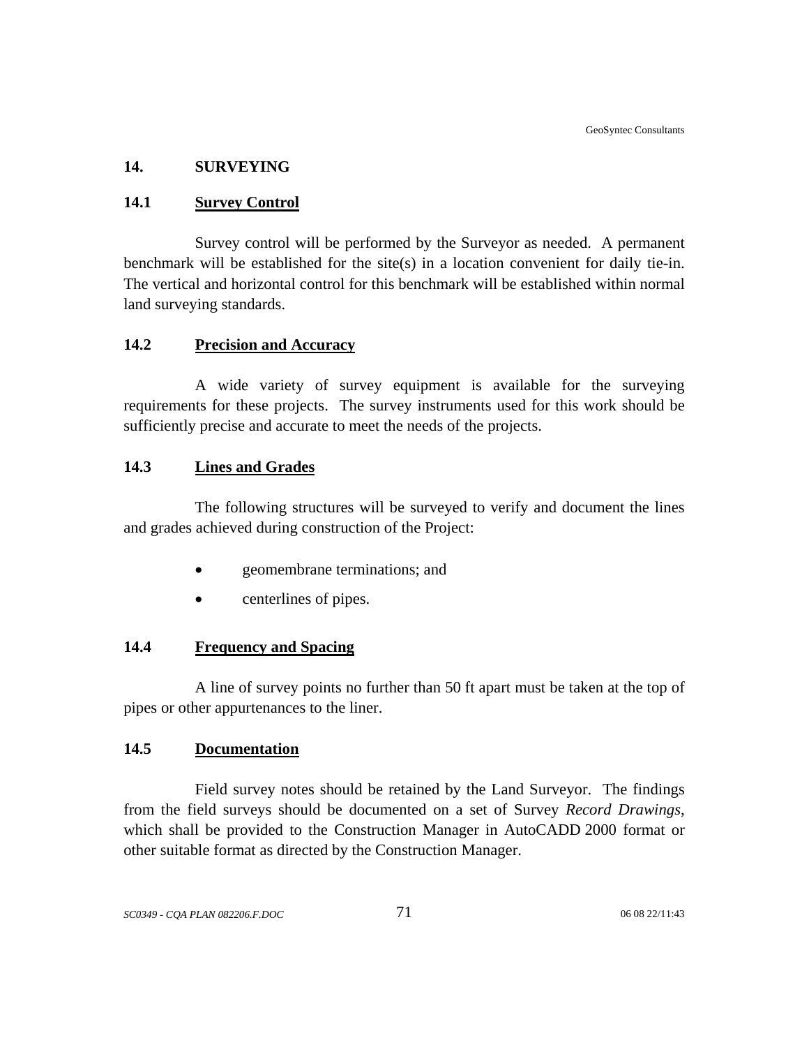## 14. SURVEYING

### 14.1 Survey Control

Survey control will be performed by the Surveyor as needed. A permanent benchmark will be established for the site(s) in a location convenient for daily tie-in. The vertical and horizontal control for this benchmark will be established within normal land surveying standards.

### 14.2 Precision and Accuracy

A wide variety of survey equipment is available for the surveying requirements for these projects. The survey instruments used for this work should be sufficiently precise and accurate to meet the needs of the projects.

### 14.3 Lines and Grades

The following structures will be surveyed to verify and document the lines and grades achieved during construction of the Project:

- geomembrane terminations; and
- centerlines of pipes.

### 14.4 Frequency and Spacing

A line of survey points no further than 50 ft apart must be taken at the top of pipes or other appurtenances to the liner.

### 14.5 Documentation

Field survey notes should be retained by the Land Surveyor. The findings from the field surveys should be documented on a set of Survey *Record Drawings*, which shall be provided to the Construction Manager in AutoCADD 2000 format or other suitable format as directed by the Construction Manager.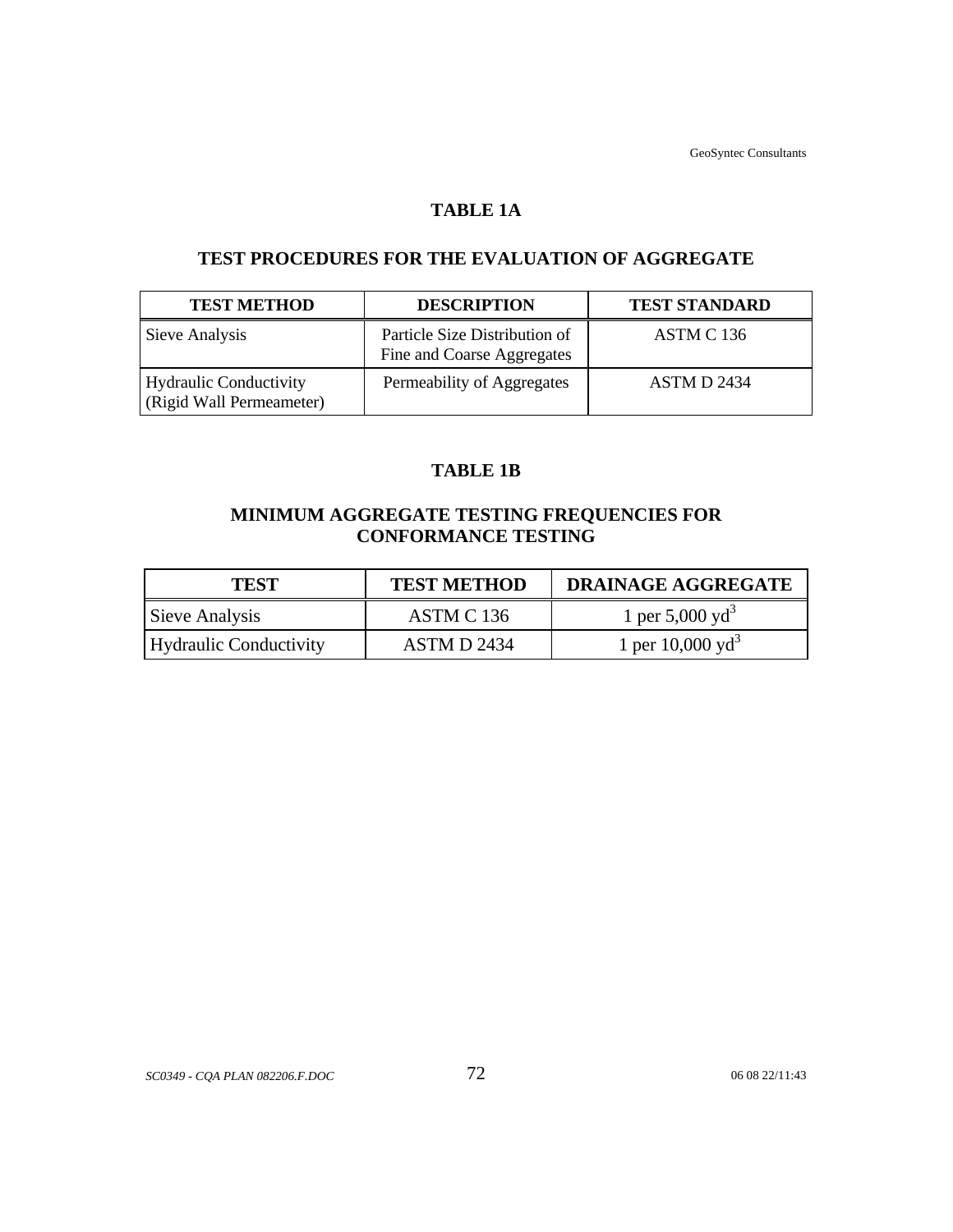## TABLE 1A

## TEST PROCEDURES FOR THE EVALUATION OF AGGREGATE

| TEST METHOD | DESCRIPTION | TEST STANDARD |
|---|---|---|
| Sieve Analysis | Particle Size Distribution of Fine and Coarse Aggregates | ASTM C 136 |
| Hydraulic Conductivity (Rigid Wall Permeameter) | Permeability of Aggregates | ASTM D 2434 |

## TABLE 1B

## MINIMUM AGGREGATE TESTING FREQUENCIES FOR CONFORMANCE TESTING

| TEST | TEST METHOD | DRAINAGE AGGREGATE |
|---|---|---|
| Sieve Analysis | ASTM C 136 | 1 per 5,000 $yd^3$ |
| Hydraulic Conductivity | ASTM D 2434 | 1 per 10,000 $yd^3$ |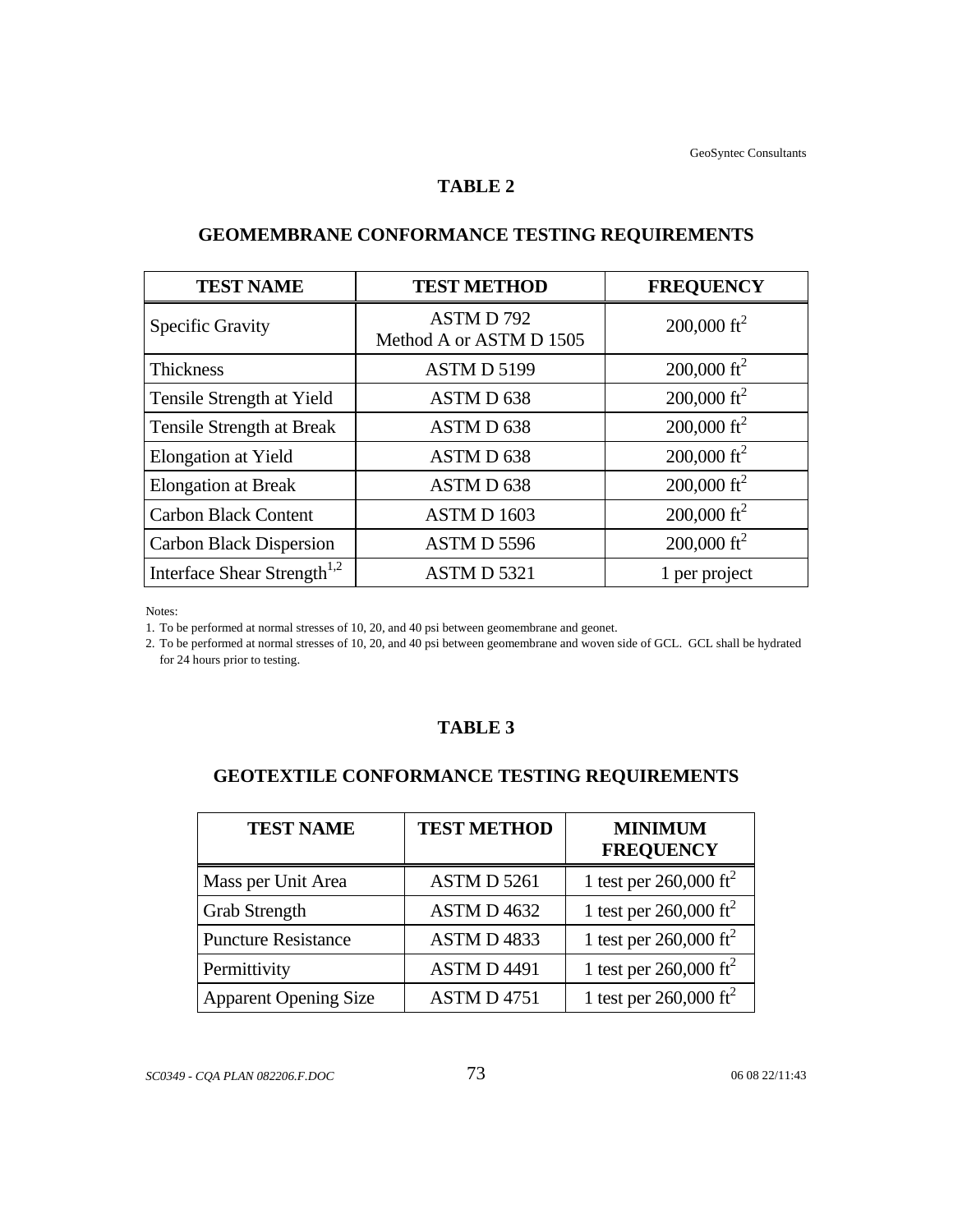## TABLE 2

## GEOMEMBRANE CONFORMANCE TESTING REQUIREMENTS

| TEST NAME | TEST METHOD | FREQUENCY |
|---|---|---|
| Specific Gravity | ASTM D 792 Method A or ASTM D 1505 | 200,000 $ft^2$ |
| Thickness | ASTM D 5199 | 200,000 $ft^2$ |
| Tensile Strength at Yield | ASTM D 638 | 200,000 $ft^2$ |
| Tensile Strength at Break | ASTM D 638 | 200,000 $ft^2$ |
| Elongation at Yield | ASTM D 638 | 200,000 $ft^2$ |
| Elongation at Break | ASTM D 638 | 200,000 $ft^2$ |
| Carbon Black Content | ASTM D 1603 | 200,000 $ft^2$ |
| Carbon Black Dispersion | ASTM D 5596 | 200,000 $ft^2$ |
| Interface Shear Strength[1,2] | ASTM D 5321 | 1 per project |

Notes:

1. To be performed at normal stresses of 10, 20, and 40 psi between geomembrane and geonet.
2. To be performed at normal stresses of 10, 20, and 40 psi between geomembrane and woven side of GCL. GCL shall be hydrated for 24 hours prior to testing.

## TABLE 3

## GEOTEXTILE CONFORMANCE TESTING REQUIREMENTS

| TEST NAME | TEST METHOD | MINIMUM FREQUENCY |
|---|---|---|
| Mass per Unit Area | ASTM D 5261 | 1 test per 260,000 $ft^2$ |
| Grab Strength | ASTM D 4632 | 1 test per 260,000 $ft^2$ |
| Puncture Resistance | ASTM D 4833 | 1 test per 260,000 $ft^2$ |
| Permittivity | ASTM D 4491 | 1 test per 260,000 $ft^2$ |
| Apparent Opening Size | ASTM D 4751 | 1 test per 260,000 $ft^2$ |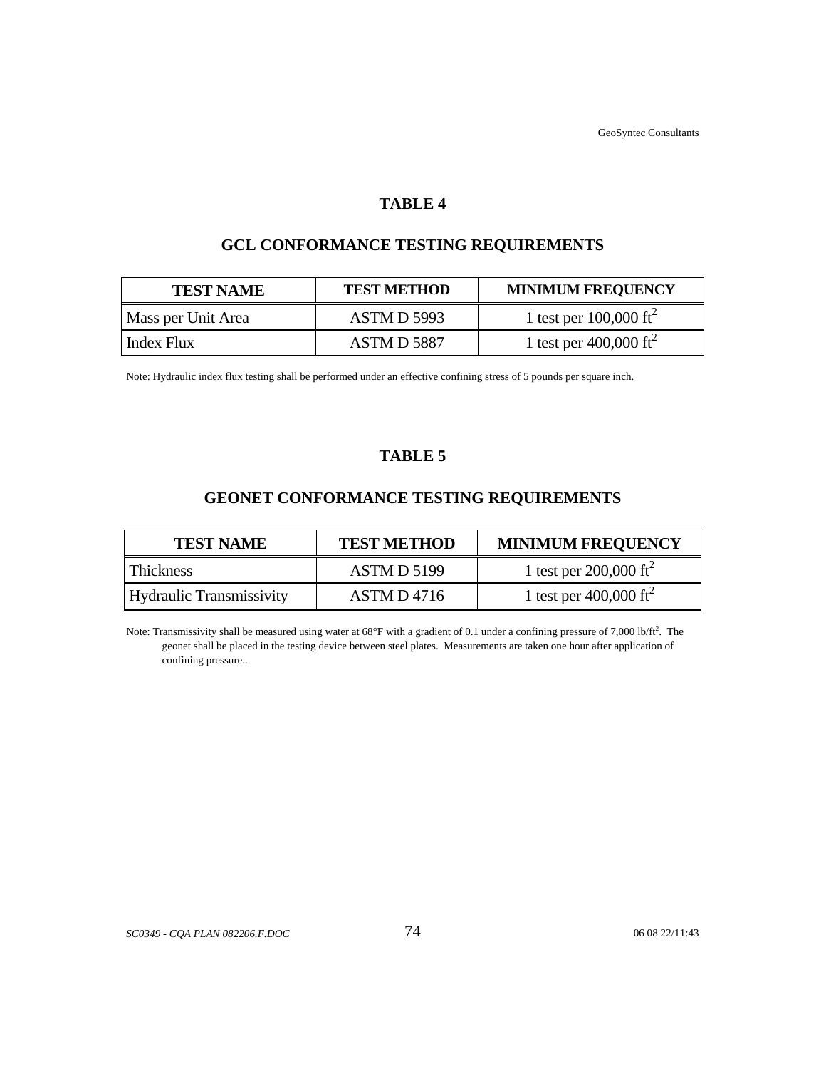## TABLE 4

## GCL CONFORMANCE TESTING REQUIREMENTS

| TEST NAME | TEST METHOD | MINIMUM FREQUENCY |
|---|---|---|
| Mass per Unit Area | ASTM D 5993 | 1 test per 100,000 $ft^2$ |
| Index Flux | ASTM D 5887 | 1 test per 400,000 $ft^2$ |

Note: Hydraulic index flux testing shall be performed under an effective confining stress of 5 pounds per square inch.

## TABLE 5

## GEONET CONFORMANCE TESTING REQUIREMENTS

| TEST NAME | TEST METHOD | MINIMUM FREQUENCY |
|---|---|---|
| Thickness | ASTM D 5199 | 1 test per 200,000 $ft^2$ |
| Hydraulic Transmissivity | ASTM D 4716 | 1 test per 400,000 $ft^2$ |

Note: Transmissivity shall be measured using water at 68°F with a gradient of 0.1 under a confining pressure of 7,000 $lb/ft^2$. The geonet shall be placed in the testing device between steel plates. Measurements are taken one hour after application of confining pressure..